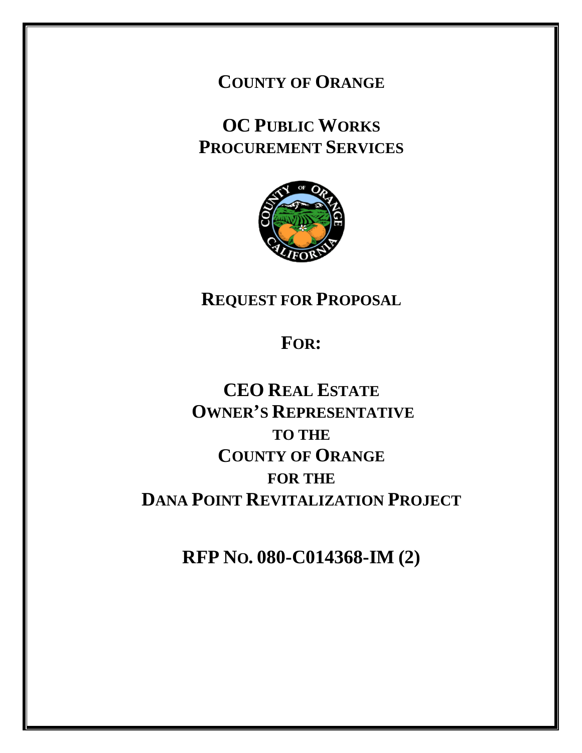# COUNTY OF ORANGE

## OC PUBLIC WORKS
## PROCUREMENT SERVICES

## REQUEST FOR PROPOSAL

## FOR:

## CEO REAL ESTATE
## OWNER'S REPRESENTATIVE
## TO THE
## COUNTY OF ORANGE
## FOR THE
## DANA POINT REVITALIZATION PROJECT

## RFP NO. 080-C014368-IM (2)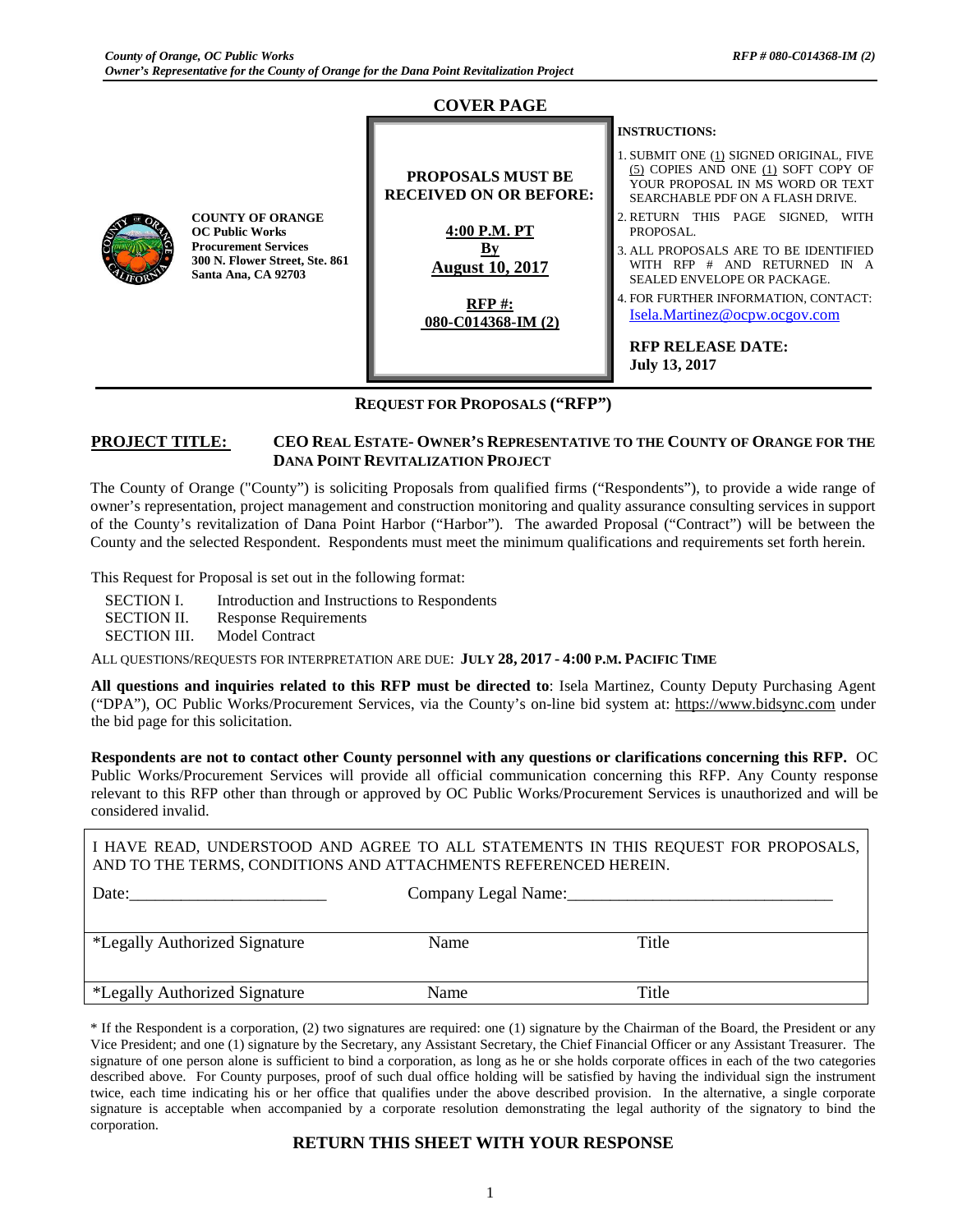# COVER PAGE

**COUNTY OF ORANGE**
**OC Public Works**
**Procurement Services**
**300 N. Flower Street, Ste. 861**
**Santa Ana, CA 92703**

**PROPOSALS MUST BE RECEIVED ON OR BEFORE:**

**4:00 P.M. PT**
**By**
**August 10, 2017**

**RFP #:**
**080-C014368-IM (2)**

**INSTRUCTIONS:**

1. SUBMIT ONE (1) SIGNED ORIGINAL, FIVE (5) COPIES AND ONE (1) SOFT COPY OF YOUR PROPOSAL IN MS WORD OR TEXT SEARCHABLE PDF ON A FLASH DRIVE.
2. RETURN THIS PAGE SIGNED, WITH PROPOSAL.
3. ALL PROPOSALS ARE TO BE IDENTIFIED WITH RFP # AND RETURNED IN A SEALED ENVELOPE OR PACKAGE.
4. FOR FURTHER INFORMATION, CONTACT: Isela.Martinez@ocpw.ocgov.com

**RFP RELEASE DATE:**
**July 13, 2017**

## REQUEST FOR PROPOSALS ("RFP")

**PROJECT TITLE:** **CEO REAL ESTATE- OWNER'S REPRESENTATIVE TO THE COUNTY OF ORANGE FOR THE DANA POINT REVITALIZATION PROJECT**

The County of Orange ("County") is soliciting Proposals from qualified firms ("Respondents"), to provide a wide range of owner's representation, project management and construction monitoring and quality assurance consulting services in support of the County's revitalization of Dana Point Harbor ("Harbor"). The awarded Proposal ("Contract") will be between the County and the selected Respondent. Respondents must meet the minimum qualifications and requirements set forth herein.

This Request for Proposal is set out in the following format:

SECTION I. Introduction and Instructions to Respondents
SECTION II. Response Requirements
SECTION III. Model Contract

ALL QUESTIONS/REQUESTS FOR INTERPRETATION ARE DUE: **JULY 28, 2017 - 4:00 P.M. PACIFIC TIME**

**All questions and inquiries related to this RFP must be directed to**: Isela Martinez, County Deputy Purchasing Agent ("DPA"), OC Public Works/Procurement Services, via the County's on-line bid system at: https://www.bidsync.com under the bid page for this solicitation.

**Respondents are not to contact other County personnel with any questions or clarifications concerning this RFP.** OC Public Works/Procurement Services will provide all official communication concerning this RFP. Any County response relevant to this RFP other than through or approved by OC Public Works/Procurement Services is unauthorized and will be considered invalid.

I HAVE READ, UNDERSTOOD AND AGREE TO ALL STATEMENTS IN THIS REQUEST FOR PROPOSALS, AND TO THE TERMS, CONDITIONS AND ATTACHMENTS REFERENCED HEREIN.

Date:_______________________ Company Legal Name:_______________________________

| *Legally Authorized Signature | Name | Title |
|---|---|---|
| *Legally Authorized Signature | Name | Title |

\* If the Respondent is a corporation, (2) two signatures are required: one (1) signature by the Chairman of the Board, the President or any Vice President; and one (1) signature by the Secretary, any Assistant Secretary, the Chief Financial Officer or any Assistant Treasurer. The signature of one person alone is sufficient to bind a corporation, as long as he or she holds corporate offices in each of the two categories described above. For County purposes, proof of such dual office holding will be satisfied by having the individual sign the instrument twice, each time indicating his or her office that qualifies under the above described provision. In the alternative, a single corporate signature is acceptable when accompanied by a corporate resolution demonstrating the legal authority of the signatory to bind the corporation.

**RETURN THIS SHEET WITH YOUR RESPONSE**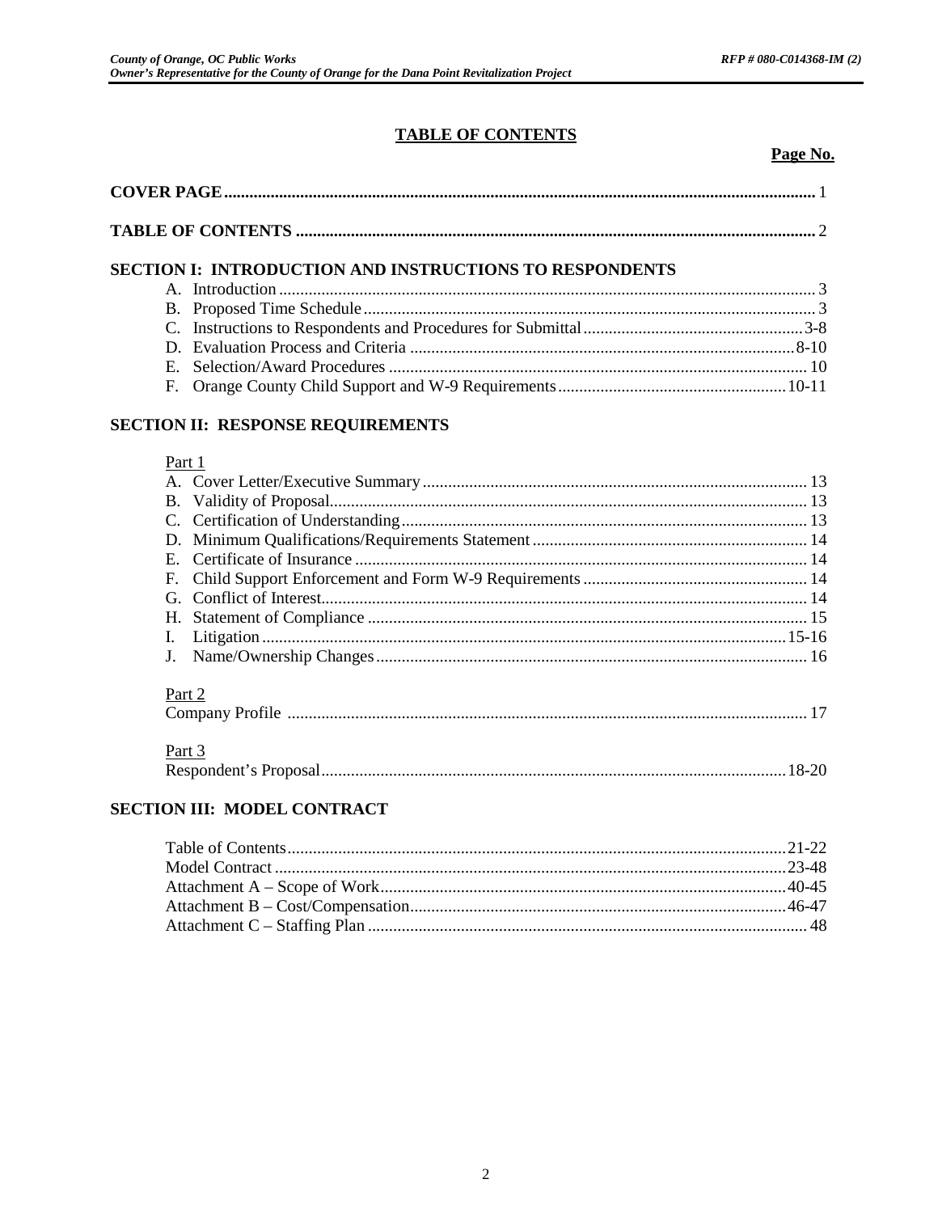# TABLE OF CONTENTS

**Page No.**

**COVER PAGE** .......... 1

**TABLE OF CONTENTS** .......... 2

## SECTION I: INTRODUCTION AND INSTRUCTIONS TO RESPONDENTS

A. Introduction .......... 3
B. Proposed Time Schedule .......... 3
C. Instructions to Respondents and Procedures for Submittal .......... 3-8
D. Evaluation Process and Criteria .......... 8-10
E. Selection/Award Procedures .......... 10
F. Orange County Child Support and W-9 Requirements .......... 10-11

## SECTION II: RESPONSE REQUIREMENTS

Part 1

A. Cover Letter/Executive Summary .......... 13
B. Validity of Proposal .......... 13
C. Certification of Understanding .......... 13
D. Minimum Qualifications/Requirements Statement .......... 14
E. Certificate of Insurance .......... 14
F. Child Support Enforcement and Form W-9 Requirements .......... 14
G. Conflict of Interest .......... 14
H. Statement of Compliance .......... 15
I. Litigation .......... 15-16
J. Name/Ownership Changes .......... 16

Part 2

Company Profile .......... 17

Part 3

Respondent's Proposal .......... 18-20

## SECTION III: MODEL CONTRACT

Table of Contents .......... 21-22
Model Contract .......... 23-48
Attachment A – Scope of Work .......... 40-45
Attachment B – Cost/Compensation .......... 46-47
Attachment C – Staffing Plan .......... 48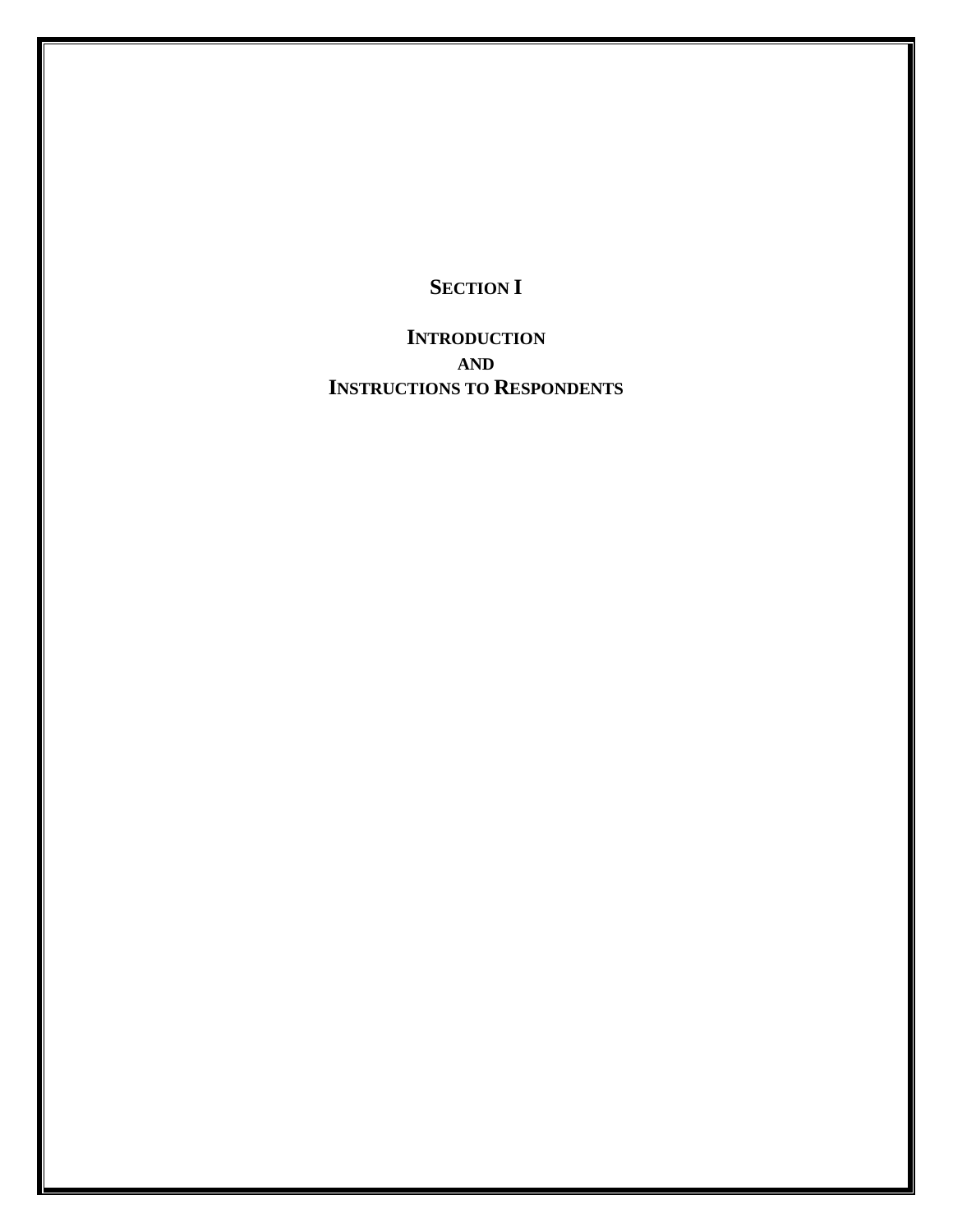# SECTION I

## INTRODUCTION
## AND
## INSTRUCTIONS TO RESPONDENTS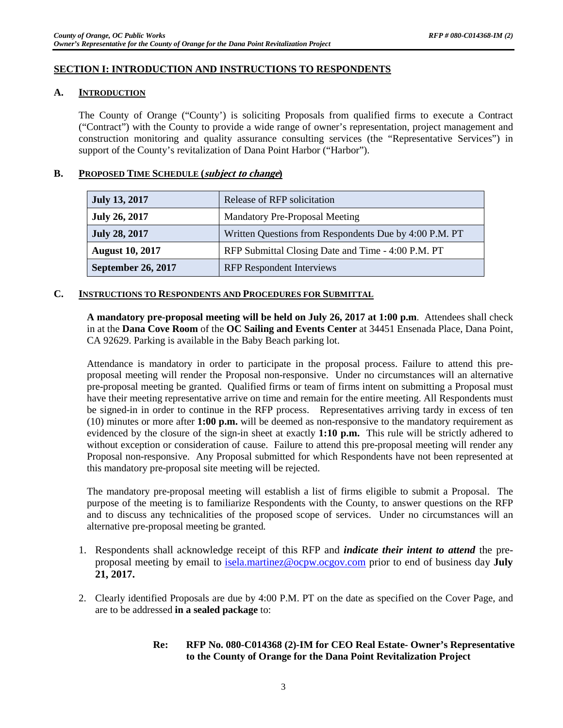## SECTION I: INTRODUCTION AND INSTRUCTIONS TO RESPONDENTS

### A. INTRODUCTION

The County of Orange ("County') is soliciting Proposals from qualified firms to execute a Contract ("Contract") with the County to provide a wide range of owner's representation, project management and construction monitoring and quality assurance consulting services (the "Representative Services") in support of the County's revitalization of Dana Point Harbor ("Harbor").

### B. PROPOSED TIME SCHEDULE (*subject to change*)

| **July 13, 2017** | Release of RFP solicitation |
|---|---|
| **July 26, 2017** | Mandatory Pre-Proposal Meeting |
| **July 28, 2017** | Written Questions from Respondents Due by 4:00 P.M. PT |
| **August 10, 2017** | RFP Submittal Closing Date and Time - 4:00 P.M. PT |
| **September 26, 2017** | RFP Respondent Interviews |

### C. INSTRUCTIONS TO RESPONDENTS AND PROCEDURES FOR SUBMITTAL

**A mandatory pre-proposal meeting will be held on July 26, 2017 at 1:00 p.m**. Attendees shall check in at the **Dana Cove Room** of the **OC Sailing and Events Center** at 34451 Ensenada Place, Dana Point, CA 92629. Parking is available in the Baby Beach parking lot.

Attendance is mandatory in order to participate in the proposal process. Failure to attend this pre-proposal meeting will render the Proposal non-responsive. Under no circumstances will an alternative pre-proposal meeting be granted. Qualified firms or team of firms intent on submitting a Proposal must have their meeting representative arrive on time and remain for the entire meeting. All Respondents must be signed-in in order to continue in the RFP process. Representatives arriving tardy in excess of ten (10) minutes or more after **1:00 p.m.** will be deemed as non-responsive to the mandatory requirement as evidenced by the closure of the sign-in sheet at exactly **1:10 p.m.** This rule will be strictly adhered to without exception or consideration of cause. Failure to attend this pre-proposal meeting will render any Proposal non-responsive. Any Proposal submitted for which Respondents have not been represented at this mandatory pre-proposal site meeting will be rejected.

The mandatory pre-proposal meeting will establish a list of firms eligible to submit a Proposal. The purpose of the meeting is to familiarize Respondents with the County, to answer questions on the RFP and to discuss any technicalities of the proposed scope of services. Under no circumstances will an alternative pre-proposal meeting be granted.

1. Respondents shall acknowledge receipt of this RFP and ***indicate their intent to attend*** the pre-proposal meeting by email to isela.martinez@ocpw.ocgov.com prior to end of business day **July 21, 2017.**

2. Clearly identified Proposals are due by 4:00 P.M. PT on the date as specified on the Cover Page, and are to be addressed **in a sealed package** to:

   **Re: RFP No. 080-C014368 (2)-IM for CEO Real Estate- Owner's Representative to the County of Orange for the Dana Point Revitalization Project**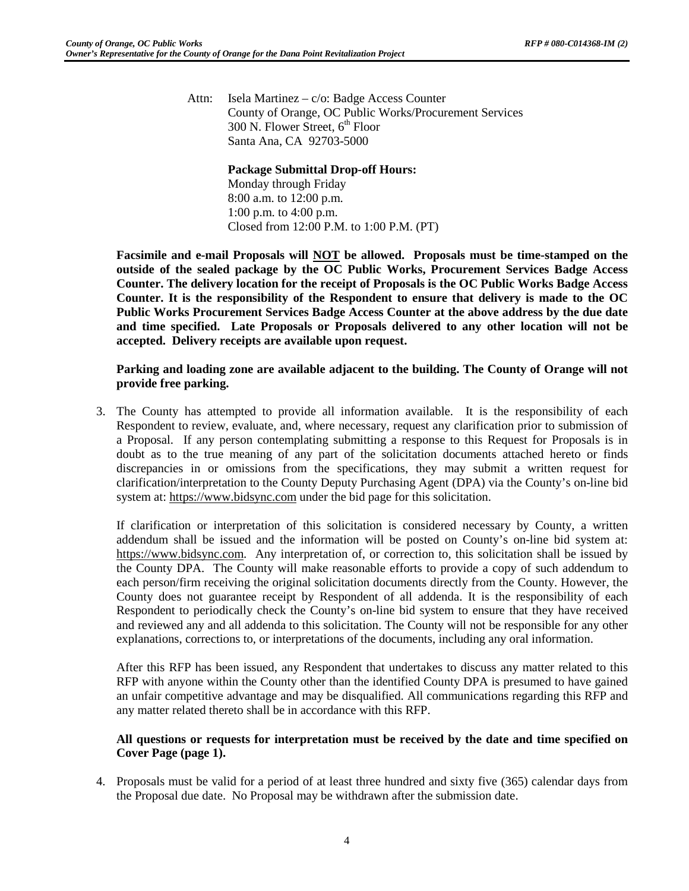Attn: Isela Martinez – c/o: Badge Access Counter
County of Orange, OC Public Works/Procurement Services
300 N. Flower Street, 6th Floor
Santa Ana, CA 92703-5000

**Package Submittal Drop-off Hours:**
Monday through Friday
8:00 a.m. to 12:00 p.m.
1:00 p.m. to 4:00 p.m.
Closed from 12:00 P.M. to 1:00 P.M. (PT)

**Facsimile and e-mail Proposals will NOT be allowed. Proposals must be time-stamped on the outside of the sealed package by the OC Public Works, Procurement Services Badge Access Counter. The delivery location for the receipt of Proposals is the OC Public Works Badge Access Counter. It is the responsibility of the Respondent to ensure that delivery is made to the OC Public Works Procurement Services Badge Access Counter at the above address by the due date and time specified. Late Proposals or Proposals delivered to any other location will not be accepted. Delivery receipts are available upon request.**

**Parking and loading zone are available adjacent to the building. The County of Orange will not provide free parking.**

3. The County has attempted to provide all information available. It is the responsibility of each Respondent to review, evaluate, and, where necessary, request any clarification prior to submission of a Proposal. If any person contemplating submitting a response to this Request for Proposals is in doubt as to the true meaning of any part of the solicitation documents attached hereto or finds discrepancies in or omissions from the specifications, they may submit a written request for clarification/interpretation to the County Deputy Purchasing Agent (DPA) via the County's on-line bid system at: https://www.bidsync.com under the bid page for this solicitation.

   If clarification or interpretation of this solicitation is considered necessary by County, a written addendum shall be issued and the information will be posted on County's on-line bid system at: https://www.bidsync.com. Any interpretation of, or correction to, this solicitation shall be issued by the County DPA. The County will make reasonable efforts to provide a copy of such addendum to each person/firm receiving the original solicitation documents directly from the County. However, the County does not guarantee receipt by Respondent of all addenda. It is the responsibility of each Respondent to periodically check the County's on-line bid system to ensure that they have received and reviewed any and all addenda to this solicitation. The County will not be responsible for any other explanations, corrections to, or interpretations of the documents, including any oral information.

   After this RFP has been issued, any Respondent that undertakes to discuss any matter related to this RFP with anyone within the County other than the identified County DPA is presumed to have gained an unfair competitive advantage and may be disqualified. All communications regarding this RFP and any matter related thereto shall be in accordance with this RFP.

   **All questions or requests for interpretation must be received by the date and time specified on Cover Page (page 1).**

4. Proposals must be valid for a period of at least three hundred and sixty five (365) calendar days from the Proposal due date. No Proposal may be withdrawn after the submission date.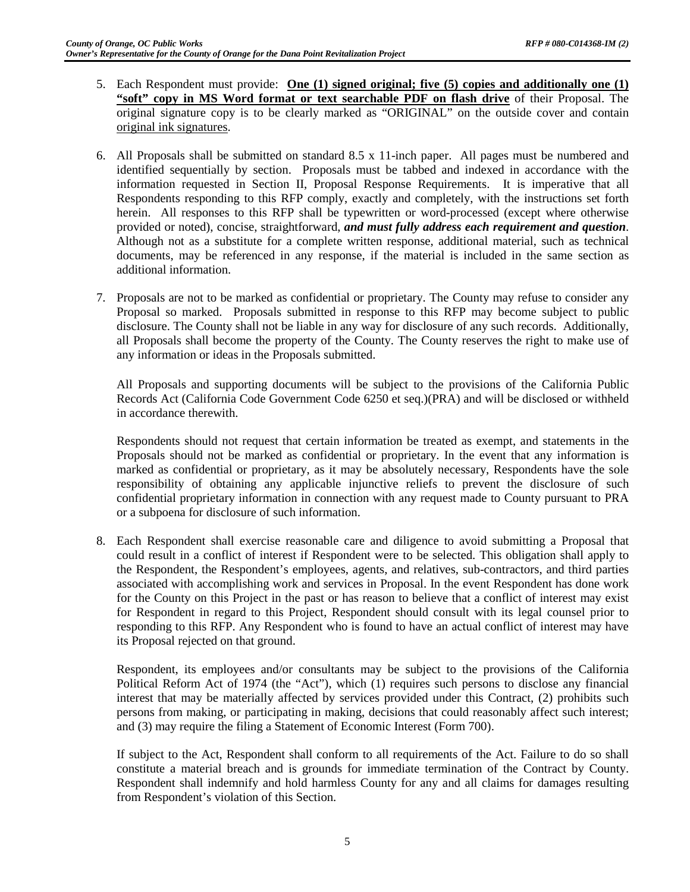5. Each Respondent must provide: **One (1) signed original; five (5) copies and additionally one (1) "soft" copy in MS Word format or text searchable PDF on flash drive** of their Proposal. The original signature copy is to be clearly marked as "ORIGINAL" on the outside cover and contain original ink signatures.

6. All Proposals shall be submitted on standard 8.5 x 11-inch paper. All pages must be numbered and identified sequentially by section. Proposals must be tabbed and indexed in accordance with the information requested in Section II, Proposal Response Requirements. It is imperative that all Respondents responding to this RFP comply, exactly and completely, with the instructions set forth herein. All responses to this RFP shall be typewritten or word-processed (except where otherwise provided or noted), concise, straightforward, ***and must fully address each requirement and question***. Although not as a substitute for a complete written response, additional material, such as technical documents, may be referenced in any response, if the material is included in the same section as additional information.

7. Proposals are not to be marked as confidential or proprietary. The County may refuse to consider any Proposal so marked. Proposals submitted in response to this RFP may become subject to public disclosure. The County shall not be liable in any way for disclosure of any such records. Additionally, all Proposals shall become the property of the County. The County reserves the right to make use of any information or ideas in the Proposals submitted.

   All Proposals and supporting documents will be subject to the provisions of the California Public Records Act (California Code Government Code 6250 et seq.)(PRA) and will be disclosed or withheld in accordance therewith.

   Respondents should not request that certain information be treated as exempt, and statements in the Proposals should not be marked as confidential or proprietary. In the event that any information is marked as confidential or proprietary, as it may be absolutely necessary, Respondents have the sole responsibility of obtaining any applicable injunctive reliefs to prevent the disclosure of such confidential proprietary information in connection with any request made to County pursuant to PRA or a subpoena for disclosure of such information.

8. Each Respondent shall exercise reasonable care and diligence to avoid submitting a Proposal that could result in a conflict of interest if Respondent were to be selected. This obligation shall apply to the Respondent, the Respondent's employees, agents, and relatives, sub-contractors, and third parties associated with accomplishing work and services in Proposal. In the event Respondent has done work for the County on this Project in the past or has reason to believe that a conflict of interest may exist for Respondent in regard to this Project, Respondent should consult with its legal counsel prior to responding to this RFP. Any Respondent who is found to have an actual conflict of interest may have its Proposal rejected on that ground.

   Respondent, its employees and/or consultants may be subject to the provisions of the California Political Reform Act of 1974 (the "Act"), which (1) requires such persons to disclose any financial interest that may be materially affected by services provided under this Contract, (2) prohibits such persons from making, or participating in making, decisions that could reasonably affect such interest; and (3) may require the filing a Statement of Economic Interest (Form 700).

   If subject to the Act, Respondent shall conform to all requirements of the Act. Failure to do so shall constitute a material breach and is grounds for immediate termination of the Contract by County. Respondent shall indemnify and hold harmless County for any and all claims for damages resulting from Respondent's violation of this Section.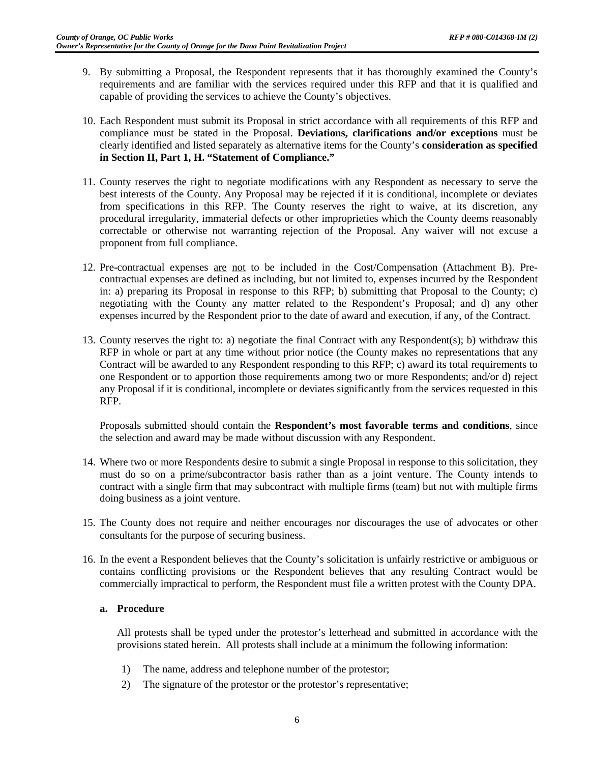9. By submitting a Proposal, the Respondent represents that it has thoroughly examined the County's requirements and are familiar with the services required under this RFP and that it is qualified and capable of providing the services to achieve the County's objectives.

10. Each Respondent must submit its Proposal in strict accordance with all requirements of this RFP and compliance must be stated in the Proposal. **Deviations, clarifications and/or exceptions** must be clearly identified and listed separately as alternative items for the County's **consideration as specified in Section II, Part 1, H. "Statement of Compliance."**

11. County reserves the right to negotiate modifications with any Respondent as necessary to serve the best interests of the County. Any Proposal may be rejected if it is conditional, incomplete or deviates from specifications in this RFP. The County reserves the right to waive, at its discretion, any procedural irregularity, immaterial defects or other improprieties which the County deems reasonably correctable or otherwise not warranting rejection of the Proposal. Any waiver will not excuse a proponent from full compliance.

12. Pre-contractual expenses <u>are</u> <u>not</u> to be included in the Cost/Compensation (Attachment B). Pre-contractual expenses are defined as including, but not limited to, expenses incurred by the Respondent in: a) preparing its Proposal in response to this RFP; b) submitting that Proposal to the County; c) negotiating with the County any matter related to the Respondent's Proposal; and d) any other expenses incurred by the Respondent prior to the date of award and execution, if any, of the Contract.

13. County reserves the right to: a) negotiate the final Contract with any Respondent(s); b) withdraw this RFP in whole or part at any time without prior notice (the County makes no representations that any Contract will be awarded to any Respondent responding to this RFP; c) award its total requirements to one Respondent or to apportion those requirements among two or more Respondents; and/or d) reject any Proposal if it is conditional, incomplete or deviates significantly from the services requested in this RFP.

    Proposals submitted should contain the **Respondent's most favorable terms and conditions**, since the selection and award may be made without discussion with any Respondent.

14. Where two or more Respondents desire to submit a single Proposal in response to this solicitation, they must do so on a prime/subcontractor basis rather than as a joint venture. The County intends to contract with a single firm that may subcontract with multiple firms (team) but not with multiple firms doing business as a joint venture.

15. The County does not require and neither encourages nor discourages the use of advocates or other consultants for the purpose of securing business.

16. In the event a Respondent believes that the County's solicitation is unfairly restrictive or ambiguous or contains conflicting provisions or the Respondent believes that any resulting Contract would be commercially impractical to perform, the Respondent must file a written protest with the County DPA.

    **a. Procedure**

    All protests shall be typed under the protestor's letterhead and submitted in accordance with the provisions stated herein. All protests shall include at a minimum the following information:

    1) The name, address and telephone number of the protestor;
    2) The signature of the protestor or the protestor's representative;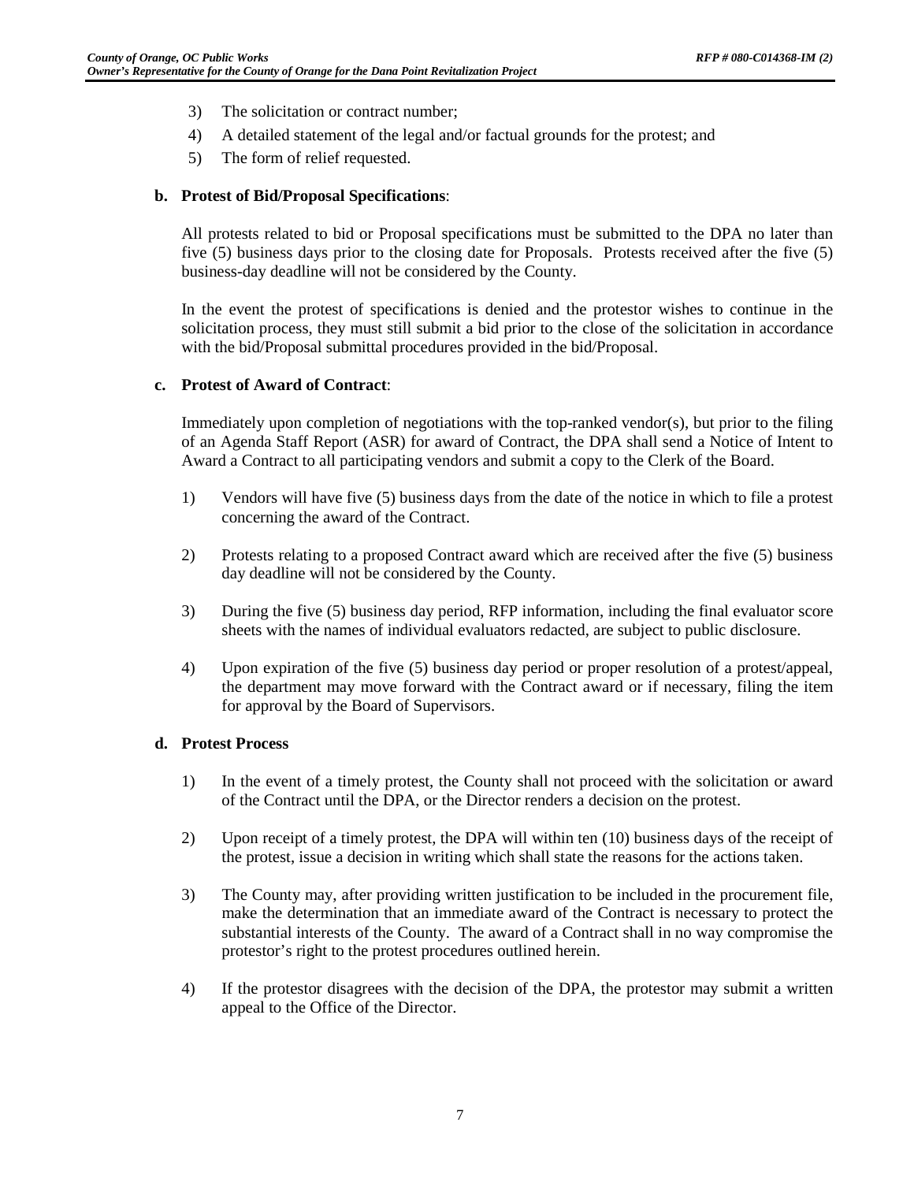3) The solicitation or contract number;
4) A detailed statement of the legal and/or factual grounds for the protest; and
5) The form of relief requested.

**b. Protest of Bid/Proposal Specifications**:

All protests related to bid or Proposal specifications must be submitted to the DPA no later than five (5) business days prior to the closing date for Proposals. Protests received after the five (5) business-day deadline will not be considered by the County.

In the event the protest of specifications is denied and the protestor wishes to continue in the solicitation process, they must still submit a bid prior to the close of the solicitation in accordance with the bid/Proposal submittal procedures provided in the bid/Proposal.

**c. Protest of Award of Contract**:

Immediately upon completion of negotiations with the top-ranked vendor(s), but prior to the filing of an Agenda Staff Report (ASR) for award of Contract, the DPA shall send a Notice of Intent to Award a Contract to all participating vendors and submit a copy to the Clerk of the Board.

1) Vendors will have five (5) business days from the date of the notice in which to file a protest concerning the award of the Contract.

2) Protests relating to a proposed Contract award which are received after the five (5) business day deadline will not be considered by the County.

3) During the five (5) business day period, RFP information, including the final evaluator score sheets with the names of individual evaluators redacted, are subject to public disclosure.

4) Upon expiration of the five (5) business day period or proper resolution of a protest/appeal, the department may move forward with the Contract award or if necessary, filing the item for approval by the Board of Supervisors.

**d. Protest Process**

1) In the event of a timely protest, the County shall not proceed with the solicitation or award of the Contract until the DPA, or the Director renders a decision on the protest.

2) Upon receipt of a timely protest, the DPA will within ten (10) business days of the receipt of the protest, issue a decision in writing which shall state the reasons for the actions taken.

3) The County may, after providing written justification to be included in the procurement file, make the determination that an immediate award of the Contract is necessary to protect the substantial interests of the County. The award of a Contract shall in no way compromise the protestor's right to the protest procedures outlined herein.

4) If the protestor disagrees with the decision of the DPA, the protestor may submit a written appeal to the Office of the Director.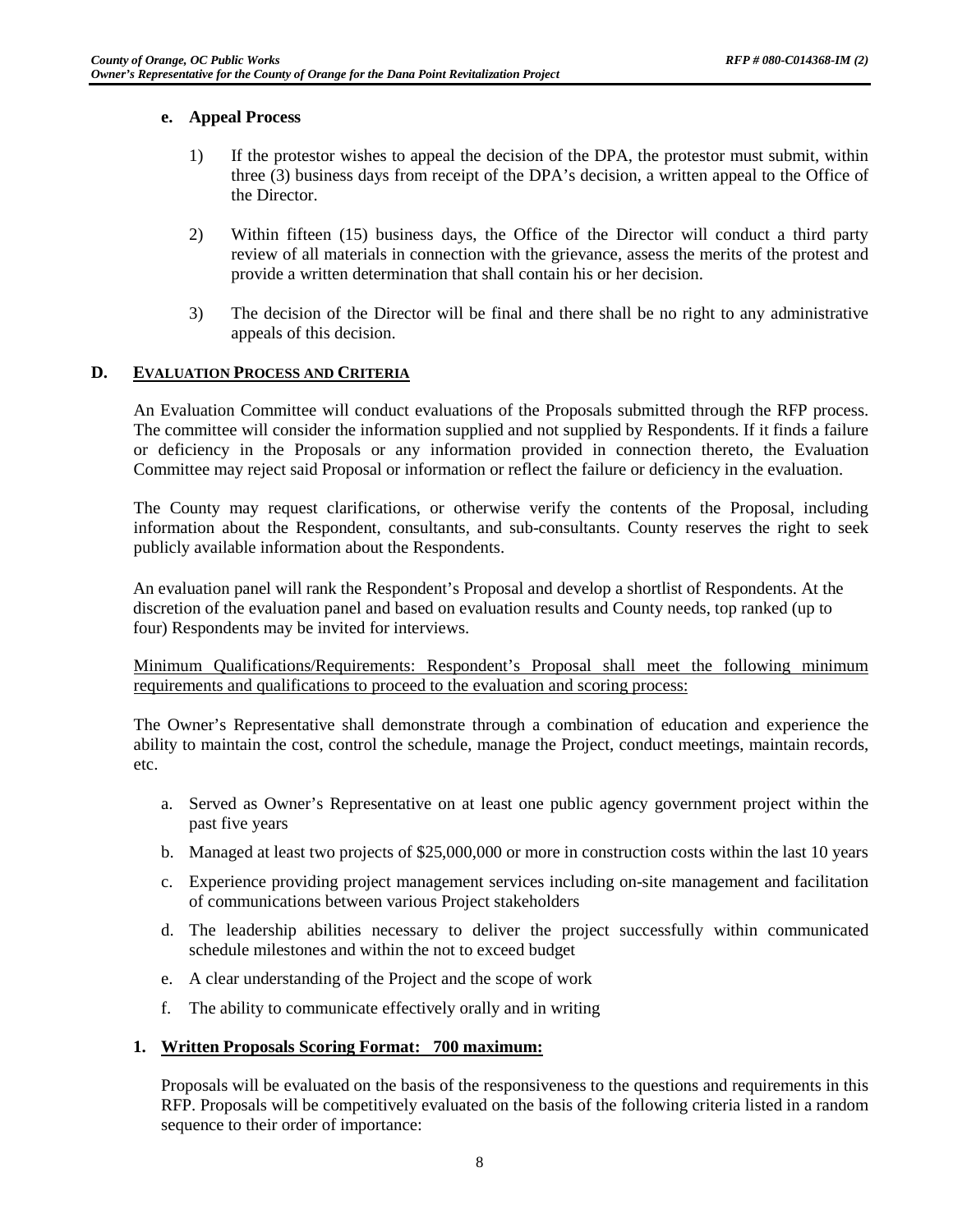#### e. Appeal Process

1) If the protestor wishes to appeal the decision of the DPA, the protestor must submit, within three (3) business days from receipt of the DPA's decision, a written appeal to the Office of the Director.

2) Within fifteen (15) business days, the Office of the Director will conduct a third party review of all materials in connection with the grievance, assess the merits of the protest and provide a written determination that shall contain his or her decision.

3) The decision of the Director will be final and there shall be no right to any administrative appeals of this decision.

### D. EVALUATION PROCESS AND CRITERIA

An Evaluation Committee will conduct evaluations of the Proposals submitted through the RFP process. The committee will consider the information supplied and not supplied by Respondents. If it finds a failure or deficiency in the Proposals or any information provided in connection thereto, the Evaluation Committee may reject said Proposal or information or reflect the failure or deficiency in the evaluation.

The County may request clarifications, or otherwise verify the contents of the Proposal, including information about the Respondent, consultants, and sub-consultants. County reserves the right to seek publicly available information about the Respondents.

An evaluation panel will rank the Respondent's Proposal and develop a shortlist of Respondents. At the discretion of the evaluation panel and based on evaluation results and County needs, top ranked (up to four) Respondents may be invited for interviews.

Minimum Qualifications/Requirements: Respondent's Proposal shall meet the following minimum requirements and qualifications to proceed to the evaluation and scoring process:

The Owner's Representative shall demonstrate through a combination of education and experience the ability to maintain the cost, control the schedule, manage the Project, conduct meetings, maintain records, etc.

a. Served as Owner's Representative on at least one public agency government project within the past five years
b. Managed at least two projects of $25,000,000 or more in construction costs within the last 10 years
c. Experience providing project management services including on-site management and facilitation of communications between various Project stakeholders
d. The leadership abilities necessary to deliver the project successfully within communicated schedule milestones and within the not to exceed budget
e. A clear understanding of the Project and the scope of work
f. The ability to communicate effectively orally and in writing

#### 1. Written Proposals Scoring Format: 700 maximum:

Proposals will be evaluated on the basis of the responsiveness to the questions and requirements in this RFP. Proposals will be competitively evaluated on the basis of the following criteria listed in a random sequence to their order of importance: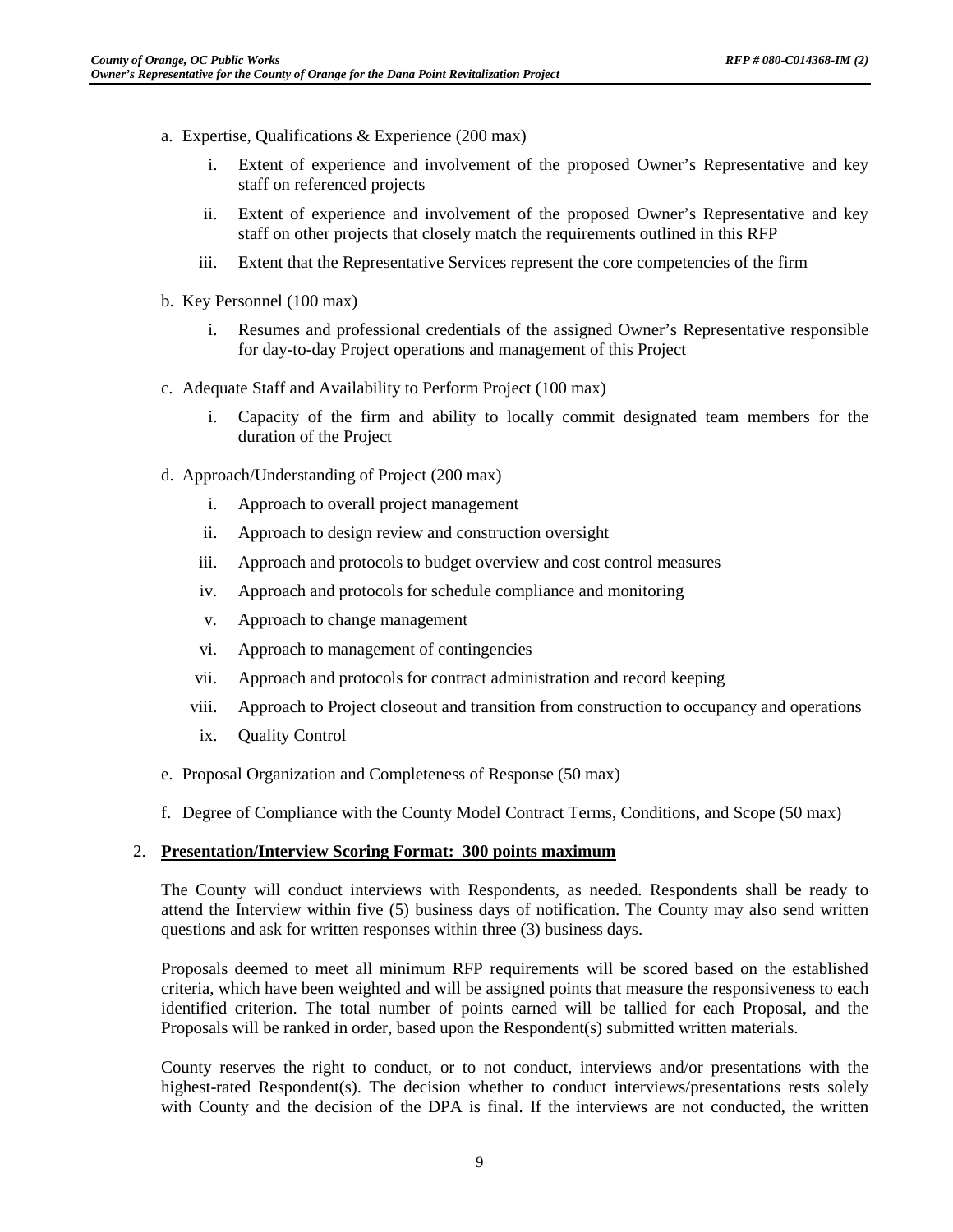a. Expertise, Qualifications & Experience (200 max)

   i. Extent of experience and involvement of the proposed Owner's Representative and key staff on referenced projects

   ii. Extent of experience and involvement of the proposed Owner's Representative and key staff on other projects that closely match the requirements outlined in this RFP

   iii. Extent that the Representative Services represent the core competencies of the firm

b. Key Personnel (100 max)

   i. Resumes and professional credentials of the assigned Owner's Representative responsible for day-to-day Project operations and management of this Project

c. Adequate Staff and Availability to Perform Project (100 max)

   i. Capacity of the firm and ability to locally commit designated team members for the duration of the Project

d. Approach/Understanding of Project (200 max)

   i. Approach to overall project management

   ii. Approach to design review and construction oversight

   iii. Approach and protocols to budget overview and cost control measures

   iv. Approach and protocols for schedule compliance and monitoring

   v. Approach to change management

   vi. Approach to management of contingencies

   vii. Approach and protocols for contract administration and record keeping

   viii. Approach to Project closeout and transition from construction to occupancy and operations

   ix. Quality Control

e. Proposal Organization and Completeness of Response (50 max)

f. Degree of Compliance with the County Model Contract Terms, Conditions, and Scope (50 max)

2. **Presentation/Interview Scoring Format: 300 points maximum**

   The County will conduct interviews with Respondents, as needed. Respondents shall be ready to attend the Interview within five (5) business days of notification. The County may also send written questions and ask for written responses within three (3) business days.

   Proposals deemed to meet all minimum RFP requirements will be scored based on the established criteria, which have been weighted and will be assigned points that measure the responsiveness to each identified criterion. The total number of points earned will be tallied for each Proposal, and the Proposals will be ranked in order, based upon the Respondent(s) submitted written materials.

   County reserves the right to conduct, or to not conduct, interviews and/or presentations with the highest-rated Respondent(s). The decision whether to conduct interviews/presentations rests solely with County and the decision of the DPA is final. If the interviews are not conducted, the written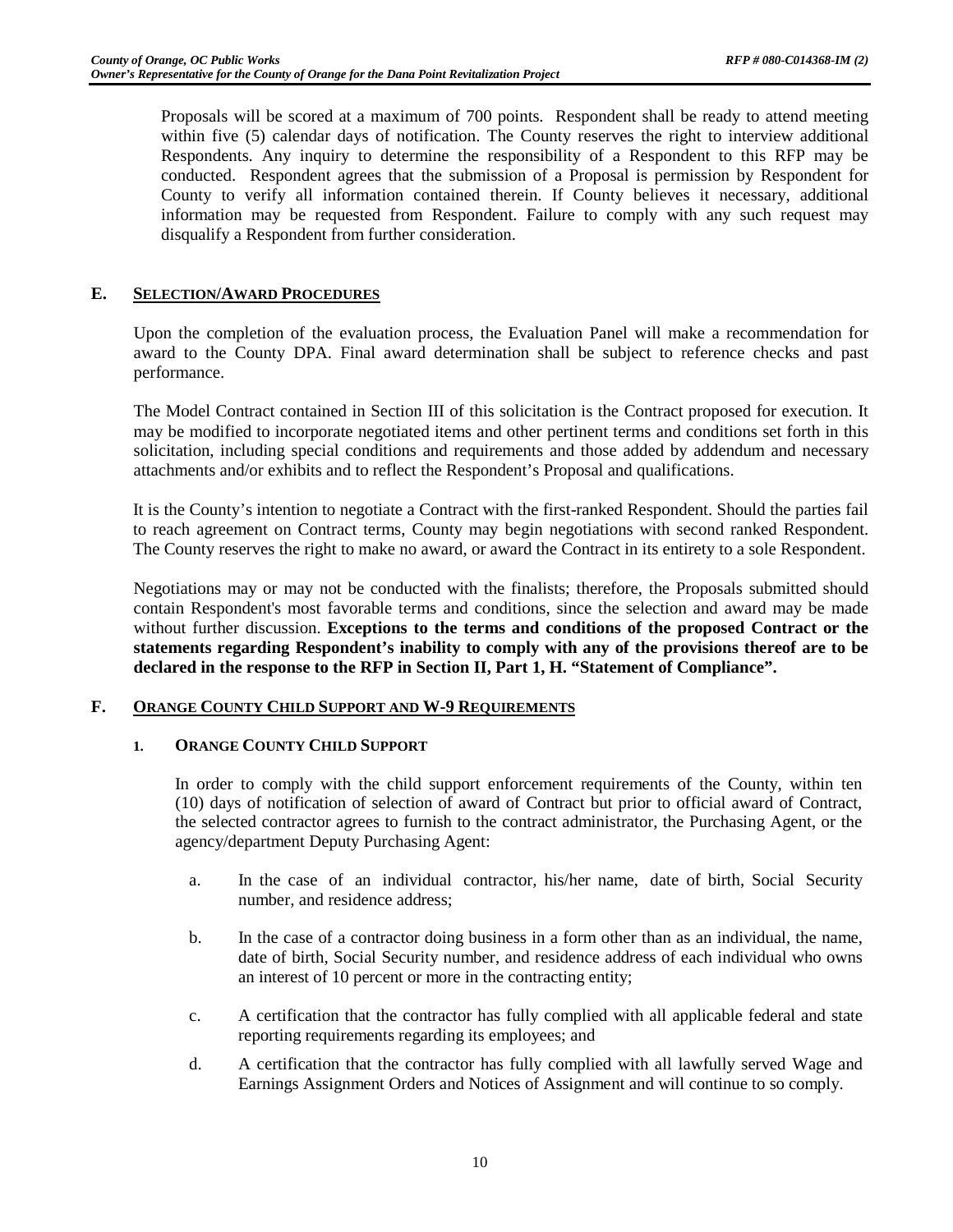Proposals will be scored at a maximum of 700 points. Respondent shall be ready to attend meeting within five (5) calendar days of notification. The County reserves the right to interview additional Respondents. Any inquiry to determine the responsibility of a Respondent to this RFP may be conducted. Respondent agrees that the submission of a Proposal is permission by Respondent for County to verify all information contained therein. If County believes it necessary, additional information may be requested from Respondent. Failure to comply with any such request may disqualify a Respondent from further consideration.

## E. SELECTION/AWARD PROCEDURES

Upon the completion of the evaluation process, the Evaluation Panel will make a recommendation for award to the County DPA. Final award determination shall be subject to reference checks and past performance.

The Model Contract contained in Section III of this solicitation is the Contract proposed for execution. It may be modified to incorporate negotiated items and other pertinent terms and conditions set forth in this solicitation, including special conditions and requirements and those added by addendum and necessary attachments and/or exhibits and to reflect the Respondent's Proposal and qualifications.

It is the County's intention to negotiate a Contract with the first-ranked Respondent. Should the parties fail to reach agreement on Contract terms, County may begin negotiations with second ranked Respondent. The County reserves the right to make no award, or award the Contract in its entirety to a sole Respondent.

Negotiations may or may not be conducted with the finalists; therefore, the Proposals submitted should contain Respondent's most favorable terms and conditions, since the selection and award may be made without further discussion. **Exceptions to the terms and conditions of the proposed Contract or the statements regarding Respondent's inability to comply with any of the provisions thereof are to be declared in the response to the RFP in Section II, Part 1, H. "Statement of Compliance".**

## F. ORANGE COUNTY CHILD SUPPORT AND W-9 REQUIREMENTS

### 1. ORANGE COUNTY CHILD SUPPORT

In order to comply with the child support enforcement requirements of the County, within ten (10) days of notification of selection of award of Contract but prior to official award of Contract, the selected contractor agrees to furnish to the contract administrator, the Purchasing Agent, or the agency/department Deputy Purchasing Agent:

a. In the case of an individual contractor, his/her name, date of birth, Social Security number, and residence address;

b. In the case of a contractor doing business in a form other than as an individual, the name, date of birth, Social Security number, and residence address of each individual who owns an interest of 10 percent or more in the contracting entity;

c. A certification that the contractor has fully complied with all applicable federal and state reporting requirements regarding its employees; and

d. A certification that the contractor has fully complied with all lawfully served Wage and Earnings Assignment Orders and Notices of Assignment and will continue to so comply.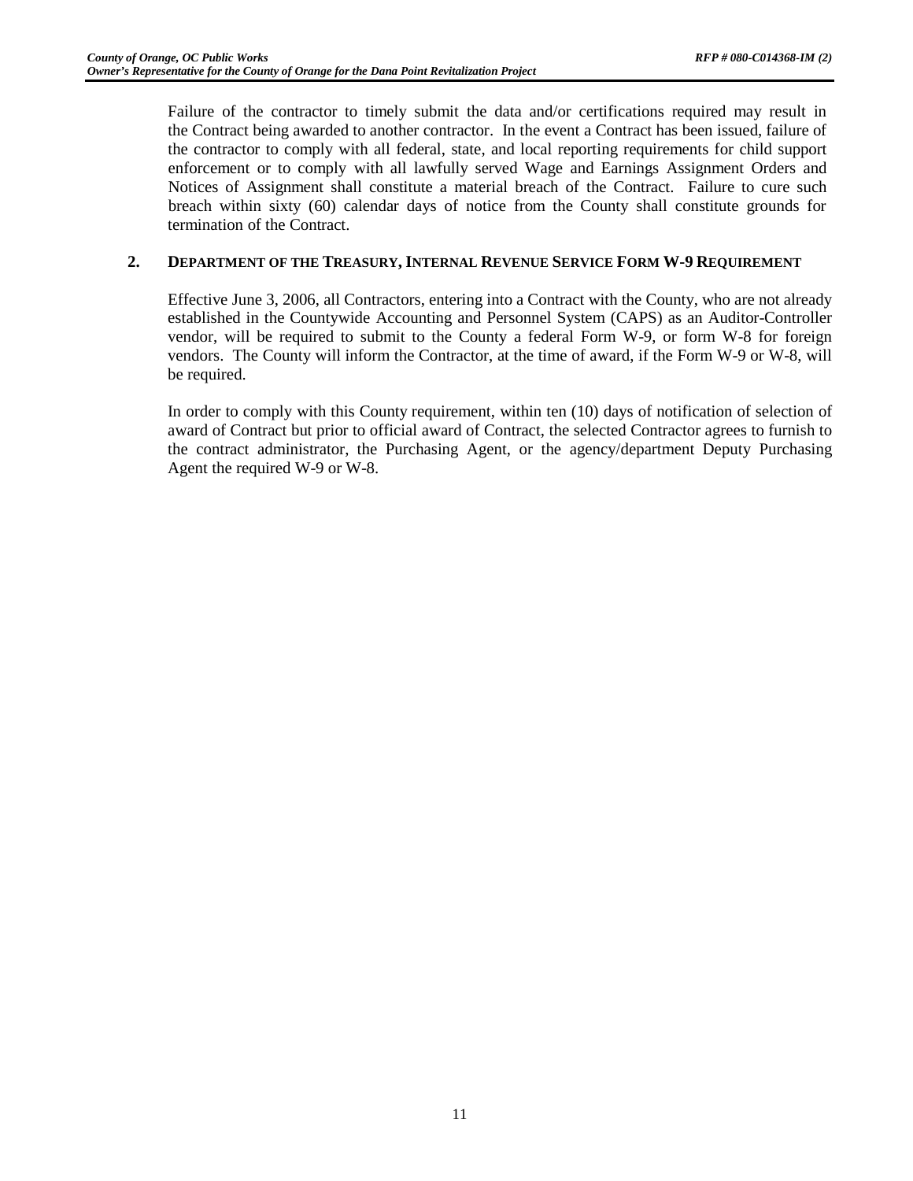Failure of the contractor to timely submit the data and/or certifications required may result in the Contract being awarded to another contractor. In the event a Contract has been issued, failure of the contractor to comply with all federal, state, and local reporting requirements for child support enforcement or to comply with all lawfully served Wage and Earnings Assignment Orders and Notices of Assignment shall constitute a material breach of the Contract. Failure to cure such breach within sixty (60) calendar days of notice from the County shall constitute grounds for termination of the Contract.

**2. DEPARTMENT OF THE TREASURY, INTERNAL REVENUE SERVICE FORM W-9 REQUIREMENT**

Effective June 3, 2006, all Contractors, entering into a Contract with the County, who are not already established in the Countywide Accounting and Personnel System (CAPS) as an Auditor-Controller vendor, will be required to submit to the County a federal Form W-9, or form W-8 for foreign vendors. The County will inform the Contractor, at the time of award, if the Form W-9 or W-8, will be required.

In order to comply with this County requirement, within ten (10) days of notification of selection of award of Contract but prior to official award of Contract, the selected Contractor agrees to furnish to the contract administrator, the Purchasing Agent, or the agency/department Deputy Purchasing Agent the required W-9 or W-8.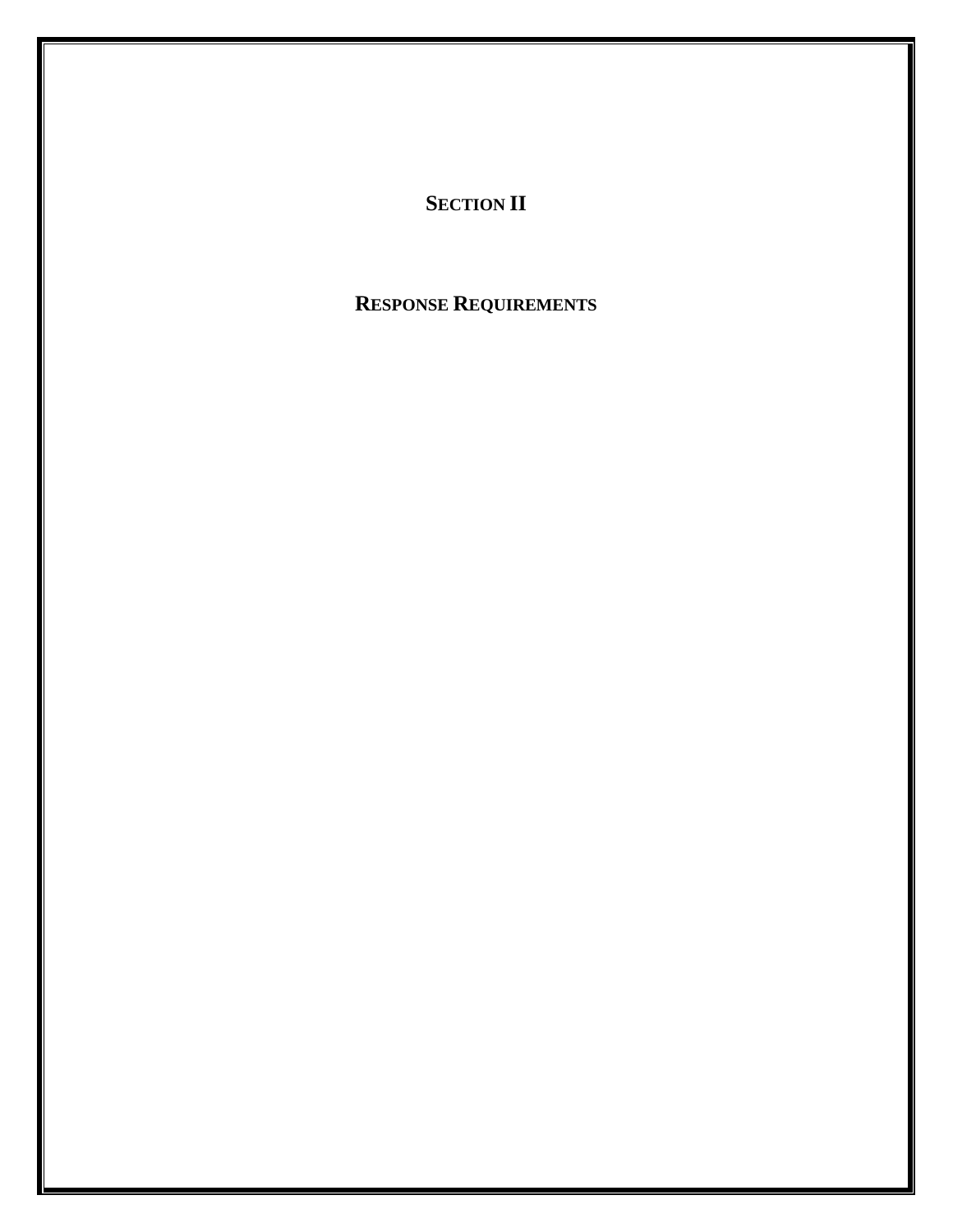# SECTION II

# RESPONSE REQUIREMENTS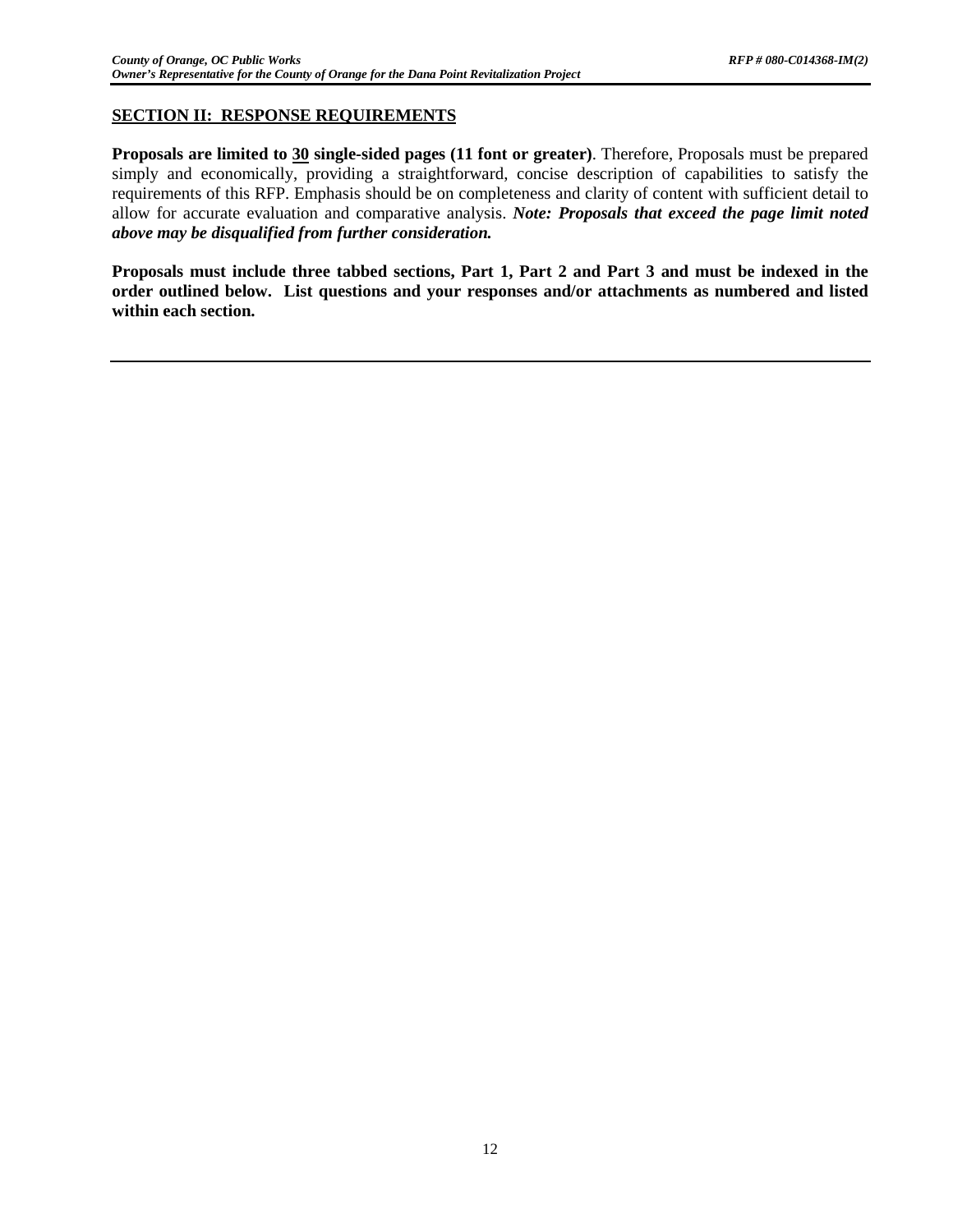## <u>SECTION II: RESPONSE REQUIREMENTS</u>

**Proposals are limited to <u>30</u> single-sided pages (11 font or greater)**. Therefore, Proposals must be prepared simply and economically, providing a straightforward, concise description of capabilities to satisfy the requirements of this RFP. Emphasis should be on completeness and clarity of content with sufficient detail to allow for accurate evaluation and comparative analysis. ***Note: Proposals that exceed the page limit noted above may be disqualified from further consideration.***

**Proposals must include three tabbed sections, Part 1, Part 2 and Part 3 and must be indexed in the order outlined below. List questions and your responses and/or attachments as numbered and listed within each section.**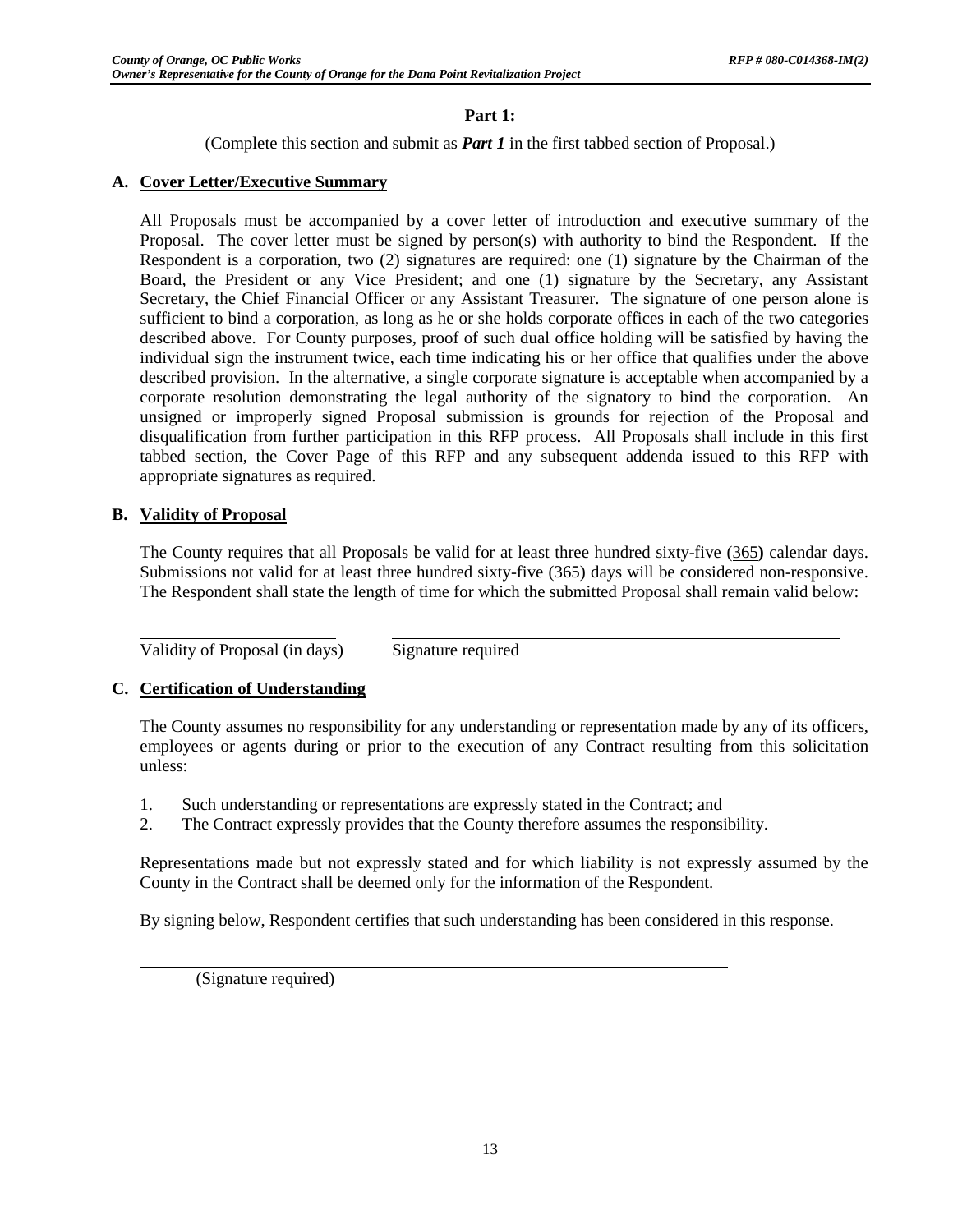## Part 1:

(Complete this section and submit as ***Part 1*** in the first tabbed section of Proposal.)

### A. Cover Letter/Executive Summary

All Proposals must be accompanied by a cover letter of introduction and executive summary of the Proposal. The cover letter must be signed by person(s) with authority to bind the Respondent. If the Respondent is a corporation, two (2) signatures are required: one (1) signature by the Chairman of the Board, the President or any Vice President; and one (1) signature by the Secretary, any Assistant Secretary, the Chief Financial Officer or any Assistant Treasurer. The signature of one person alone is sufficient to bind a corporation, as long as he or she holds corporate offices in each of the two categories described above. For County purposes, proof of such dual office holding will be satisfied by having the individual sign the instrument twice, each time indicating his or her office that qualifies under the above described provision. In the alternative, a single corporate signature is acceptable when accompanied by a corporate resolution demonstrating the legal authority of the signatory to bind the corporation. An unsigned or improperly signed Proposal submission is grounds for rejection of the Proposal and disqualification from further participation in this RFP process. All Proposals shall include in this first tabbed section, the Cover Page of this RFP and any subsequent addenda issued to this RFP with appropriate signatures as required.

### B. Validity of Proposal

The County requires that all Proposals be valid for at least three hundred sixty-five (365**)** calendar days. Submissions not valid for at least three hundred sixty-five (365) days will be considered non-responsive. The Respondent shall state the length of time for which the submitted Proposal shall remain valid below:

______________________ ______________________________________________

Validity of Proposal (in days) Signature required

### C. Certification of Understanding

The County assumes no responsibility for any understanding or representation made by any of its officers, employees or agents during or prior to the execution of any Contract resulting from this solicitation unless:

1. Such understanding or representations are expressly stated in the Contract; and
2. The Contract expressly provides that the County therefore assumes the responsibility.

Representations made but not expressly stated and for which liability is not expressly assumed by the County in the Contract shall be deemed only for the information of the Respondent.

By signing below, Respondent certifies that such understanding has been considered in this response.

______________________________________________________________

(Signature required)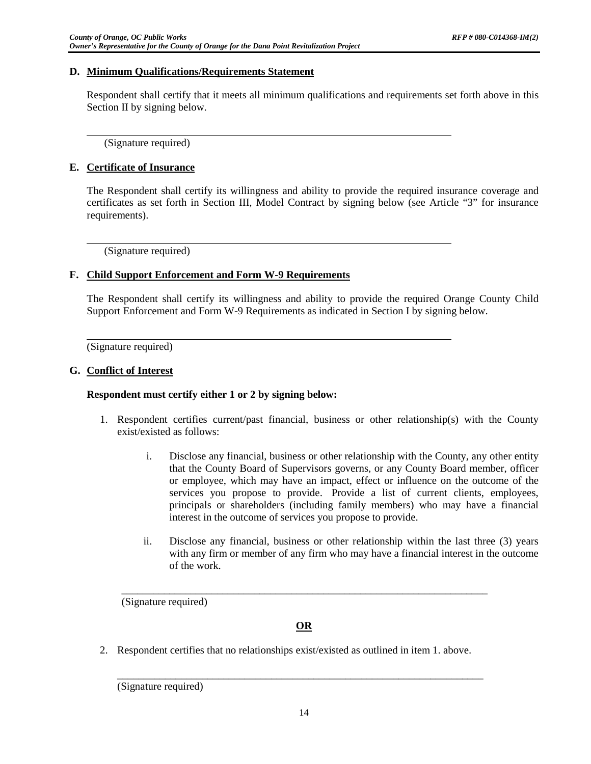## D. Minimum Qualifications/Requirements Statement

Respondent shall certify that it meets all minimum qualifications and requirements set forth above in this Section II by signing below.

\_\_\_\_\_\_\_\_\_\_\_\_\_\_\_\_\_\_\_\_\_\_\_\_\_\_\_\_\_\_\_\_\_\_\_\_\_\_\_\_\_\_\_\_\_\_\_\_\_\_\_\_\_\_\_\_\_\_\_\_\_\_\_\_

(Signature required)

## E. Certificate of Insurance

The Respondent shall certify its willingness and ability to provide the required insurance coverage and certificates as set forth in Section III, Model Contract by signing below (see Article "3" for insurance requirements).

\_\_\_\_\_\_\_\_\_\_\_\_\_\_\_\_\_\_\_\_\_\_\_\_\_\_\_\_\_\_\_\_\_\_\_\_\_\_\_\_\_\_\_\_\_\_\_\_\_\_\_\_\_\_\_\_\_\_\_\_\_\_\_\_

(Signature required)

## F. Child Support Enforcement and Form W-9 Requirements

The Respondent shall certify its willingness and ability to provide the required Orange County Child Support Enforcement and Form W-9 Requirements as indicated in Section I by signing below.

\_\_\_\_\_\_\_\_\_\_\_\_\_\_\_\_\_\_\_\_\_\_\_\_\_\_\_\_\_\_\_\_\_\_\_\_\_\_\_\_\_\_\_\_\_\_\_\_\_\_\_\_\_\_\_\_\_\_\_\_\_\_\_\_

(Signature required)

## G. Conflict of Interest

**Respondent must certify either 1 or 2 by signing below:**

1. Respondent certifies current/past financial, business or other relationship(s) with the County exist/existed as follows:

   i. Disclose any financial, business or other relationship with the County, any other entity that the County Board of Supervisors governs, or any County Board member, officer or employee, which may have an impact, effect or influence on the outcome of the services you propose to provide. Provide a list of current clients, employees, principals or shareholders (including family members) who may have a financial interest in the outcome of services you propose to provide.

   ii. Disclose any financial, business or other relationship within the last three (3) years with any firm or member of any firm who may have a financial interest in the outcome of the work.

   \_\_\_\_\_\_\_\_\_\_\_\_\_\_\_\_\_\_\_\_\_\_\_\_\_\_\_\_\_\_\_\_\_\_\_\_\_\_\_\_\_\_\_\_\_\_\_\_\_\_\_\_\_\_\_\_\_\_\_\_\_\_\_\_

   (Signature required)

**OR**

2. Respondent certifies that no relationships exist/existed as outlined in item 1. above.

   \_\_\_\_\_\_\_\_\_\_\_\_\_\_\_\_\_\_\_\_\_\_\_\_\_\_\_\_\_\_\_\_\_\_\_\_\_\_\_\_\_\_\_\_\_\_\_\_\_\_\_\_\_\_\_\_\_\_\_\_\_\_\_\_

   (Signature required)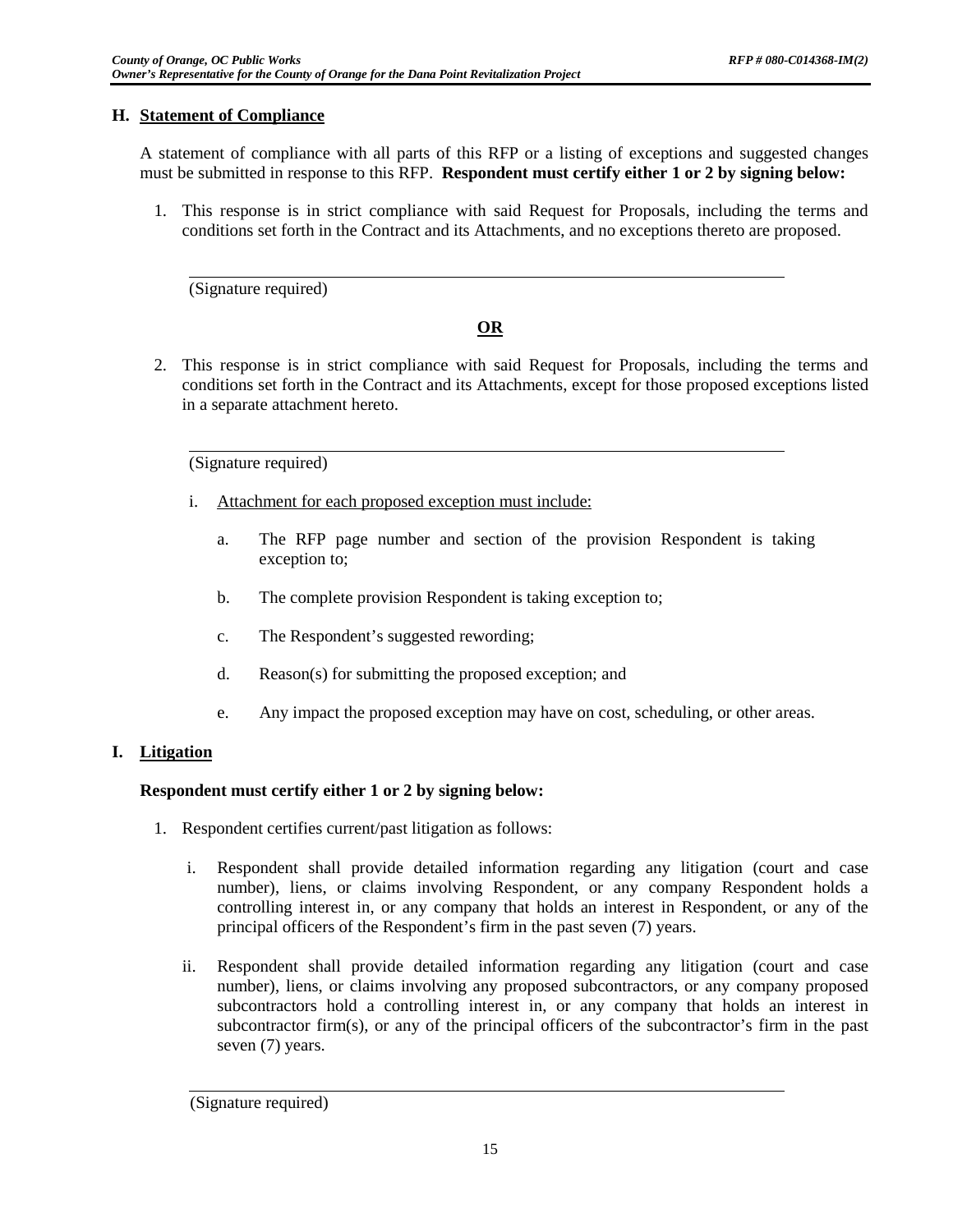## H. Statement of Compliance

A statement of compliance with all parts of this RFP or a listing of exceptions and suggested changes must be submitted in response to this RFP. **Respondent must certify either 1 or 2 by signing below:**

1. This response is in strict compliance with said Request for Proposals, including the terms and conditions set forth in the Contract and its Attachments, and no exceptions thereto are proposed.

   ______________________________________________

   (Signature required)

**OR**

2. This response is in strict compliance with said Request for Proposals, including the terms and conditions set forth in the Contract and its Attachments, except for those proposed exceptions listed in a separate attachment hereto.

   ______________________________________________

   (Signature required)

   i. Attachment for each proposed exception must include:

      a. The RFP page number and section of the provision Respondent is taking exception to;

      b. The complete provision Respondent is taking exception to;

      c. The Respondent's suggested rewording;

      d. Reason(s) for submitting the proposed exception; and

      e. Any impact the proposed exception may have on cost, scheduling, or other areas.

## I. Litigation

**Respondent must certify either 1 or 2 by signing below:**

1. Respondent certifies current/past litigation as follows:

   i. Respondent shall provide detailed information regarding any litigation (court and case number), liens, or claims involving Respondent, or any company Respondent holds a controlling interest in, or any company that holds an interest in Respondent, or any of the principal officers of the Respondent's firm in the past seven (7) years.

   ii. Respondent shall provide detailed information regarding any litigation (court and case number), liens, or claims involving any proposed subcontractors, or any company proposed subcontractors hold a controlling interest in, or any company that holds an interest in subcontractor firm(s), or any of the principal officers of the subcontractor's firm in the past seven (7) years.

   ______________________________________________

   (Signature required)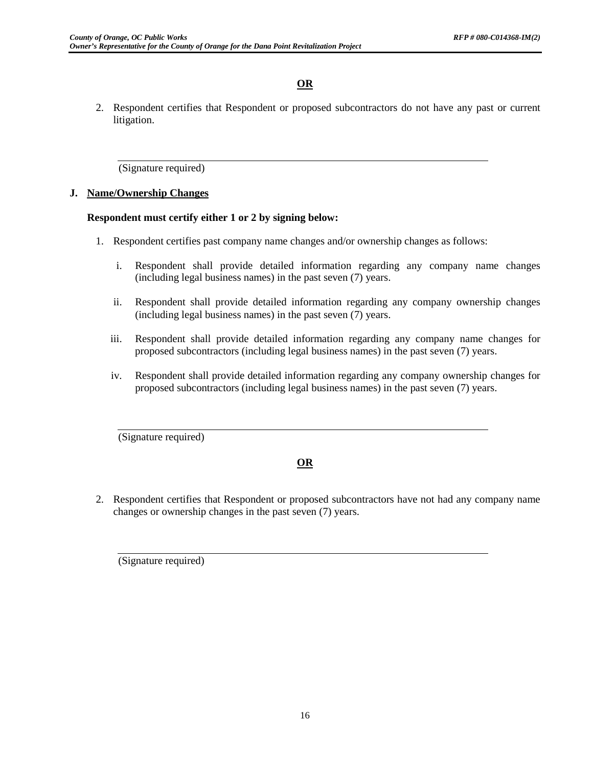**OR**

2. Respondent certifies that Respondent or proposed subcontractors do not have any past or current litigation.

\_\_\_\_\_\_\_\_\_\_\_\_\_\_\_\_\_\_\_\_\_\_\_\_\_\_\_\_\_\_\_\_\_\_\_\_\_\_\_\_\_\_\_\_\_\_\_\_\_\_\_\_\_\_\_\_\_\_

(Signature required)

**J. Name/Ownership Changes**

**Respondent must certify either 1 or 2 by signing below:**

1. Respondent certifies past company name changes and/or ownership changes as follows:

   i. Respondent shall provide detailed information regarding any company name changes (including legal business names) in the past seven (7) years.

   ii. Respondent shall provide detailed information regarding any company ownership changes (including legal business names) in the past seven (7) years.

   iii. Respondent shall provide detailed information regarding any company name changes for proposed subcontractors (including legal business names) in the past seven (7) years.

   iv. Respondent shall provide detailed information regarding any company ownership changes for proposed subcontractors (including legal business names) in the past seven (7) years.

\_\_\_\_\_\_\_\_\_\_\_\_\_\_\_\_\_\_\_\_\_\_\_\_\_\_\_\_\_\_\_\_\_\_\_\_\_\_\_\_\_\_\_\_\_\_\_\_\_\_\_\_\_\_\_\_\_\_

(Signature required)

**OR**

2. Respondent certifies that Respondent or proposed subcontractors have not had any company name changes or ownership changes in the past seven (7) years.

\_\_\_\_\_\_\_\_\_\_\_\_\_\_\_\_\_\_\_\_\_\_\_\_\_\_\_\_\_\_\_\_\_\_\_\_\_\_\_\_\_\_\_\_\_\_\_\_\_\_\_\_\_\_\_\_\_\_

(Signature required)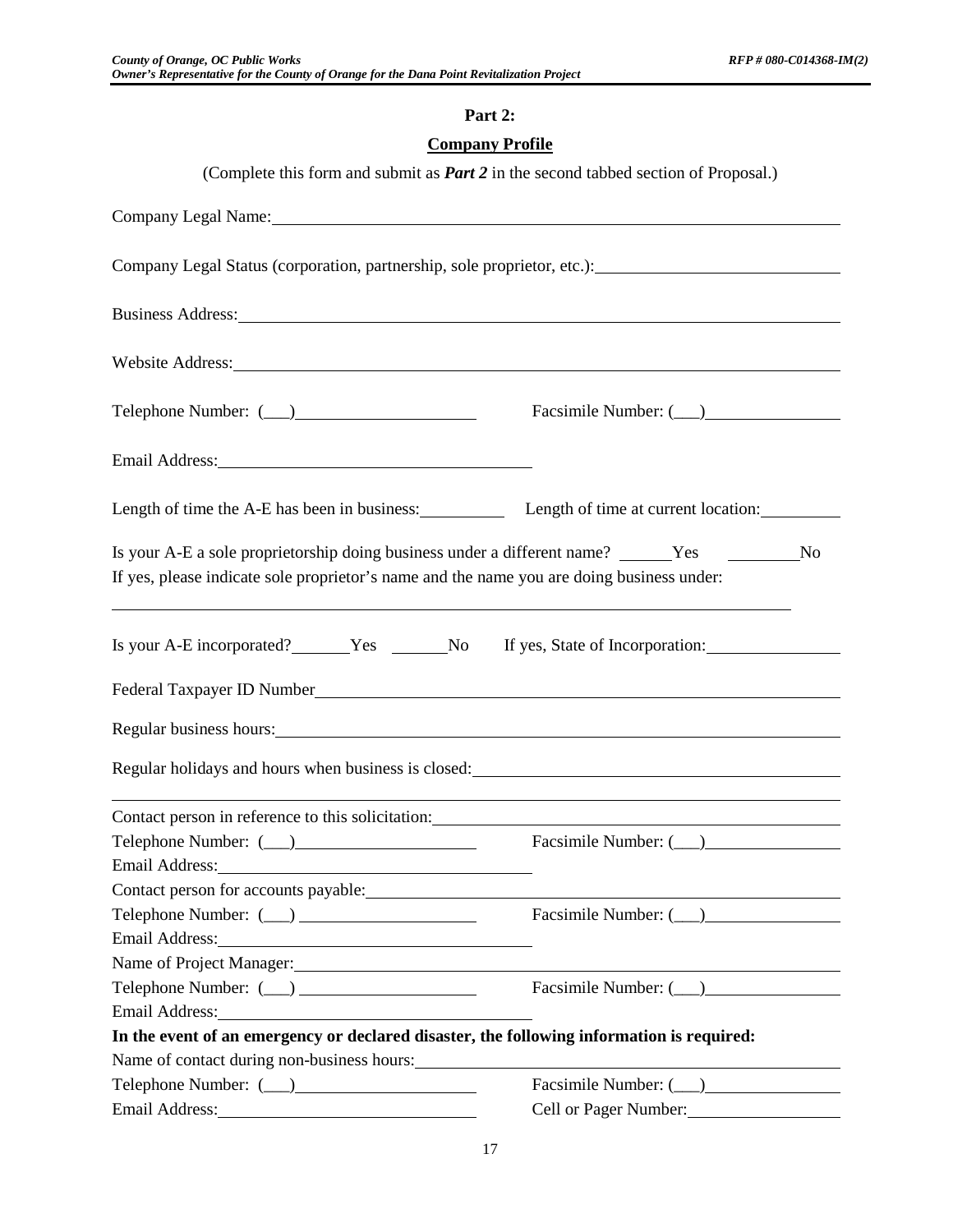**Part 2:**

**Company Profile**

(Complete this form and submit as ***Part 2*** in the second tabbed section of Proposal.)

Company Legal Name: ______________________________

Company Legal Status (corporation, partnership, sole proprietor, etc.): ______________________________

Business Address: ______________________________

Website Address: ______________________________

Telephone Number: (___) ____________ Facsimile Number: (___) ____________

Email Address: ______________________________

Length of time the A-E has been in business: ________ Length of time at current location: ________

Is your A-E a sole proprietorship doing business under a different name? ______Yes ______No
If yes, please indicate sole proprietor's name and the name you are doing business under:

______________________________

Is your A-E incorporated? ______Yes ______No If yes, State of Incorporation: ____________

Federal Taxpayer ID Number ______________________________

Regular business hours: ______________________________

Regular holidays and hours when business is closed: ______________________________

______________________________

Contact person in reference to this solicitation: ______________________________
Telephone Number: (___) ____________ Facsimile Number: (___) ____________
Email Address: ______________________________
Contact person for accounts payable: ______________________________
Telephone Number: (___) ____________ Facsimile Number: (___) ____________
Email Address: ______________________________
Name of Project Manager: ______________________________
Telephone Number: (___) ____________ Facsimile Number: (___) ____________
Email Address: ______________________________

**In the event of an emergency or declared disaster, the following information is required:**

Name of contact during non-business hours: ______________________________
Telephone Number: (___) ____________ Facsimile Number: (___) ____________
Email Address: ____________ Cell or Pager Number: ____________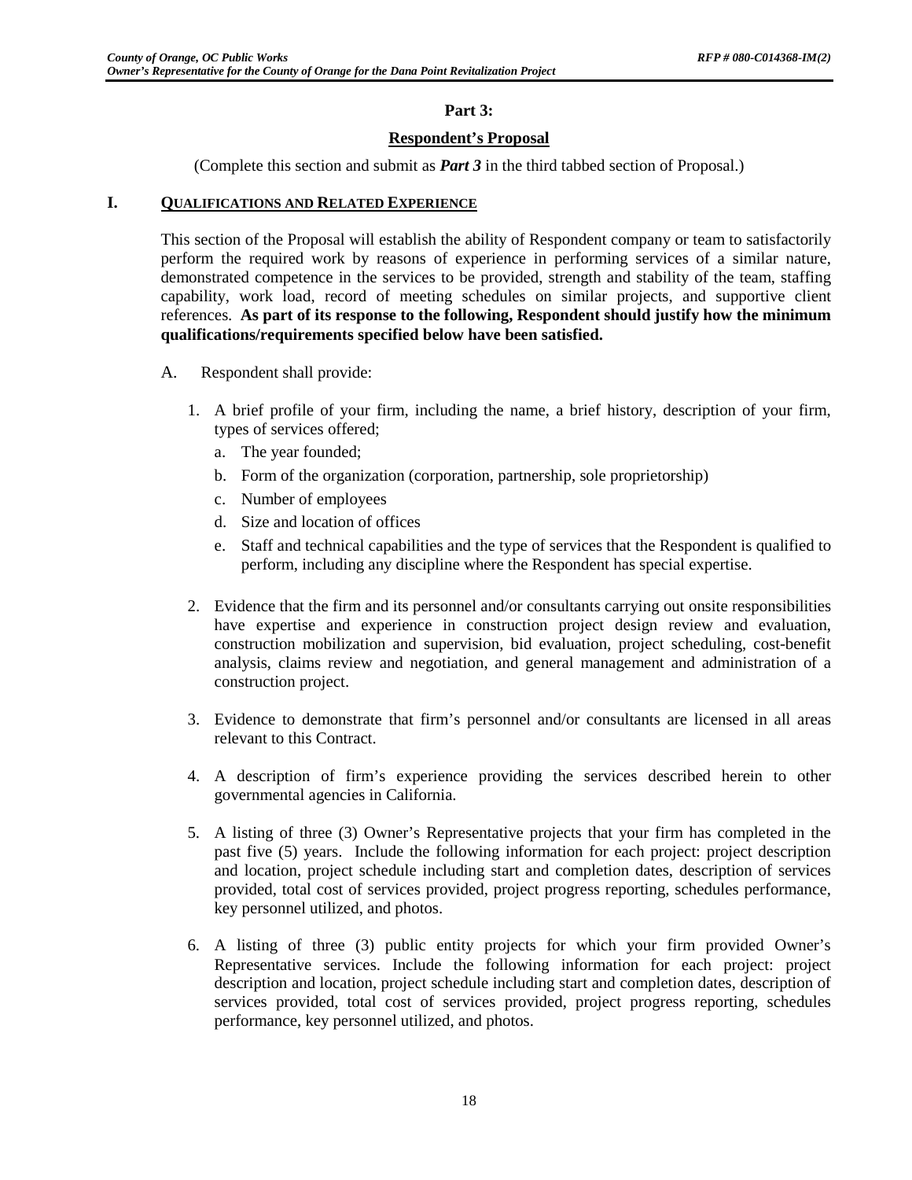**Part 3:**

**Respondent's Proposal**

(Complete this section and submit as ***Part 3*** in the third tabbed section of Proposal.)

## I. QUALIFICATIONS AND RELATED EXPERIENCE

This section of the Proposal will establish the ability of Respondent company or team to satisfactorily perform the required work by reasons of experience in performing services of a similar nature, demonstrated competence in the services to be provided, strength and stability of the team, staffing capability, work load, record of meeting schedules on similar projects, and supportive client references. **As part of its response to the following, Respondent should justify how the minimum qualifications/requirements specified below have been satisfied.**

A. Respondent shall provide:

1. A brief profile of your firm, including the name, a brief history, description of your firm, types of services offered;
   a. The year founded;
   b. Form of the organization (corporation, partnership, sole proprietorship)
   c. Number of employees
   d. Size and location of offices
   e. Staff and technical capabilities and the type of services that the Respondent is qualified to perform, including any discipline where the Respondent has special expertise.

2. Evidence that the firm and its personnel and/or consultants carrying out onsite responsibilities have expertise and experience in construction project design review and evaluation, construction mobilization and supervision, bid evaluation, project scheduling, cost-benefit analysis, claims review and negotiation, and general management and administration of a construction project.

3. Evidence to demonstrate that firm's personnel and/or consultants are licensed in all areas relevant to this Contract.

4. A description of firm's experience providing the services described herein to other governmental agencies in California.

5. A listing of three (3) Owner's Representative projects that your firm has completed in the past five (5) years. Include the following information for each project: project description and location, project schedule including start and completion dates, description of services provided, total cost of services provided, project progress reporting, schedules performance, key personnel utilized, and photos.

6. A listing of three (3) public entity projects for which your firm provided Owner's Representative services. Include the following information for each project: project description and location, project schedule including start and completion dates, description of services provided, total cost of services provided, project progress reporting, schedules performance, key personnel utilized, and photos.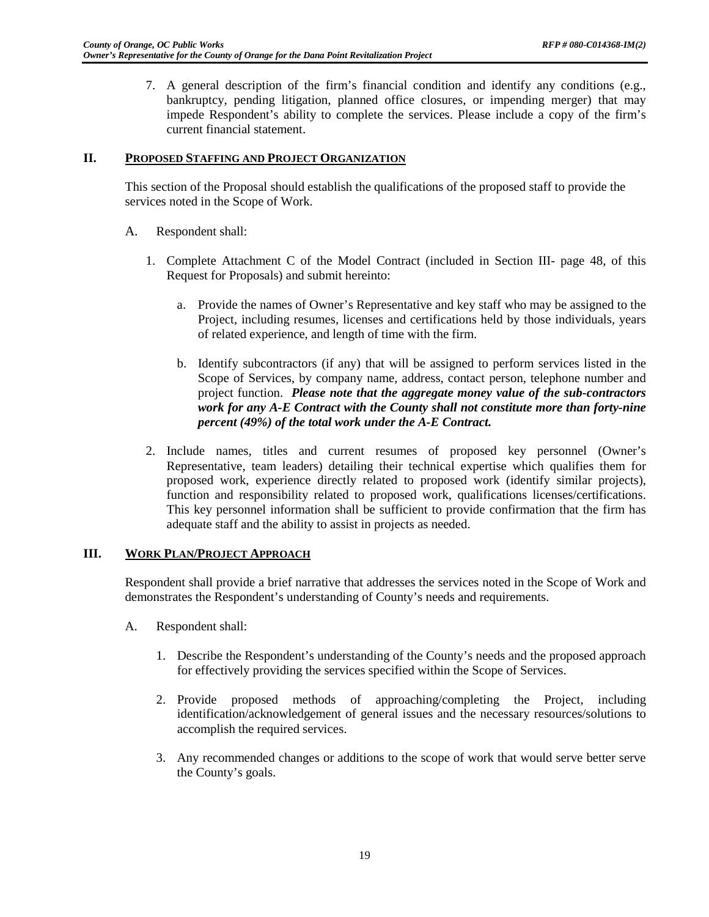7. A general description of the firm's financial condition and identify any conditions (e.g., bankruptcy, pending litigation, planned office closures, or impending merger) that may impede Respondent's ability to complete the services. Please include a copy of the firm's current financial statement.

## II. PROPOSED STAFFING AND PROJECT ORGANIZATION

This section of the Proposal should establish the qualifications of the proposed staff to provide the services noted in the Scope of Work.

A. Respondent shall:

1. Complete Attachment C of the Model Contract (included in Section III- page 48, of this Request for Proposals) and submit hereinto:

   a. Provide the names of Owner's Representative and key staff who may be assigned to the Project, including resumes, licenses and certifications held by those individuals, years of related experience, and length of time with the firm.

   b. Identify subcontractors (if any) that will be assigned to perform services listed in the Scope of Services, by company name, address, contact person, telephone number and project function. ***Please note that the aggregate money value of the sub-contractors work for any A-E Contract with the County shall not constitute more than forty-nine percent (49%) of the total work under the A-E Contract.***

2. Include names, titles and current resumes of proposed key personnel (Owner's Representative, team leaders) detailing their technical expertise which qualifies them for proposed work, experience directly related to proposed work (identify similar projects), function and responsibility related to proposed work, qualifications licenses/certifications. This key personnel information shall be sufficient to provide confirmation that the firm has adequate staff and the ability to assist in projects as needed.

## III. WORK PLAN/PROJECT APPROACH

Respondent shall provide a brief narrative that addresses the services noted in the Scope of Work and demonstrates the Respondent's understanding of County's needs and requirements.

A. Respondent shall:

1. Describe the Respondent's understanding of the County's needs and the proposed approach for effectively providing the services specified within the Scope of Services.

2. Provide proposed methods of approaching/completing the Project, including identification/acknowledgement of general issues and the necessary resources/solutions to accomplish the required services.

3. Any recommended changes or additions to the scope of work that would serve better serve the County's goals.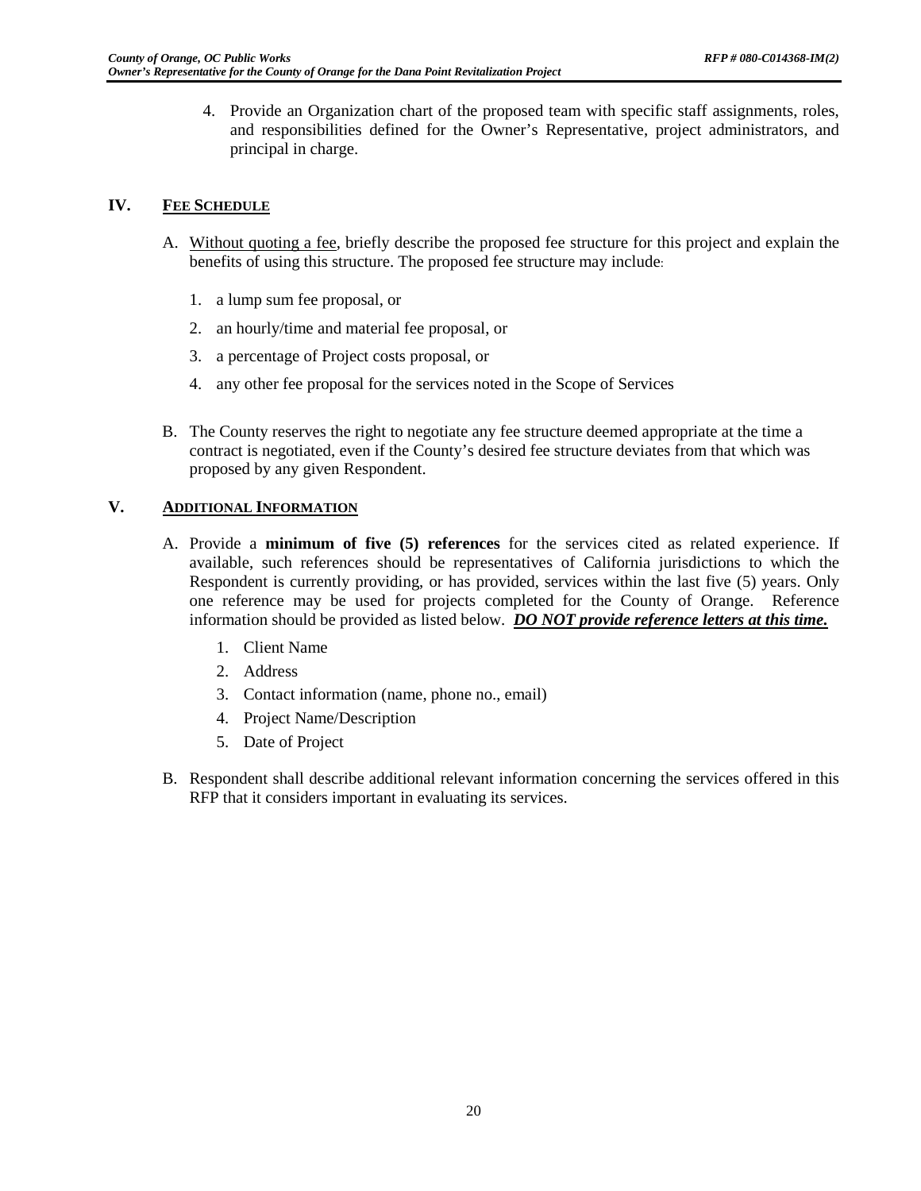4. Provide an Organization chart of the proposed team with specific staff assignments, roles, and responsibilities defined for the Owner's Representative, project administrators, and principal in charge.

## IV. FEE SCHEDULE

A. Without quoting a fee, briefly describe the proposed fee structure for this project and explain the benefits of using this structure. The proposed fee structure may include:

   1. a lump sum fee proposal, or
   2. an hourly/time and material fee proposal, or
   3. a percentage of Project costs proposal, or
   4. any other fee proposal for the services noted in the Scope of Services

B. The County reserves the right to negotiate any fee structure deemed appropriate at the time a contract is negotiated, even if the County's desired fee structure deviates from that which was proposed by any given Respondent.

## V. ADDITIONAL INFORMATION

A. Provide a **minimum of five (5) references** for the services cited as related experience. If available, such references should be representatives of California jurisdictions to which the Respondent is currently providing, or has provided, services within the last five (5) years. Only one reference may be used for projects completed for the County of Orange. Reference information should be provided as listed below. ***DO NOT provide reference letters at this time.***

   1. Client Name
   2. Address
   3. Contact information (name, phone no., email)
   4. Project Name/Description
   5. Date of Project

B. Respondent shall describe additional relevant information concerning the services offered in this RFP that it considers important in evaluating its services.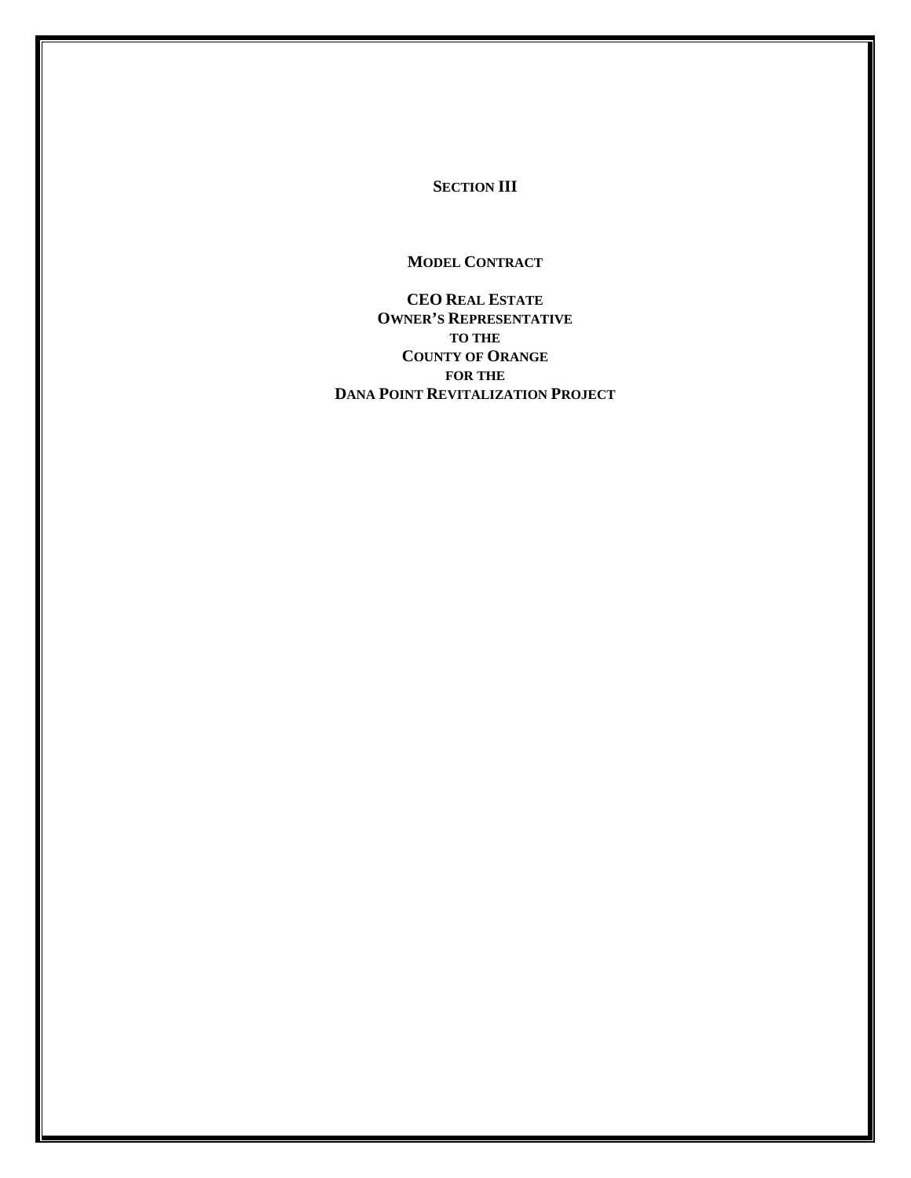# SECTION III

## MODEL CONTRACT

**CEO REAL ESTATE**
**OWNER'S REPRESENTATIVE**
**TO THE**
**COUNTY OF ORANGE**
**FOR THE**
**DANA POINT REVITALIZATION PROJECT**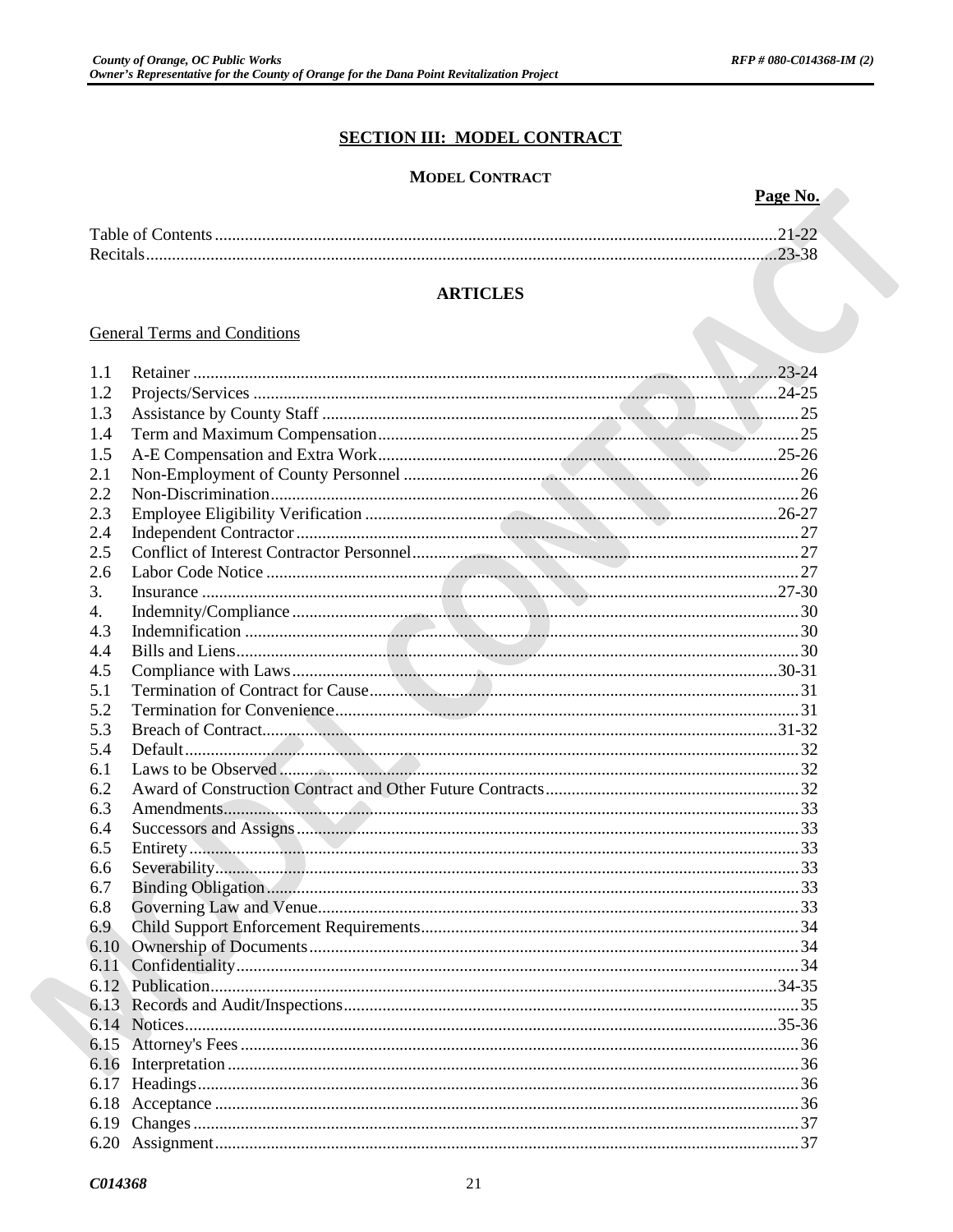## SECTION III: MODEL CONTRACT

### MODEL CONTRACT

| | Page No. |
|---|---|
| Table of Contents | 21-22 |
| Recitals | 23-38 |

### ARTICLES

General Terms and Conditions

| | | |
|---|---|---|
| 1.1 | Retainer | 23-24 |
| 1.2 | Projects/Services | 24-25 |
| 1.3 | Assistance by County Staff | 25 |
| 1.4 | Term and Maximum Compensation | 25 |
| 1.5 | A-E Compensation and Extra Work | 25-26 |
| 2.1 | Non-Employment of County Personnel | 26 |
| 2.2 | Non-Discrimination | 26 |
| 2.3 | Employee Eligibility Verification | 26-27 |
| 2.4 | Independent Contractor | 27 |
| 2.5 | Conflict of Interest Contractor Personnel | 27 |
| 2.6 | Labor Code Notice | 27 |
| 3. | Insurance | 27-30 |
| 4. | Indemnity/Compliance | 30 |
| 4.3 | Indemnification | 30 |
| 4.4 | Bills and Liens | 30 |
| 4.5 | Compliance with Laws | 30-31 |
| 5.1 | Termination of Contract for Cause | 31 |
| 5.2 | Termination for Convenience | 31 |
| 5.3 | Breach of Contract | 31-32 |
| 5.4 | Default | 32 |
| 6.1 | Laws to be Observed | 32 |
| 6.2 | Award of Construction Contract and Other Future Contracts | 32 |
| 6.3 | Amendments | 33 |
| 6.4 | Successors and Assigns | 33 |
| 6.5 | Entirety | 33 |
| 6.6 | Severability | 33 |
| 6.7 | Binding Obligation | 33 |
| 6.8 | Governing Law and Venue | 33 |
| 6.9 | Child Support Enforcement Requirements | 34 |
| 6.10 | Ownership of Documents | 34 |
| 6.11 | Confidentiality | 34 |
| 6.12 | Publication | 34-35 |
| 6.13 | Records and Audit/Inspections | 35 |
| 6.14 | Notices | 35-36 |
| 6.15 | Attorney's Fees | 36 |
| 6.16 | Interpretation | 36 |
| 6.17 | Headings | 36 |
| 6.18 | Acceptance | 36 |
| 6.19 | Changes | 37 |
| 6.20 | Assignment | 37 |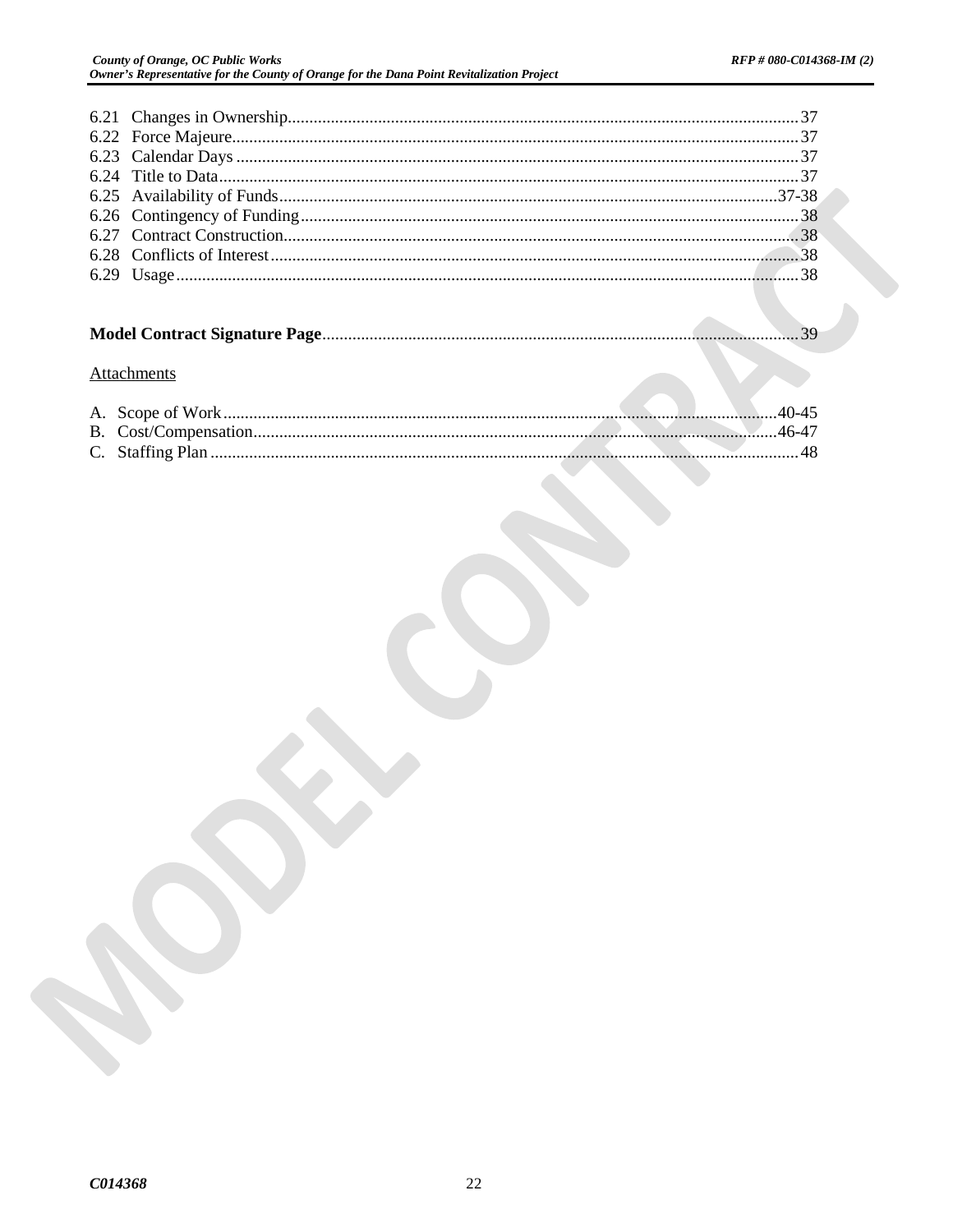6.21 Changes in Ownership......................................................................................................................37
6.22 Force Majeure....................................................................................................................................37
6.23 Calendar Days ...................................................................................................................................37
6.24 Title to Data.......................................................................................................................................37
6.25 Availability of Funds......................................................................................................................37-38
6.26 Contingency of Funding....................................................................................................................38
6.27 Contract Construction.......................................................................................................................38
6.28 Conflicts of Interest...........................................................................................................................38
6.29 Usage.................................................................................................................................................38

**Model Contract Signature Page**..............................................................................................................39

Attachments

A. Scope of Work...................................................................................................................................40-45
B. Cost/Compensation...........................................................................................................................46-47
C. Staffing Plan.........................................................................................................................................48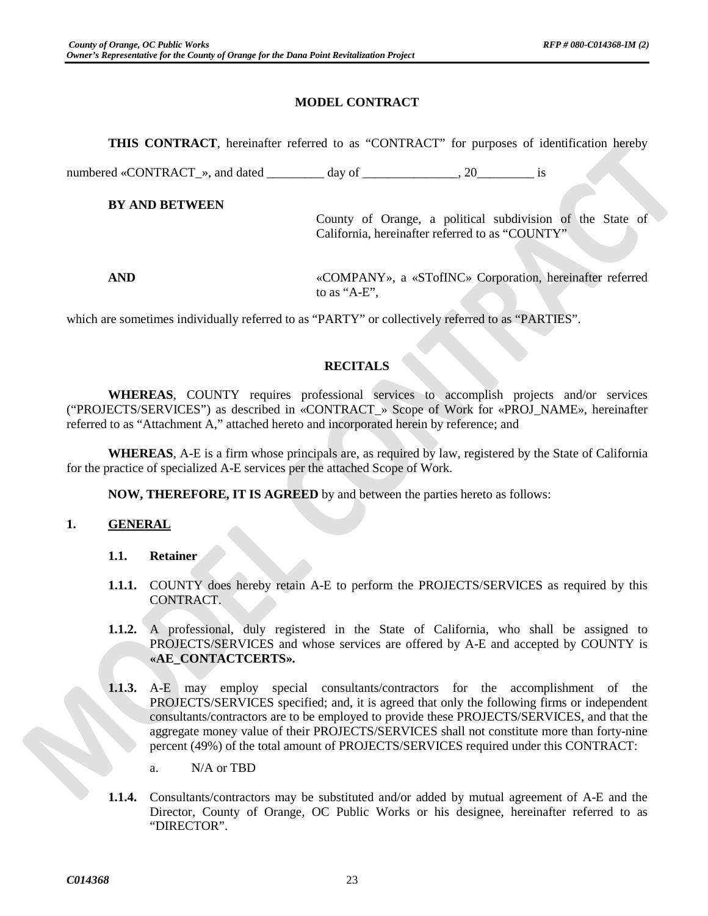# MODEL CONTRACT

**THIS CONTRACT**, hereinafter referred to as "CONTRACT" for purposes of identification hereby numbered «CONTRACT_», and dated _________ day of _______________, 20_________ is

**BY AND BETWEEN**

County of Orange, a political subdivision of the State of California, hereinafter referred to as "COUNTY"

**AND**

«COMPANY», a «STofINC» Corporation, hereinafter referred to as "A-E",

which are sometimes individually referred to as "PARTY" or collectively referred to as "PARTIES".

## RECITALS

**WHEREAS**, COUNTY requires professional services to accomplish projects and/or services ("PROJECTS/SERVICES") as described in «CONTRACT_» Scope of Work for «PROJ_NAME», hereinafter referred to as "Attachment A," attached hereto and incorporated herein by reference; and

**WHEREAS**, A-E is a firm whose principals are, as required by law, registered by the State of California for the practice of specialized A-E services per the attached Scope of Work.

**NOW, THEREFORE, IT IS AGREED** by and between the parties hereto as follows:

## 1. GENERAL

### 1.1. Retainer

**1.1.1.** COUNTY does hereby retain A-E to perform the PROJECTS/SERVICES as required by this CONTRACT.

**1.1.2.** A professional, duly registered in the State of California, who shall be assigned to PROJECTS/SERVICES and whose services are offered by A-E and accepted by COUNTY is **«AE_CONTACTCERTS».**

**1.1.3.** A-E may employ special consultants/contractors for the accomplishment of the PROJECTS/SERVICES specified; and, it is agreed that only the following firms or independent consultants/contractors are to be employed to provide these PROJECTS/SERVICES, and that the aggregate money value of their PROJECTS/SERVICES shall not constitute more than forty-nine percent (49%) of the total amount of PROJECTS/SERVICES required under this CONTRACT:

a. N/A or TBD

**1.1.4.** Consultants/contractors may be substituted and/or added by mutual agreement of A-E and the Director, County of Orange, OC Public Works or his designee, hereinafter referred to as "DIRECTOR".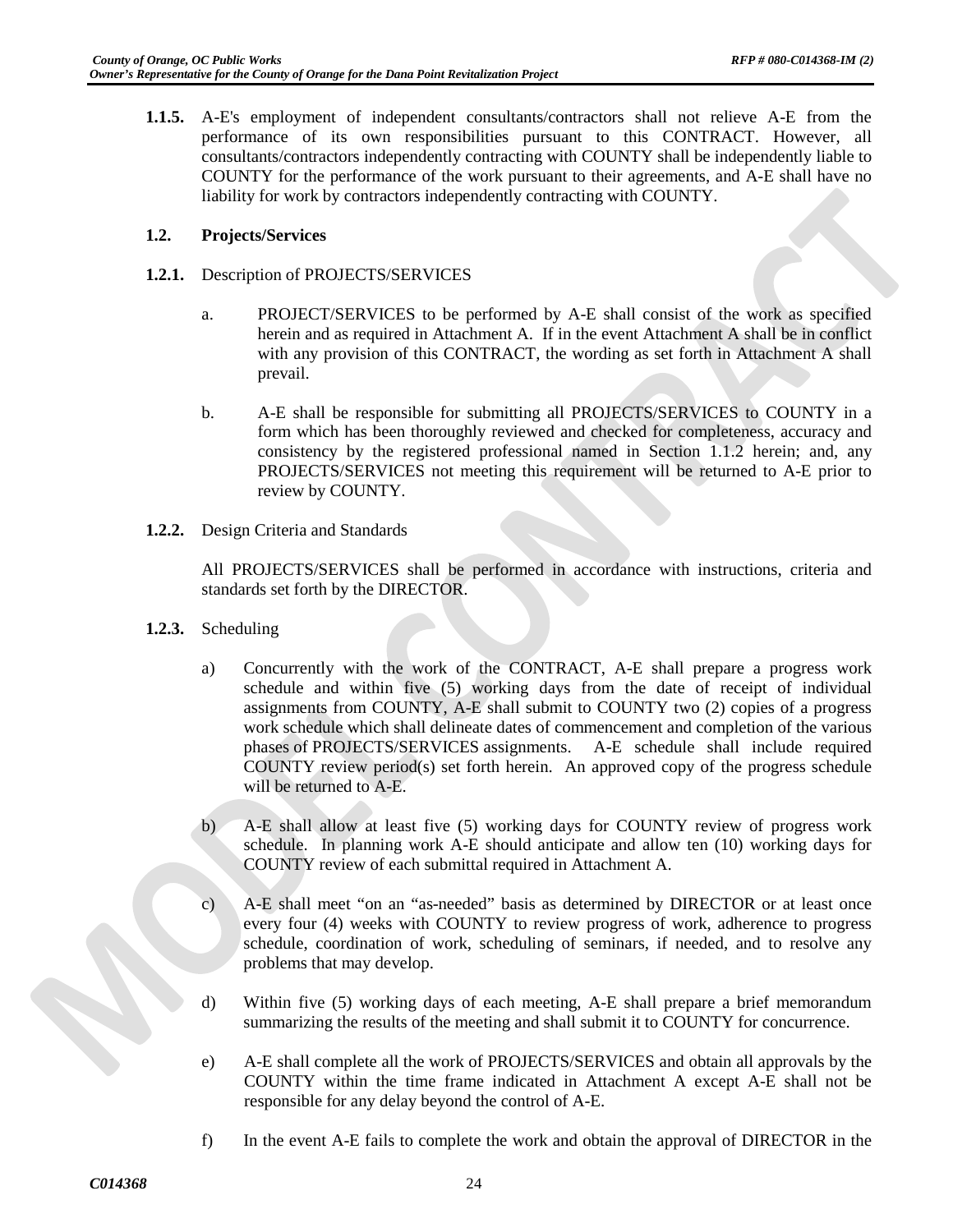**1.1.5.** A-E's employment of independent consultants/contractors shall not relieve A-E from the performance of its own responsibilities pursuant to this CONTRACT. However, all consultants/contractors independently contracting with COUNTY shall be independently liable to COUNTY for the performance of the work pursuant to their agreements, and A-E shall have no liability for work by contractors independently contracting with COUNTY.

**1.2. Projects/Services**

**1.2.1.** Description of PROJECTS/SERVICES

a. PROJECT/SERVICES to be performed by A-E shall consist of the work as specified herein and as required in Attachment A. If in the event Attachment A shall be in conflict with any provision of this CONTRACT, the wording as set forth in Attachment A shall prevail.

b. A-E shall be responsible for submitting all PROJECTS/SERVICES to COUNTY in a form which has been thoroughly reviewed and checked for completeness, accuracy and consistency by the registered professional named in Section 1.1.2 herein; and, any PROJECTS/SERVICES not meeting this requirement will be returned to A-E prior to review by COUNTY.

**1.2.2.** Design Criteria and Standards

All PROJECTS/SERVICES shall be performed in accordance with instructions, criteria and standards set forth by the DIRECTOR.

**1.2.3.** Scheduling

a) Concurrently with the work of the CONTRACT, A-E shall prepare a progress work schedule and within five (5) working days from the date of receipt of individual assignments from COUNTY, A-E shall submit to COUNTY two (2) copies of a progress work schedule which shall delineate dates of commencement and completion of the various phases of PROJECTS/SERVICES assignments. A-E schedule shall include required COUNTY review period(s) set forth herein. An approved copy of the progress schedule will be returned to A-E.

b) A-E shall allow at least five (5) working days for COUNTY review of progress work schedule. In planning work A-E should anticipate and allow ten (10) working days for COUNTY review of each submittal required in Attachment A.

c) A-E shall meet "on an "as-needed" basis as determined by DIRECTOR or at least once every four (4) weeks with COUNTY to review progress of work, adherence to progress schedule, coordination of work, scheduling of seminars, if needed, and to resolve any problems that may develop.

d) Within five (5) working days of each meeting, A-E shall prepare a brief memorandum summarizing the results of the meeting and shall submit it to COUNTY for concurrence.

e) A-E shall complete all the work of PROJECTS/SERVICES and obtain all approvals by the COUNTY within the time frame indicated in Attachment A except A-E shall not be responsible for any delay beyond the control of A-E.

f) In the event A-E fails to complete the work and obtain the approval of DIRECTOR in the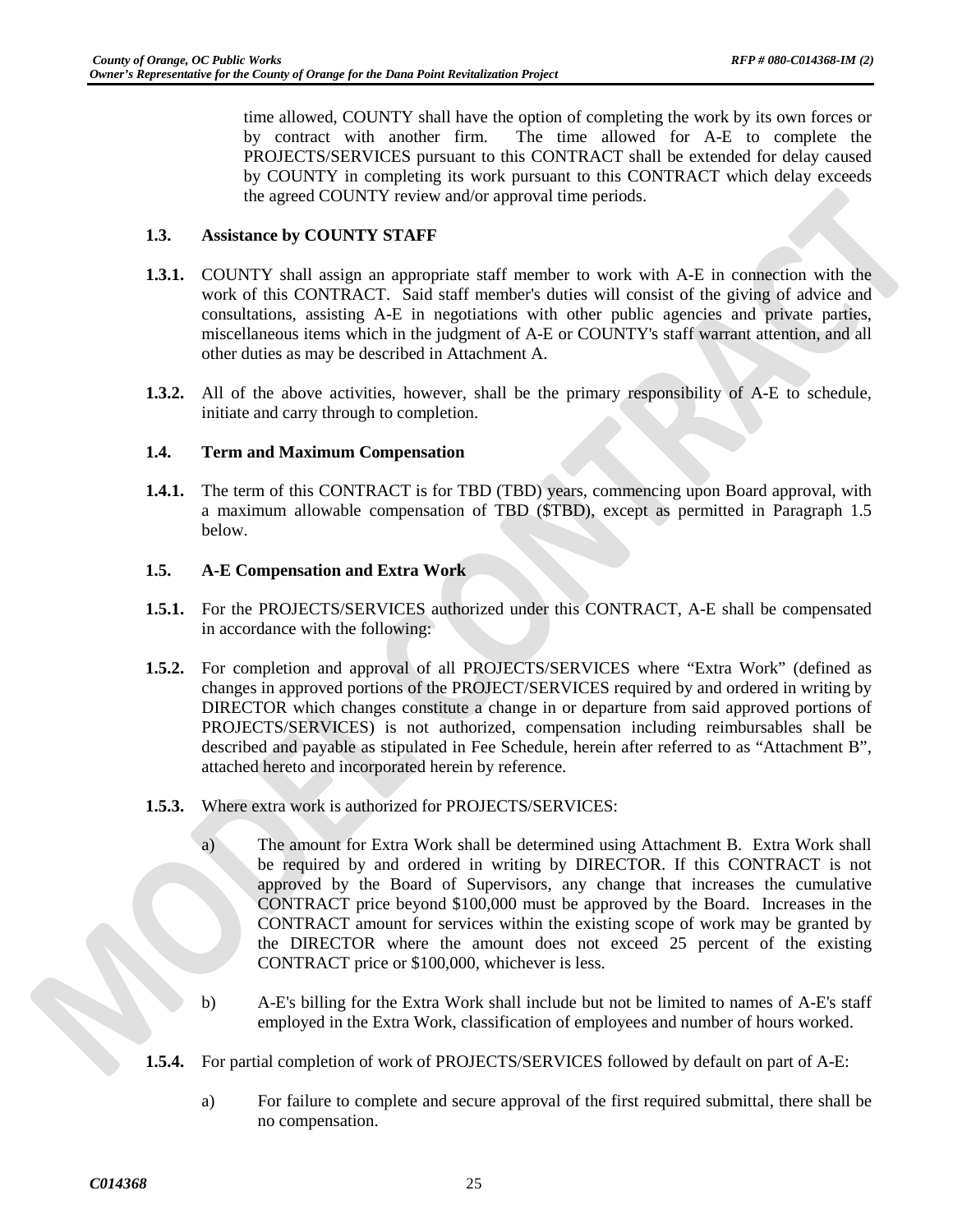time allowed, COUNTY shall have the option of completing the work by its own forces or by contract with another firm. The time allowed for A-E to complete the PROJECTS/SERVICES pursuant to this CONTRACT shall be extended for delay caused by COUNTY in completing its work pursuant to this CONTRACT which delay exceeds the agreed COUNTY review and/or approval time periods.

**1.3. Assistance by COUNTY STAFF**

**1.3.1.** COUNTY shall assign an appropriate staff member to work with A-E in connection with the work of this CONTRACT. Said staff member's duties will consist of the giving of advice and consultations, assisting A-E in negotiations with other public agencies and private parties, miscellaneous items which in the judgment of A-E or COUNTY's staff warrant attention, and all other duties as may be described in Attachment A.

**1.3.2.** All of the above activities, however, shall be the primary responsibility of A-E to schedule, initiate and carry through to completion.

**1.4. Term and Maximum Compensation**

**1.4.1.** The term of this CONTRACT is for TBD (TBD) years, commencing upon Board approval, with a maximum allowable compensation of TBD ($TBD), except as permitted in Paragraph 1.5 below.

**1.5. A-E Compensation and Extra Work**

**1.5.1.** For the PROJECTS/SERVICES authorized under this CONTRACT, A-E shall be compensated in accordance with the following:

**1.5.2.** For completion and approval of all PROJECTS/SERVICES where "Extra Work" (defined as changes in approved portions of the PROJECT/SERVICES required by and ordered in writing by DIRECTOR which changes constitute a change in or departure from said approved portions of PROJECTS/SERVICES) is not authorized, compensation including reimbursables shall be described and payable as stipulated in Fee Schedule, herein after referred to as "Attachment B", attached hereto and incorporated herein by reference.

**1.5.3.** Where extra work is authorized for PROJECTS/SERVICES:

a) The amount for Extra Work shall be determined using Attachment B. Extra Work shall be required by and ordered in writing by DIRECTOR. If this CONTRACT is not approved by the Board of Supervisors, any change that increases the cumulative CONTRACT price beyond $100,000 must be approved by the Board. Increases in the CONTRACT amount for services within the existing scope of work may be granted by the DIRECTOR where the amount does not exceed 25 percent of the existing CONTRACT price or $100,000, whichever is less.

b) A-E's billing for the Extra Work shall include but not be limited to names of A-E's staff employed in the Extra Work, classification of employees and number of hours worked.

**1.5.4.** For partial completion of work of PROJECTS/SERVICES followed by default on part of A-E:

a) For failure to complete and secure approval of the first required submittal, there shall be no compensation.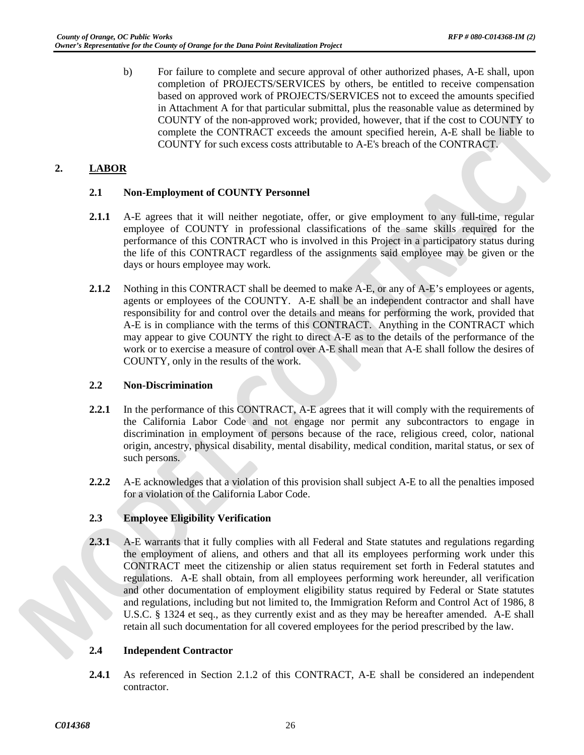b) For failure to complete and secure approval of other authorized phases, A-E shall, upon completion of PROJECTS/SERVICES by others, be entitled to receive compensation based on approved work of PROJECTS/SERVICES not to exceed the amounts specified in Attachment A for that particular submittal, plus the reasonable value as determined by COUNTY of the non-approved work; provided, however, that if the cost to COUNTY to complete the CONTRACT exceeds the amount specified herein, A-E shall be liable to COUNTY for such excess costs attributable to A-E's breach of the CONTRACT.

## 2. LABOR

### 2.1 Non-Employment of COUNTY Personnel

**2.1.1** A-E agrees that it will neither negotiate, offer, or give employment to any full-time, regular employee of COUNTY in professional classifications of the same skills required for the performance of this CONTRACT who is involved in this Project in a participatory status during the life of this CONTRACT regardless of the assignments said employee may be given or the days or hours employee may work.

**2.1.2** Nothing in this CONTRACT shall be deemed to make A-E, or any of A-E's employees or agents, agents or employees of the COUNTY. A-E shall be an independent contractor and shall have responsibility for and control over the details and means for performing the work, provided that A-E is in compliance with the terms of this CONTRACT. Anything in the CONTRACT which may appear to give COUNTY the right to direct A-E as to the details of the performance of the work or to exercise a measure of control over A-E shall mean that A-E shall follow the desires of COUNTY, only in the results of the work.

### 2.2 Non-Discrimination

**2.2.1** In the performance of this CONTRACT, A-E agrees that it will comply with the requirements of the California Labor Code and not engage nor permit any subcontractors to engage in discrimination in employment of persons because of the race, religious creed, color, national origin, ancestry, physical disability, mental disability, medical condition, marital status, or sex of such persons.

**2.2.2** A-E acknowledges that a violation of this provision shall subject A-E to all the penalties imposed for a violation of the California Labor Code.

### 2.3 Employee Eligibility Verification

**2.3.1** A-E warrants that it fully complies with all Federal and State statutes and regulations regarding the employment of aliens, and others and that all its employees performing work under this CONTRACT meet the citizenship or alien status requirement set forth in Federal statutes and regulations. A-E shall obtain, from all employees performing work hereunder, all verification and other documentation of employment eligibility status required by Federal or State statutes and regulations, including but not limited to, the Immigration Reform and Control Act of 1986, 8 U.S.C. § 1324 et seq., as they currently exist and as they may be hereafter amended. A-E shall retain all such documentation for all covered employees for the period prescribed by the law.

### 2.4 Independent Contractor

**2.4.1** As referenced in Section 2.1.2 of this CONTRACT, A-E shall be considered an independent contractor.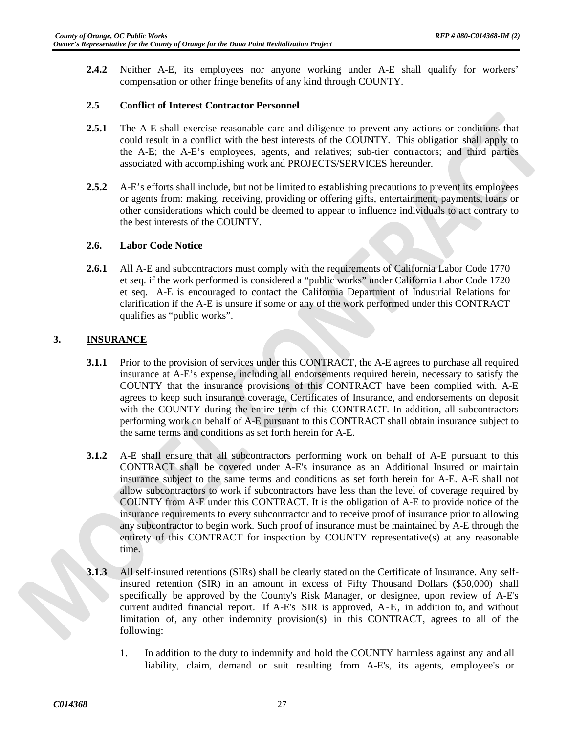**2.4.2** Neither A-E, its employees nor anyone working under A-E shall qualify for workers' compensation or other fringe benefits of any kind through COUNTY.

**2.5 Conflict of Interest Contractor Personnel**

**2.5.1** The A-E shall exercise reasonable care and diligence to prevent any actions or conditions that could result in a conflict with the best interests of the COUNTY. This obligation shall apply to the A-E; the A-E's employees, agents, and relatives; sub-tier contractors; and third parties associated with accomplishing work and PROJECTS/SERVICES hereunder.

**2.5.2** A-E's efforts shall include, but not be limited to establishing precautions to prevent its employees or agents from: making, receiving, providing or offering gifts, entertainment, payments, loans or other considerations which could be deemed to appear to influence individuals to act contrary to the best interests of the COUNTY.

**2.6. Labor Code Notice**

**2.6.1** All A-E and subcontractors must comply with the requirements of California Labor Code 1770 et seq. if the work performed is considered a "public works" under California Labor Code 1720 et seq. A-E is encouraged to contact the California Department of Industrial Relations for clarification if the A-E is unsure if some or any of the work performed under this CONTRACT qualifies as "public works".

## 3. INSURANCE

**3.1.1** Prior to the provision of services under this CONTRACT, the A-E agrees to purchase all required insurance at A-E's expense, including all endorsements required herein, necessary to satisfy the COUNTY that the insurance provisions of this CONTRACT have been complied with. A-E agrees to keep such insurance coverage, Certificates of Insurance, and endorsements on deposit with the COUNTY during the entire term of this CONTRACT. In addition, all subcontractors performing work on behalf of A-E pursuant to this CONTRACT shall obtain insurance subject to the same terms and conditions as set forth herein for A-E.

**3.1.2** A-E shall ensure that all subcontractors performing work on behalf of A-E pursuant to this CONTRACT shall be covered under A-E's insurance as an Additional Insured or maintain insurance subject to the same terms and conditions as set forth herein for A-E. A-E shall not allow subcontractors to work if subcontractors have less than the level of coverage required by COUNTY from A-E under this CONTRACT. It is the obligation of A-E to provide notice of the insurance requirements to every subcontractor and to receive proof of insurance prior to allowing any subcontractor to begin work. Such proof of insurance must be maintained by A-E through the entirety of this CONTRACT for inspection by COUNTY representative(s) at any reasonable time.

**3.1.3** All self-insured retentions (SIRs) shall be clearly stated on the Certificate of Insurance. Any self-insured retention (SIR) in an amount in excess of Fifty Thousand Dollars ($50,000) shall specifically be approved by the County's Risk Manager, or designee, upon review of A-E's current audited financial report. If A-E's SIR is approved, A-E, in addition to, and without limitation of, any other indemnity provision(s) in this CONTRACT, agrees to all of the following:

1. In addition to the duty to indemnify and hold the COUNTY harmless against any and all liability, claim, demand or suit resulting from A-E's, its agents, employee's or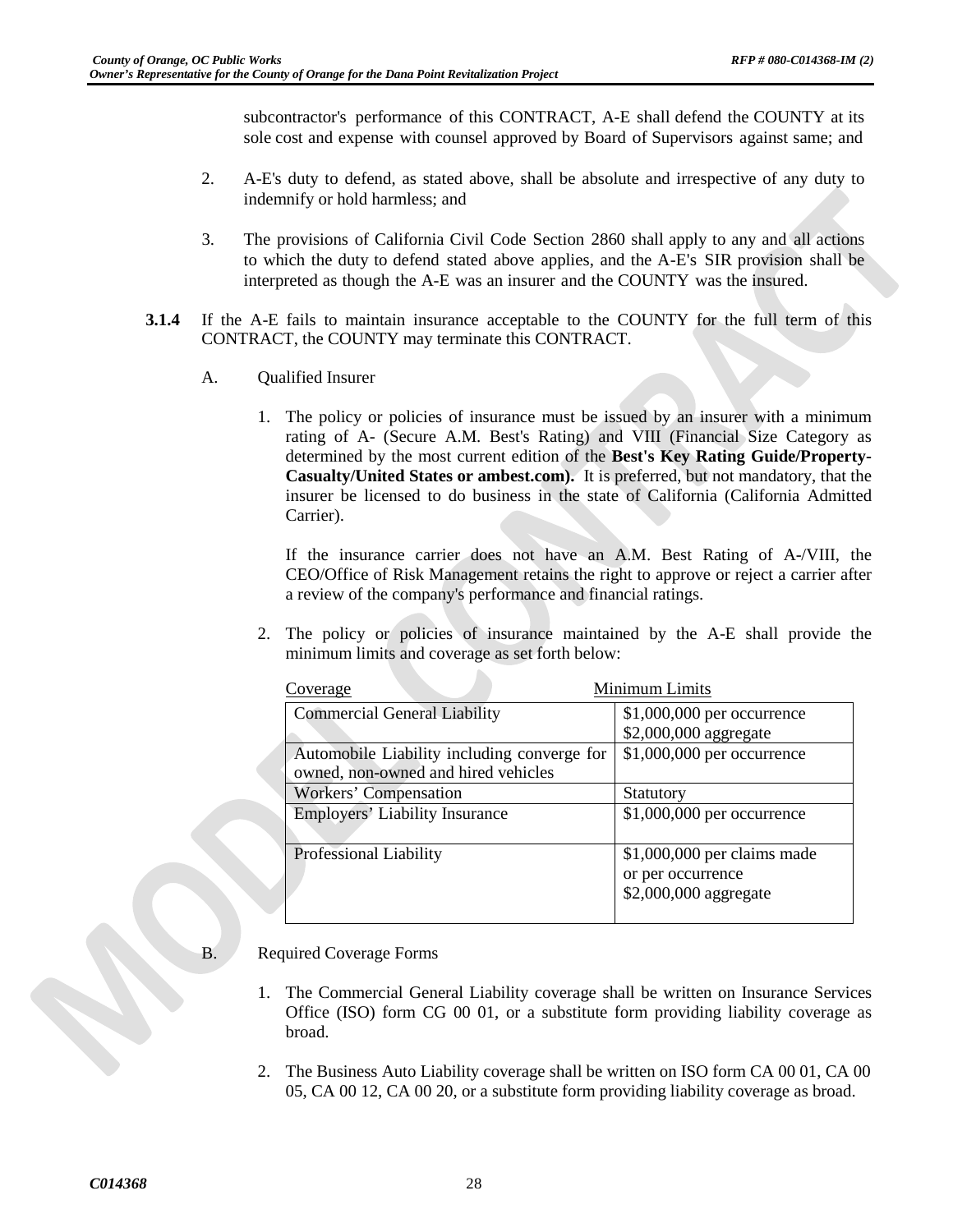subcontractor's performance of this CONTRACT, A-E shall defend the COUNTY at its sole cost and expense with counsel approved by Board of Supervisors against same; and

2. A-E's duty to defend, as stated above, shall be absolute and irrespective of any duty to indemnify or hold harmless; and

3. The provisions of California Civil Code Section 2860 shall apply to any and all actions to which the duty to defend stated above applies, and the A-E's SIR provision shall be interpreted as though the A-E was an insurer and the COUNTY was the insured.

**3.1.4** If the A-E fails to maintain insurance acceptable to the COUNTY for the full term of this CONTRACT, the COUNTY may terminate this CONTRACT.

A. Qualified Insurer

1. The policy or policies of insurance must be issued by an insurer with a minimum rating of A- (Secure A.M. Best's Rating) and VIII (Financial Size Category as determined by the most current edition of the **Best's Key Rating Guide/Property-Casualty/United States or ambest.com).** It is preferred, but not mandatory, that the insurer be licensed to do business in the state of California (California Admitted Carrier).

   If the insurance carrier does not have an A.M. Best Rating of A-/VIII, the CEO/Office of Risk Management retains the right to approve or reject a carrier after a review of the company's performance and financial ratings.

2. The policy or policies of insurance maintained by the A-E shall provide the minimum limits and coverage as set forth below:

| Coverage | Minimum Limits |
|---|---|
| Commercial General Liability | $1,000,000 per occurrence<br>$2,000,000 aggregate |
| Automobile Liability including converge for owned, non-owned and hired vehicles | $1,000,000 per occurrence |
| Workers' Compensation | Statutory |
| Employers' Liability Insurance | $1,000,000 per occurrence |
| Professional Liability | $1,000,000 per claims made or per occurrence<br>$2,000,000 aggregate |

B. Required Coverage Forms

1. The Commercial General Liability coverage shall be written on Insurance Services Office (ISO) form CG 00 01, or a substitute form providing liability coverage as broad.

2. The Business Auto Liability coverage shall be written on ISO form CA 00 01, CA 00 05, CA 00 12, CA 00 20, or a substitute form providing liability coverage as broad.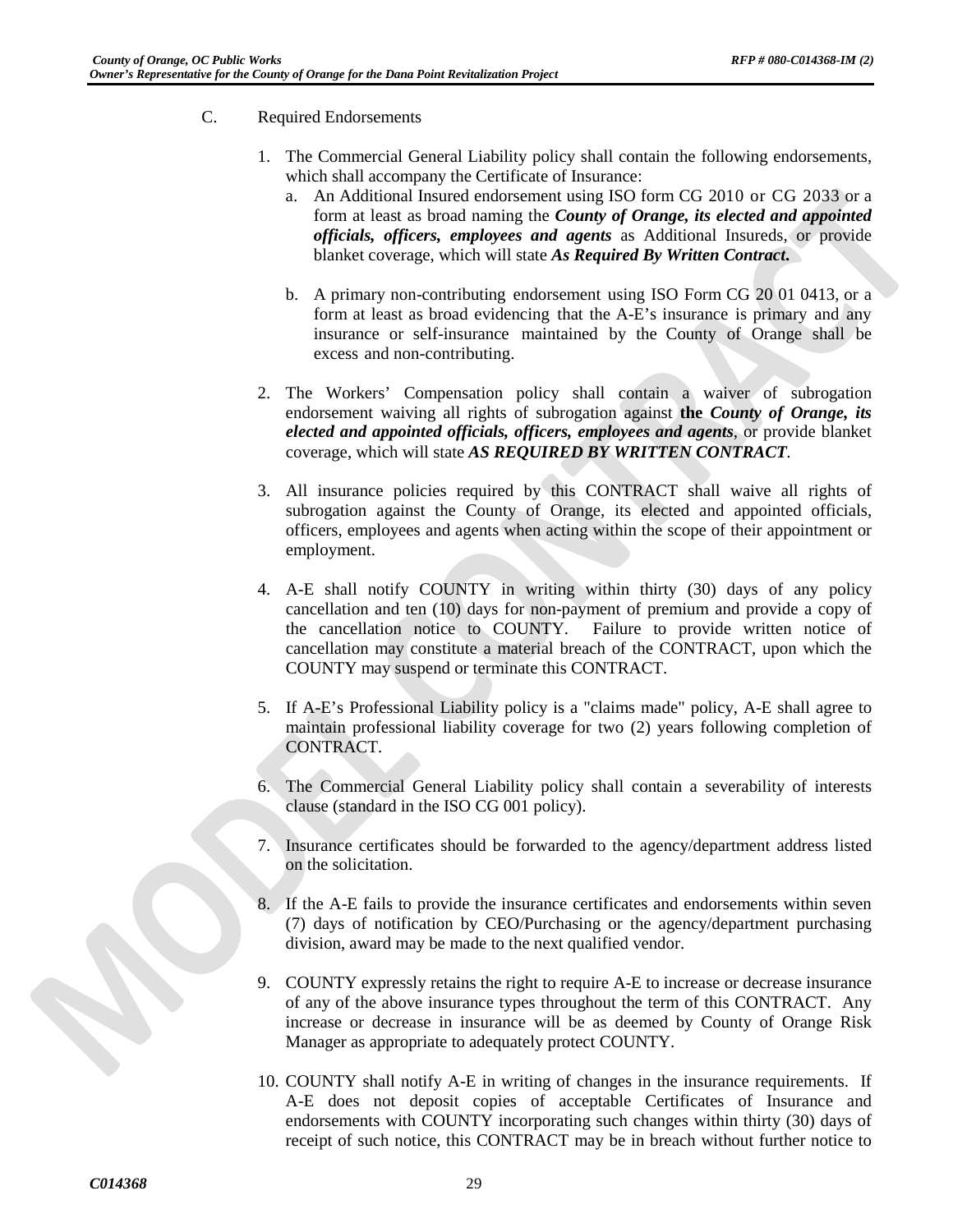C. Required Endorsements

1. The Commercial General Liability policy shall contain the following endorsements, which shall accompany the Certificate of Insurance:
   a. An Additional Insured endorsement using ISO form CG 2010 or CG 2033 or a form at least as broad naming the ***County of Orange, its elected and appointed officials, officers, employees and agents*** as Additional Insureds, or provide blanket coverage, which will state ***As Required By Written Contract.***

   b. A primary non-contributing endorsement using ISO Form CG 20 01 0413, or a form at least as broad evidencing that the A-E's insurance is primary and any insurance or self-insurance maintained by the County of Orange shall be excess and non-contributing.

2. The Workers' Compensation policy shall contain a waiver of subrogation endorsement waiving all rights of subrogation against **the *County of Orange, its elected and appointed officials, officers, employees and agents***, or provide blanket coverage, which will state ***AS REQUIRED BY WRITTEN CONTRACT***.

3. All insurance policies required by this CONTRACT shall waive all rights of subrogation against the County of Orange, its elected and appointed officials, officers, employees and agents when acting within the scope of their appointment or employment.

4. A-E shall notify COUNTY in writing within thirty (30) days of any policy cancellation and ten (10) days for non-payment of premium and provide a copy of the cancellation notice to COUNTY. Failure to provide written notice of cancellation may constitute a material breach of the CONTRACT, upon which the COUNTY may suspend or terminate this CONTRACT.

5. If A-E's Professional Liability policy is a "claims made" policy, A-E shall agree to maintain professional liability coverage for two (2) years following completion of CONTRACT.

6. The Commercial General Liability policy shall contain a severability of interests clause (standard in the ISO CG 001 policy).

7. Insurance certificates should be forwarded to the agency/department address listed on the solicitation.

8. If the A-E fails to provide the insurance certificates and endorsements within seven (7) days of notification by CEO/Purchasing or the agency/department purchasing division, award may be made to the next qualified vendor.

9. COUNTY expressly retains the right to require A-E to increase or decrease insurance of any of the above insurance types throughout the term of this CONTRACT. Any increase or decrease in insurance will be as deemed by County of Orange Risk Manager as appropriate to adequately protect COUNTY.

10. COUNTY shall notify A-E in writing of changes in the insurance requirements. If A-E does not deposit copies of acceptable Certificates of Insurance and endorsements with COUNTY incorporating such changes within thirty (30) days of receipt of such notice, this CONTRACT may be in breach without further notice to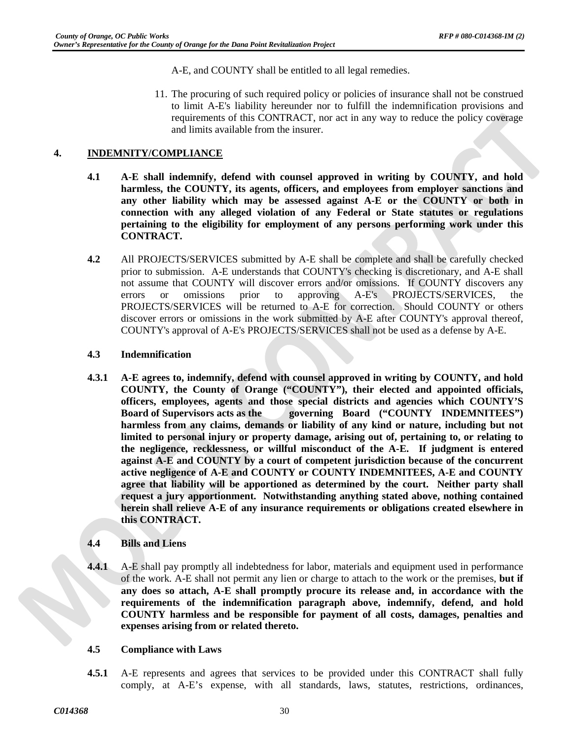A-E, and COUNTY shall be entitled to all legal remedies.

11. The procuring of such required policy or policies of insurance shall not be construed to limit A-E's liability hereunder nor to fulfill the indemnification provisions and requirements of this CONTRACT, nor act in any way to reduce the policy coverage and limits available from the insurer.

## 4. INDEMNITY/COMPLIANCE

**4.1 A-E shall indemnify, defend with counsel approved in writing by COUNTY, and hold harmless, the COUNTY, its agents, officers, and employees from employer sanctions and any other liability which may be assessed against A-E or the COUNTY or both in connection with any alleged violation of any Federal or State statutes or regulations pertaining to the eligibility for employment of any persons performing work under this CONTRACT.**

**4.2** All PROJECTS/SERVICES submitted by A-E shall be complete and shall be carefully checked prior to submission. A-E understands that COUNTY's checking is discretionary, and A-E shall not assume that COUNTY will discover errors and/or omissions. If COUNTY discovers any errors or omissions prior to approving A-E's PROJECTS/SERVICES, the PROJECTS/SERVICES will be returned to A-E for correction. Should COUNTY or others discover errors or omissions in the work submitted by A-E after COUNTY's approval thereof, COUNTY's approval of A-E's PROJECTS/SERVICES shall not be used as a defense by A-E.

**4.3 Indemnification**

**4.3.1 A-E agrees to, indemnify, defend with counsel approved in writing by COUNTY, and hold COUNTY, the County of Orange ("COUNTY"), their elected and appointed officials, officers, employees, agents and those special districts and agencies which COUNTY'S Board of Supervisors acts as the governing Board ("COUNTY INDEMNITEES") harmless from any claims, demands or liability of any kind or nature, including but not limited to personal injury or property damage, arising out of, pertaining to, or relating to the negligence, recklessness, or willful misconduct of the A-E. If judgment is entered against A-E and COUNTY by a court of competent jurisdiction because of the concurrent active negligence of A-E and COUNTY or COUNTY INDEMNITEES, A-E and COUNTY agree that liability will be apportioned as determined by the court. Neither party shall request a jury apportionment. Notwithstanding anything stated above, nothing contained herein shall relieve A-E of any insurance requirements or obligations created elsewhere in this CONTRACT.**

**4.4 Bills and Liens**

**4.4.1** A-E shall pay promptly all indebtedness for labor, materials and equipment used in performance of the work. A-E shall not permit any lien or charge to attach to the work or the premises, **but if any does so attach, A-E shall promptly procure its release and, in accordance with the requirements of the indemnification paragraph above, indemnify, defend, and hold COUNTY harmless and be responsible for payment of all costs, damages, penalties and expenses arising from or related thereto.**

**4.5 Compliance with Laws**

**4.5.1** A-E represents and agrees that services to be provided under this CONTRACT shall fully comply, at A-E's expense, with all standards, laws, statutes, restrictions, ordinances,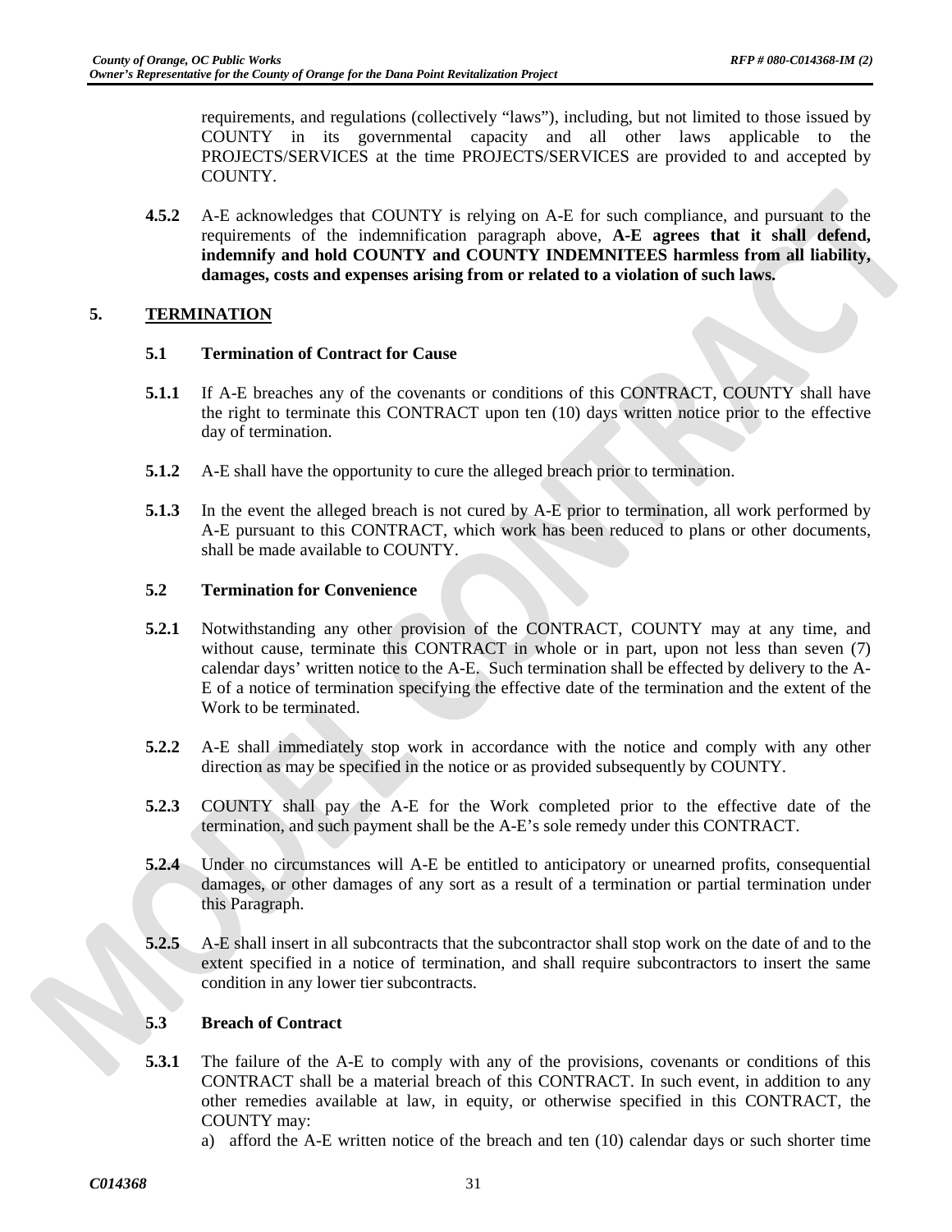requirements, and regulations (collectively "laws"), including, but not limited to those issued by COUNTY in its governmental capacity and all other laws applicable to the PROJECTS/SERVICES at the time PROJECTS/SERVICES are provided to and accepted by COUNTY.

**4.5.2** A-E acknowledges that COUNTY is relying on A-E for such compliance, and pursuant to the requirements of the indemnification paragraph above, **A-E agrees that it shall defend, indemnify and hold COUNTY and COUNTY INDEMNITEES harmless from all liability, damages, costs and expenses arising from or related to a violation of such laws.**

## 5. TERMINATION

### 5.1 Termination of Contract for Cause

**5.1.1** If A-E breaches any of the covenants or conditions of this CONTRACT, COUNTY shall have the right to terminate this CONTRACT upon ten (10) days written notice prior to the effective day of termination.

**5.1.2** A-E shall have the opportunity to cure the alleged breach prior to termination.

**5.1.3** In the event the alleged breach is not cured by A-E prior to termination, all work performed by A-E pursuant to this CONTRACT, which work has been reduced to plans or other documents, shall be made available to COUNTY.

### 5.2 Termination for Convenience

**5.2.1** Notwithstanding any other provision of the CONTRACT, COUNTY may at any time, and without cause, terminate this CONTRACT in whole or in part, upon not less than seven (7) calendar days' written notice to the A-E. Such termination shall be effected by delivery to the A-E of a notice of termination specifying the effective date of the termination and the extent of the Work to be terminated.

**5.2.2** A-E shall immediately stop work in accordance with the notice and comply with any other direction as may be specified in the notice or as provided subsequently by COUNTY.

**5.2.3** COUNTY shall pay the A-E for the Work completed prior to the effective date of the termination, and such payment shall be the A-E's sole remedy under this CONTRACT.

**5.2.4** Under no circumstances will A-E be entitled to anticipatory or unearned profits, consequential damages, or other damages of any sort as a result of a termination or partial termination under this Paragraph.

**5.2.5** A-E shall insert in all subcontracts that the subcontractor shall stop work on the date of and to the extent specified in a notice of termination, and shall require subcontractors to insert the same condition in any lower tier subcontracts.

### 5.3 Breach of Contract

**5.3.1** The failure of the A-E to comply with any of the provisions, covenants or conditions of this CONTRACT shall be a material breach of this CONTRACT. In such event, in addition to any other remedies available at law, in equity, or otherwise specified in this CONTRACT, the COUNTY may:

a) afford the A-E written notice of the breach and ten (10) calendar days or such shorter time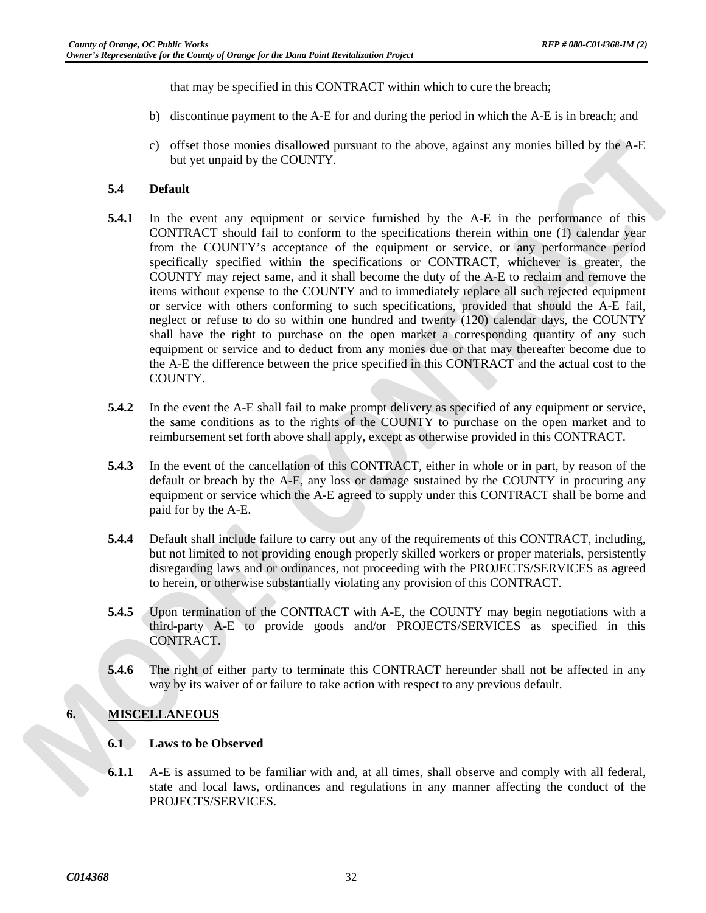that may be specified in this CONTRACT within which to cure the breach;

b) discontinue payment to the A-E for and during the period in which the A-E is in breach; and

c) offset those monies disallowed pursuant to the above, against any monies billed by the A-E but yet unpaid by the COUNTY.

**5.4 Default**

**5.4.1** In the event any equipment or service furnished by the A-E in the performance of this CONTRACT should fail to conform to the specifications therein within one (1) calendar year from the COUNTY's acceptance of the equipment or service, or any performance period specifically specified within the specifications or CONTRACT, whichever is greater, the COUNTY may reject same, and it shall become the duty of the A-E to reclaim and remove the items without expense to the COUNTY and to immediately replace all such rejected equipment or service with others conforming to such specifications, provided that should the A-E fail, neglect or refuse to do so within one hundred and twenty (120) calendar days, the COUNTY shall have the right to purchase on the open market a corresponding quantity of any such equipment or service and to deduct from any monies due or that may thereafter become due to the A-E the difference between the price specified in this CONTRACT and the actual cost to the COUNTY.

**5.4.2** In the event the A-E shall fail to make prompt delivery as specified of any equipment or service, the same conditions as to the rights of the COUNTY to purchase on the open market and to reimbursement set forth above shall apply, except as otherwise provided in this CONTRACT.

**5.4.3** In the event of the cancellation of this CONTRACT, either in whole or in part, by reason of the default or breach by the A-E, any loss or damage sustained by the COUNTY in procuring any equipment or service which the A-E agreed to supply under this CONTRACT shall be borne and paid for by the A-E.

**5.4.4** Default shall include failure to carry out any of the requirements of this CONTRACT, including, but not limited to not providing enough properly skilled workers or proper materials, persistently disregarding laws and or ordinances, not proceeding with the PROJECTS/SERVICES as agreed to herein, or otherwise substantially violating any provision of this CONTRACT.

**5.4.5** Upon termination of the CONTRACT with A-E, the COUNTY may begin negotiations with a third-party A-E to provide goods and/or PROJECTS/SERVICES as specified in this CONTRACT.

**5.4.6** The right of either party to terminate this CONTRACT hereunder shall not be affected in any way by its waiver of or failure to take action with respect to any previous default.

## 6. MISCELLANEOUS

**6.1 Laws to be Observed**

**6.1.1** A-E is assumed to be familiar with and, at all times, shall observe and comply with all federal, state and local laws, ordinances and regulations in any manner affecting the conduct of the PROJECTS/SERVICES.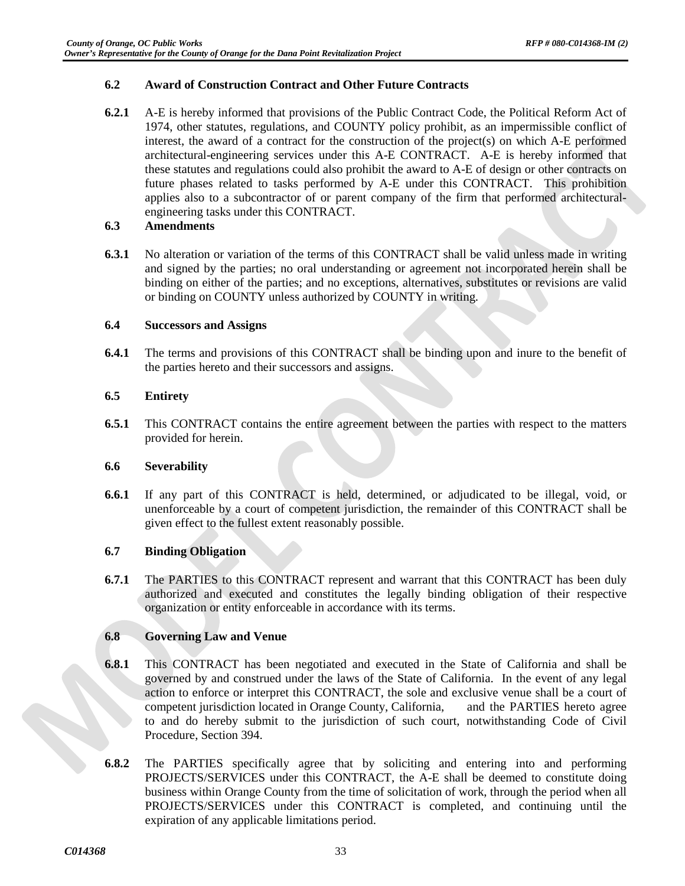### 6.2 Award of Construction Contract and Other Future Contracts

**6.2.1** A-E is hereby informed that provisions of the Public Contract Code, the Political Reform Act of 1974, other statutes, regulations, and COUNTY policy prohibit, as an impermissible conflict of interest, the award of a contract for the construction of the project(s) on which A-E performed architectural-engineering services under this A-E CONTRACT. A-E is hereby informed that these statutes and regulations could also prohibit the award to A-E of design or other contracts on future phases related to tasks performed by A-E under this CONTRACT. This prohibition applies also to a subcontractor of or parent company of the firm that performed architectural-engineering tasks under this CONTRACT.

### 6.3 Amendments

**6.3.1** No alteration or variation of the terms of this CONTRACT shall be valid unless made in writing and signed by the parties; no oral understanding or agreement not incorporated herein shall be binding on either of the parties; and no exceptions, alternatives, substitutes or revisions are valid or binding on COUNTY unless authorized by COUNTY in writing.

### 6.4 Successors and Assigns

**6.4.1** The terms and provisions of this CONTRACT shall be binding upon and inure to the benefit of the parties hereto and their successors and assigns.

### 6.5 Entirety

**6.5.1** This CONTRACT contains the entire agreement between the parties with respect to the matters provided for herein.

### 6.6 Severability

**6.6.1** If any part of this CONTRACT is held, determined, or adjudicated to be illegal, void, or unenforceable by a court of competent jurisdiction, the remainder of this CONTRACT shall be given effect to the fullest extent reasonably possible.

### 6.7 Binding Obligation

**6.7.1** The PARTIES to this CONTRACT represent and warrant that this CONTRACT has been duly authorized and executed and constitutes the legally binding obligation of their respective organization or entity enforceable in accordance with its terms.

### 6.8 Governing Law and Venue

**6.8.1** This CONTRACT has been negotiated and executed in the State of California and shall be governed by and construed under the laws of the State of California. In the event of any legal action to enforce or interpret this CONTRACT, the sole and exclusive venue shall be a court of competent jurisdiction located in Orange County, California, and the PARTIES hereto agree to and do hereby submit to the jurisdiction of such court, notwithstanding Code of Civil Procedure, Section 394.

**6.8.2** The PARTIES specifically agree that by soliciting and entering into and performing PROJECTS/SERVICES under this CONTRACT, the A-E shall be deemed to constitute doing business within Orange County from the time of solicitation of work, through the period when all PROJECTS/SERVICES under this CONTRACT is completed, and continuing until the expiration of any applicable limitations period.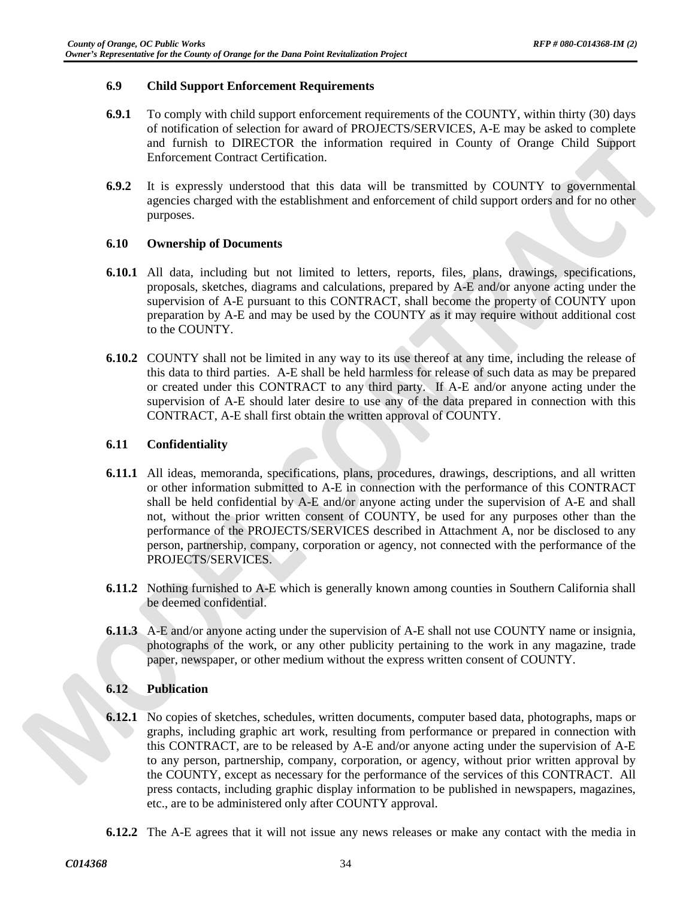### 6.9 Child Support Enforcement Requirements

**6.9.1** To comply with child support enforcement requirements of the COUNTY, within thirty (30) days of notification of selection for award of PROJECTS/SERVICES, A-E may be asked to complete and furnish to DIRECTOR the information required in County of Orange Child Support Enforcement Contract Certification.

**6.9.2** It is expressly understood that this data will be transmitted by COUNTY to governmental agencies charged with the establishment and enforcement of child support orders and for no other purposes.

### 6.10 Ownership of Documents

**6.10.1** All data, including but not limited to letters, reports, files, plans, drawings, specifications, proposals, sketches, diagrams and calculations, prepared by A-E and/or anyone acting under the supervision of A-E pursuant to this CONTRACT, shall become the property of COUNTY upon preparation by A-E and may be used by the COUNTY as it may require without additional cost to the COUNTY.

**6.10.2** COUNTY shall not be limited in any way to its use thereof at any time, including the release of this data to third parties. A-E shall be held harmless for release of such data as may be prepared or created under this CONTRACT to any third party. If A-E and/or anyone acting under the supervision of A-E should later desire to use any of the data prepared in connection with this CONTRACT, A-E shall first obtain the written approval of COUNTY.

### 6.11 Confidentiality

**6.11.1** All ideas, memoranda, specifications, plans, procedures, drawings, descriptions, and all written or other information submitted to A-E in connection with the performance of this CONTRACT shall be held confidential by A-E and/or anyone acting under the supervision of A-E and shall not, without the prior written consent of COUNTY, be used for any purposes other than the performance of the PROJECTS/SERVICES described in Attachment A, nor be disclosed to any person, partnership, company, corporation or agency, not connected with the performance of the PROJECTS/SERVICES.

**6.11.2** Nothing furnished to A-E which is generally known among counties in Southern California shall be deemed confidential.

**6.11.3** A-E and/or anyone acting under the supervision of A-E shall not use COUNTY name or insignia, photographs of the work, or any other publicity pertaining to the work in any magazine, trade paper, newspaper, or other medium without the express written consent of COUNTY.

### 6.12 Publication

**6.12.1** No copies of sketches, schedules, written documents, computer based data, photographs, maps or graphs, including graphic art work, resulting from performance or prepared in connection with this CONTRACT, are to be released by A-E and/or anyone acting under the supervision of A-E to any person, partnership, company, corporation, or agency, without prior written approval by the COUNTY, except as necessary for the performance of the services of this CONTRACT. All press contacts, including graphic display information to be published in newspapers, magazines, etc., are to be administered only after COUNTY approval.

**6.12.2** The A-E agrees that it will not issue any news releases or make any contact with the media in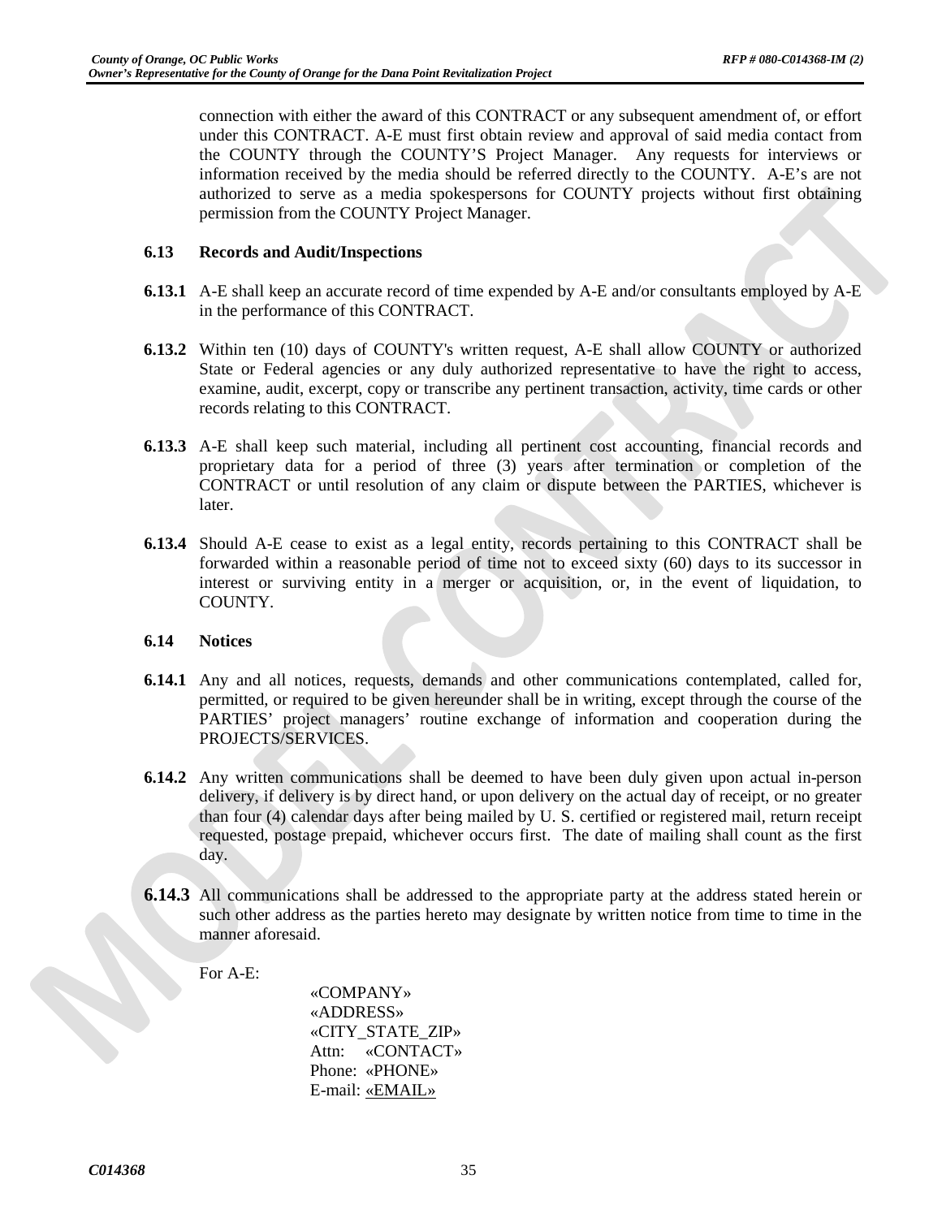connection with either the award of this CONTRACT or any subsequent amendment of, or effort under this CONTRACT. A-E must first obtain review and approval of said media contact from the COUNTY through the COUNTY'S Project Manager. Any requests for interviews or information received by the media should be referred directly to the COUNTY. A-E's are not authorized to serve as a media spokespersons for COUNTY projects without first obtaining permission from the COUNTY Project Manager.

**6.13 Records and Audit/Inspections**

**6.13.1** A-E shall keep an accurate record of time expended by A-E and/or consultants employed by A-E in the performance of this CONTRACT.

**6.13.2** Within ten (10) days of COUNTY's written request, A-E shall allow COUNTY or authorized State or Federal agencies or any duly authorized representative to have the right to access, examine, audit, excerpt, copy or transcribe any pertinent transaction, activity, time cards or other records relating to this CONTRACT.

**6.13.3** A-E shall keep such material, including all pertinent cost accounting, financial records and proprietary data for a period of three (3) years after termination or completion of the CONTRACT or until resolution of any claim or dispute between the PARTIES, whichever is later.

**6.13.4** Should A-E cease to exist as a legal entity, records pertaining to this CONTRACT shall be forwarded within a reasonable period of time not to exceed sixty (60) days to its successor in interest or surviving entity in a merger or acquisition, or, in the event of liquidation, to COUNTY.

**6.14 Notices**

**6.14.1** Any and all notices, requests, demands and other communications contemplated, called for, permitted, or required to be given hereunder shall be in writing, except through the course of the PARTIES' project managers' routine exchange of information and cooperation during the PROJECTS/SERVICES.

**6.14.2** Any written communications shall be deemed to have been duly given upon actual in-person delivery, if delivery is by direct hand, or upon delivery on the actual day of receipt, or no greater than four (4) calendar days after being mailed by U. S. certified or registered mail, return receipt requested, postage prepaid, whichever occurs first. The date of mailing shall count as the first day.

**6.14.3** All communications shall be addressed to the appropriate party at the address stated herein or such other address as the parties hereto may designate by written notice from time to time in the manner aforesaid.

For A-E:

«COMPANY»
«ADDRESS»
«CITY_STATE_ZIP»
Attn: «CONTACT»
Phone: «PHONE»
E-mail: «EMAIL»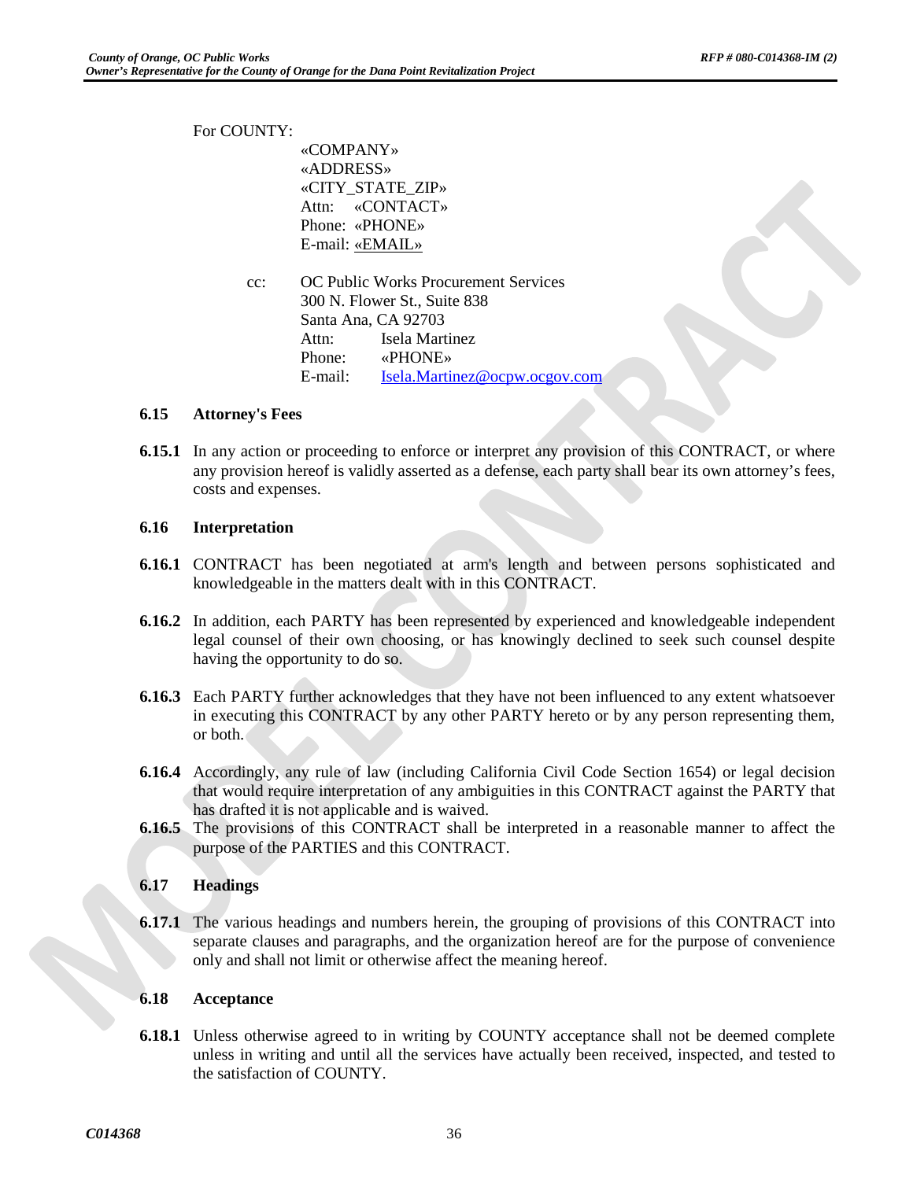For COUNTY:

«COMPANY»
«ADDRESS»
«CITY_STATE_ZIP»
Attn: «CONTACT»
Phone: «PHONE»
E-mail: «EMAIL»

cc: OC Public Works Procurement Services
300 N. Flower St., Suite 838
Santa Ana, CA 92703
Attn: Isela Martinez
Phone: «PHONE»
E-mail: Isela.Martinez@ocpw.ocgov.com

**6.15 Attorney's Fees**

**6.15.1** In any action or proceeding to enforce or interpret any provision of this CONTRACT, or where any provision hereof is validly asserted as a defense, each party shall bear its own attorney's fees, costs and expenses.

**6.16 Interpretation**

**6.16.1** CONTRACT has been negotiated at arm's length and between persons sophisticated and knowledgeable in the matters dealt with in this CONTRACT.

**6.16.2** In addition, each PARTY has been represented by experienced and knowledgeable independent legal counsel of their own choosing, or has knowingly declined to seek such counsel despite having the opportunity to do so.

**6.16.3** Each PARTY further acknowledges that they have not been influenced to any extent whatsoever in executing this CONTRACT by any other PARTY hereto or by any person representing them, or both.

**6.16.4** Accordingly, any rule of law (including California Civil Code Section 1654) or legal decision that would require interpretation of any ambiguities in this CONTRACT against the PARTY that has drafted it is not applicable and is waived.

**6.16.5** The provisions of this CONTRACT shall be interpreted in a reasonable manner to affect the purpose of the PARTIES and this CONTRACT.

**6.17 Headings**

**6.17.1** The various headings and numbers herein, the grouping of provisions of this CONTRACT into separate clauses and paragraphs, and the organization hereof are for the purpose of convenience only and shall not limit or otherwise affect the meaning hereof.

**6.18 Acceptance**

**6.18.1** Unless otherwise agreed to in writing by COUNTY acceptance shall not be deemed complete unless in writing and until all the services have actually been received, inspected, and tested to the satisfaction of COUNTY.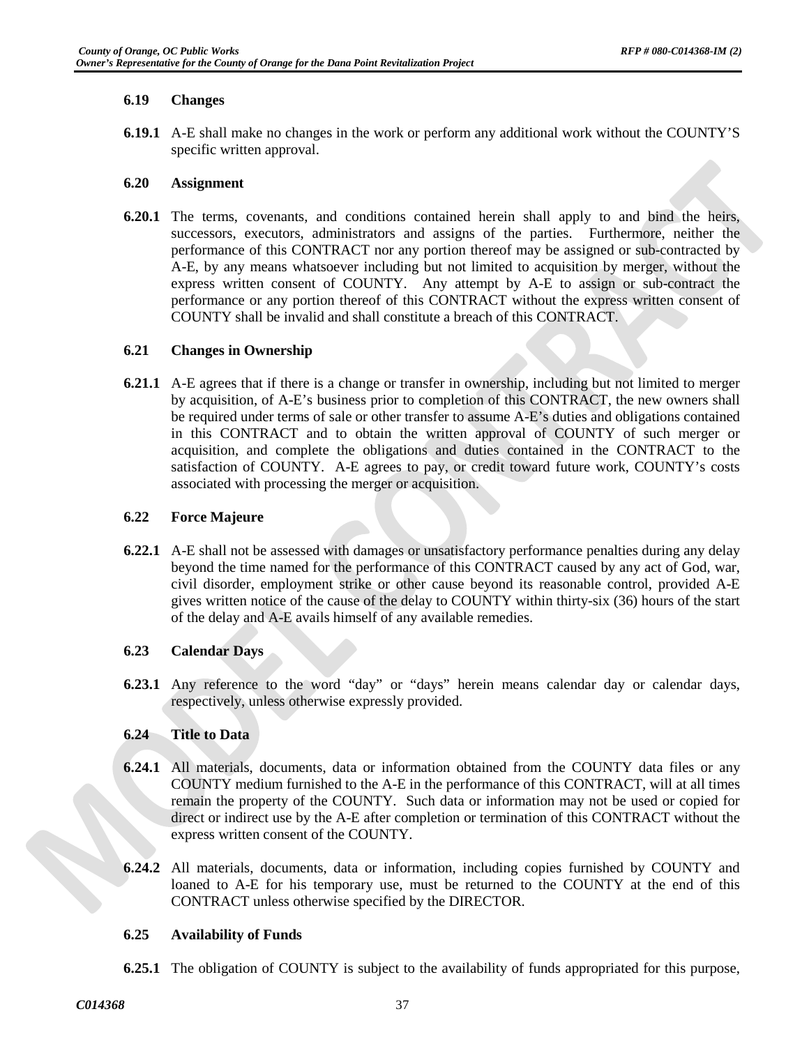### 6.19 Changes

**6.19.1** A-E shall make no changes in the work or perform any additional work without the COUNTY'S specific written approval.

### 6.20 Assignment

**6.20.1** The terms, covenants, and conditions contained herein shall apply to and bind the heirs, successors, executors, administrators and assigns of the parties. Furthermore, neither the performance of this CONTRACT nor any portion thereof may be assigned or sub-contracted by A-E, by any means whatsoever including but not limited to acquisition by merger, without the express written consent of COUNTY. Any attempt by A-E to assign or sub-contract the performance or any portion thereof of this CONTRACT without the express written consent of COUNTY shall be invalid and shall constitute a breach of this CONTRACT.

### 6.21 Changes in Ownership

**6.21.1** A-E agrees that if there is a change or transfer in ownership, including but not limited to merger by acquisition, of A-E's business prior to completion of this CONTRACT, the new owners shall be required under terms of sale or other transfer to assume A-E's duties and obligations contained in this CONTRACT and to obtain the written approval of COUNTY of such merger or acquisition, and complete the obligations and duties contained in the CONTRACT to the satisfaction of COUNTY. A-E agrees to pay, or credit toward future work, COUNTY's costs associated with processing the merger or acquisition.

### 6.22 Force Majeure

**6.22.1** A-E shall not be assessed with damages or unsatisfactory performance penalties during any delay beyond the time named for the performance of this CONTRACT caused by any act of God, war, civil disorder, employment strike or other cause beyond its reasonable control, provided A-E gives written notice of the cause of the delay to COUNTY within thirty-six (36) hours of the start of the delay and A-E avails himself of any available remedies.

### 6.23 Calendar Days

**6.23.1** Any reference to the word "day" or "days" herein means calendar day or calendar days, respectively, unless otherwise expressly provided.

### 6.24 Title to Data

**6.24.1** All materials, documents, data or information obtained from the COUNTY data files or any COUNTY medium furnished to the A-E in the performance of this CONTRACT, will at all times remain the property of the COUNTY. Such data or information may not be used or copied for direct or indirect use by the A-E after completion or termination of this CONTRACT without the express written consent of the COUNTY.

**6.24.2** All materials, documents, data or information, including copies furnished by COUNTY and loaned to A-E for his temporary use, must be returned to the COUNTY at the end of this CONTRACT unless otherwise specified by the DIRECTOR.

### 6.25 Availability of Funds

**6.25.1** The obligation of COUNTY is subject to the availability of funds appropriated for this purpose,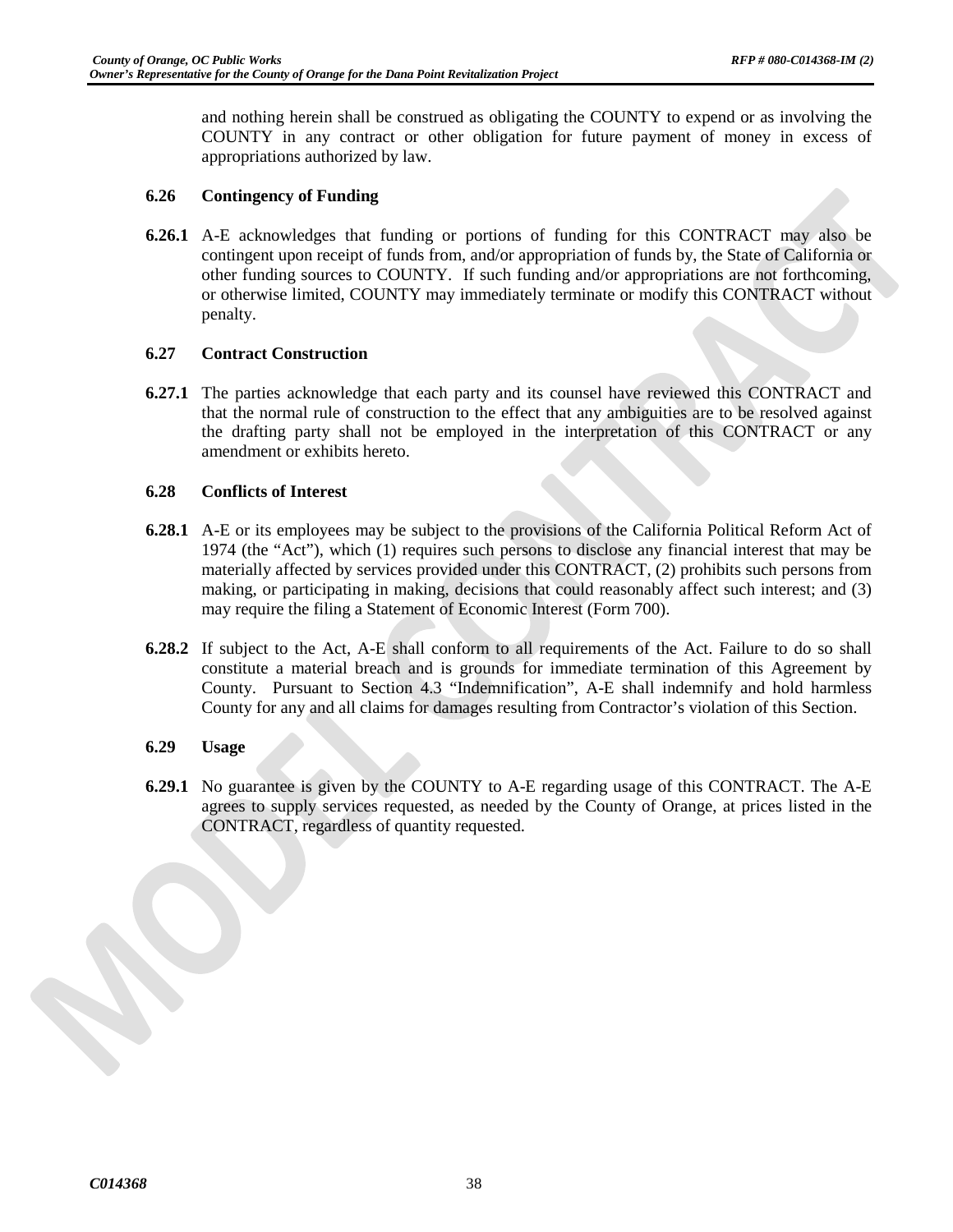and nothing herein shall be construed as obligating the COUNTY to expend or as involving the COUNTY in any contract or other obligation for future payment of money in excess of appropriations authorized by law.

**6.26 Contingency of Funding**

**6.26.1** A-E acknowledges that funding or portions of funding for this CONTRACT may also be contingent upon receipt of funds from, and/or appropriation of funds by, the State of California or other funding sources to COUNTY. If such funding and/or appropriations are not forthcoming, or otherwise limited, COUNTY may immediately terminate or modify this CONTRACT without penalty.

**6.27 Contract Construction**

**6.27.1** The parties acknowledge that each party and its counsel have reviewed this CONTRACT and that the normal rule of construction to the effect that any ambiguities are to be resolved against the drafting party shall not be employed in the interpretation of this CONTRACT or any amendment or exhibits hereto.

**6.28 Conflicts of Interest**

**6.28.1** A-E or its employees may be subject to the provisions of the California Political Reform Act of 1974 (the "Act"), which (1) requires such persons to disclose any financial interest that may be materially affected by services provided under this CONTRACT, (2) prohibits such persons from making, or participating in making, decisions that could reasonably affect such interest; and (3) may require the filing a Statement of Economic Interest (Form 700).

**6.28.2** If subject to the Act, A-E shall conform to all requirements of the Act. Failure to do so shall constitute a material breach and is grounds for immediate termination of this Agreement by County. Pursuant to Section 4.3 "Indemnification", A-E shall indemnify and hold harmless County for any and all claims for damages resulting from Contractor's violation of this Section.

**6.29 Usage**

**6.29.1** No guarantee is given by the COUNTY to A-E regarding usage of this CONTRACT. The A-E agrees to supply services requested, as needed by the County of Orange, at prices listed in the CONTRACT, regardless of quantity requested.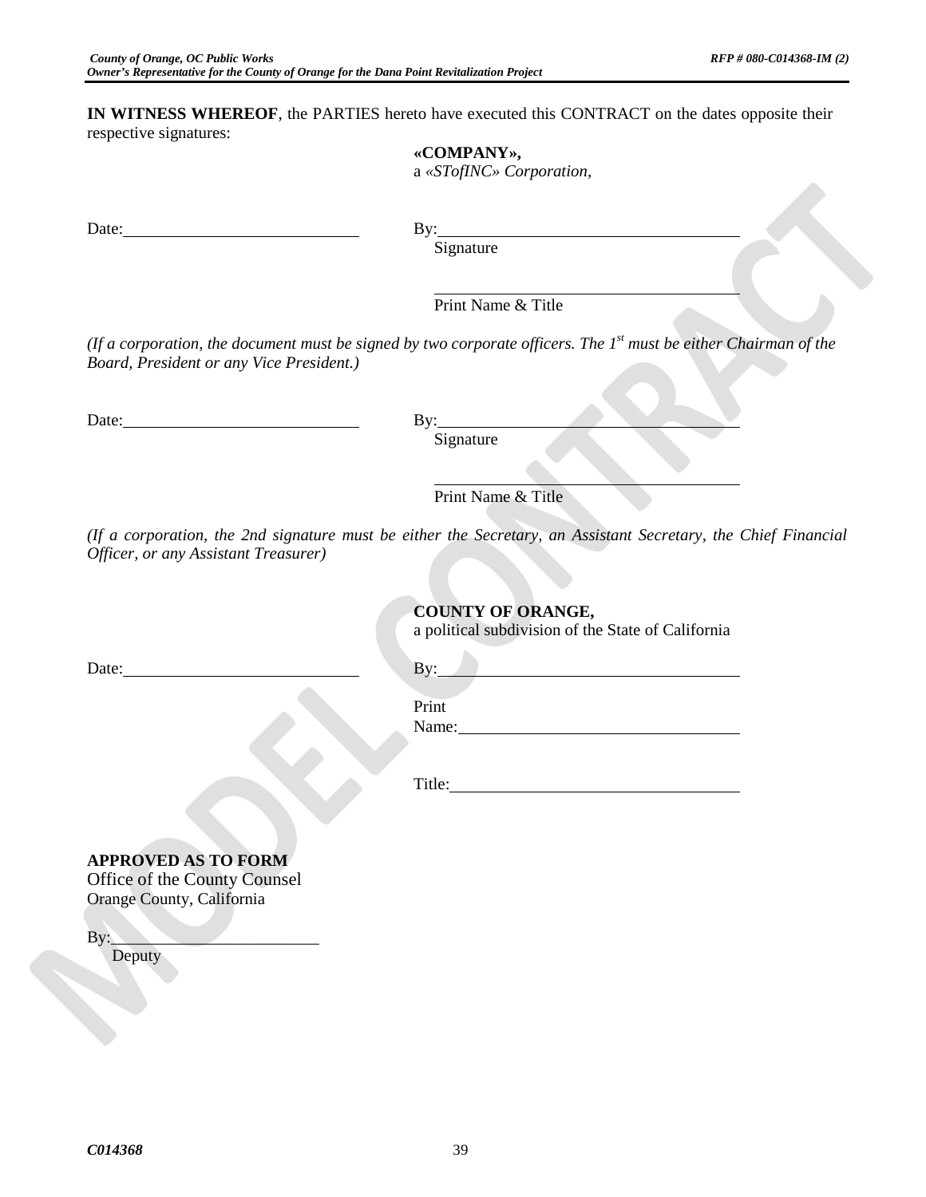**IN WITNESS WHEREOF**, the PARTIES hereto have executed this CONTRACT on the dates opposite their respective signatures:

**«COMPANY»,**
a *«STofINC» Corporation*,

Date:\_\_\_\_\_\_\_\_\_\_\_\_\_\_\_\_\_\_\_\_\_\_\_\_\_\_\_\_ By:\_\_\_\_\_\_\_\_\_\_\_\_\_\_\_\_\_\_\_\_\_\_\_\_\_\_\_\_\_\_\_\_\_\_\_\_
Signature

\_\_\_\_\_\_\_\_\_\_\_\_\_\_\_\_\_\_\_\_\_\_\_\_\_\_\_\_\_\_\_\_\_\_\_\_
Print Name & Title

*(If a corporation, the document must be signed by two corporate officers. The 1st must be either Chairman of the Board, President or any Vice President.)*

Date:\_\_\_\_\_\_\_\_\_\_\_\_\_\_\_\_\_\_\_\_\_\_\_\_\_\_\_\_ By:\_\_\_\_\_\_\_\_\_\_\_\_\_\_\_\_\_\_\_\_\_\_\_\_\_\_\_\_\_\_\_\_\_\_\_\_
Signature

\_\_\_\_\_\_\_\_\_\_\_\_\_\_\_\_\_\_\_\_\_\_\_\_\_\_\_\_\_\_\_\_\_\_\_\_
Print Name & Title

*(If a corporation, the 2nd signature must be either the Secretary, an Assistant Secretary, the Chief Financial Officer, or any Assistant Treasurer)*

**COUNTY OF ORANGE,**
a political subdivision of the State of California

Date:\_\_\_\_\_\_\_\_\_\_\_\_\_\_\_\_\_\_\_\_\_\_\_\_\_\_\_\_ By:\_\_\_\_\_\_\_\_\_\_\_\_\_\_\_\_\_\_\_\_\_\_\_\_\_\_\_\_\_\_\_\_\_\_\_\_

Print
Name:\_\_\_\_\_\_\_\_\_\_\_\_\_\_\_\_\_\_\_\_\_\_\_\_\_\_\_\_\_\_\_\_

Title:\_\_\_\_\_\_\_\_\_\_\_\_\_\_\_\_\_\_\_\_\_\_\_\_\_\_\_\_\_\_\_\_

**APPROVED AS TO FORM**
Office of the County Counsel
Orange County, California

By:\_\_\_\_\_\_\_\_\_\_\_\_\_\_\_\_\_\_\_\_\_\_\_\_\_
Deputy

MODEL CONTRACT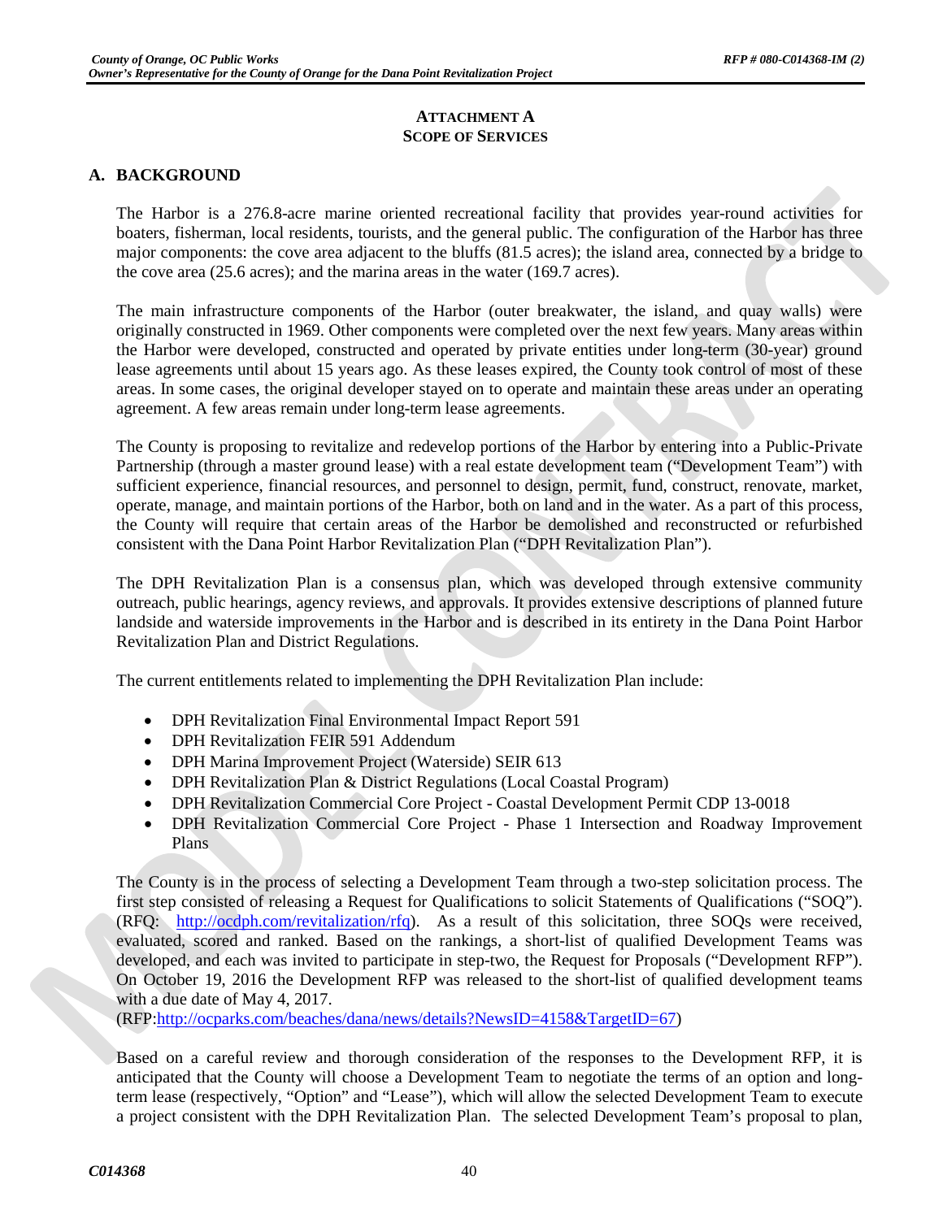**ATTACHMENT A**
**SCOPE OF SERVICES**

## A. BACKGROUND

The Harbor is a 276.8-acre marine oriented recreational facility that provides year-round activities for boaters, fisherman, local residents, tourists, and the general public. The configuration of the Harbor has three major components: the cove area adjacent to the bluffs (81.5 acres); the island area, connected by a bridge to the cove area (25.6 acres); and the marina areas in the water (169.7 acres).

The main infrastructure components of the Harbor (outer breakwater, the island, and quay walls) were originally constructed in 1969. Other components were completed over the next few years. Many areas within the Harbor were developed, constructed and operated by private entities under long-term (30-year) ground lease agreements until about 15 years ago. As these leases expired, the County took control of most of these areas. In some cases, the original developer stayed on to operate and maintain these areas under an operating agreement. A few areas remain under long-term lease agreements.

The County is proposing to revitalize and redevelop portions of the Harbor by entering into a Public-Private Partnership (through a master ground lease) with a real estate development team ("Development Team") with sufficient experience, financial resources, and personnel to design, permit, fund, construct, renovate, market, operate, manage, and maintain portions of the Harbor, both on land and in the water. As a part of this process, the County will require that certain areas of the Harbor be demolished and reconstructed or refurbished consistent with the Dana Point Harbor Revitalization Plan ("DPH Revitalization Plan").

The DPH Revitalization Plan is a consensus plan, which was developed through extensive community outreach, public hearings, agency reviews, and approvals. It provides extensive descriptions of planned future landside and waterside improvements in the Harbor and is described in its entirety in the Dana Point Harbor Revitalization Plan and District Regulations.

The current entitlements related to implementing the DPH Revitalization Plan include:

- DPH Revitalization Final Environmental Impact Report 591
- DPH Revitalization FEIR 591 Addendum
- DPH Marina Improvement Project (Waterside) SEIR 613
- DPH Revitalization Plan & District Regulations (Local Coastal Program)
- DPH Revitalization Commercial Core Project - Coastal Development Permit CDP 13-0018
- DPH Revitalization Commercial Core Project - Phase 1 Intersection and Roadway Improvement Plans

The County is in the process of selecting a Development Team through a two-step solicitation process. The first step consisted of releasing a Request for Qualifications to solicit Statements of Qualifications ("SOQ"). (RFQ: http://ocdph.com/revitalization/rfq). As a result of this solicitation, three SOQs were received, evaluated, scored and ranked. Based on the rankings, a short-list of qualified Development Teams was developed, and each was invited to participate in step-two, the Request for Proposals ("Development RFP"). On October 19, 2016 the Development RFP was released to the short-list of qualified development teams with a due date of May 4, 2017.
(RFP:http://ocparks.com/beaches/dana/news/details?NewsID=4158&TargetID=67)

Based on a careful review and thorough consideration of the responses to the Development RFP, it is anticipated that the County will choose a Development Team to negotiate the terms of an option and long-term lease (respectively, "Option" and "Lease"), which will allow the selected Development Team to execute a project consistent with the DPH Revitalization Plan. The selected Development Team's proposal to plan,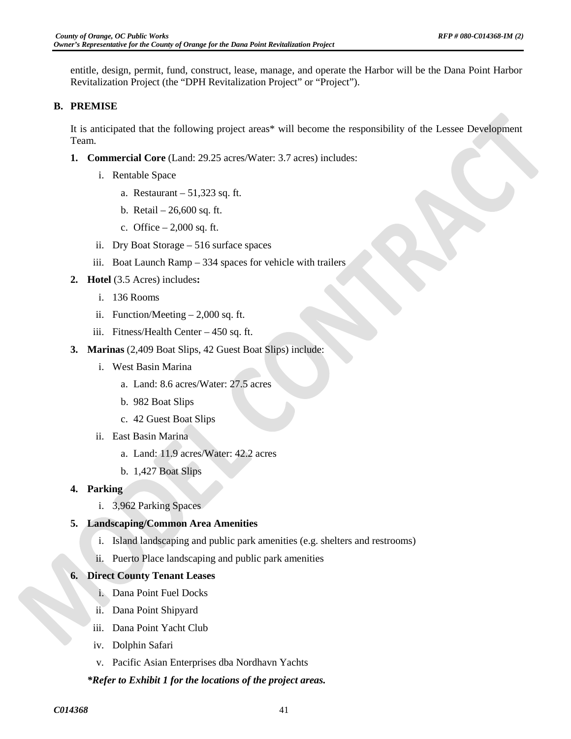entitle, design, permit, fund, construct, lease, manage, and operate the Harbor will be the Dana Point Harbor Revitalization Project (the "DPH Revitalization Project" or "Project").

## B. PREMISE

It is anticipated that the following project areas* will become the responsibility of the Lessee Development Team.

1. **Commercial Core** (Land: 29.25 acres/Water: 3.7 acres) includes:
   - i. Rentable Space
     - a. Restaurant – 51,323 sq. ft.
     - b. Retail – 26,600 sq. ft.
     - c. Office – 2,000 sq. ft.
   - ii. Dry Boat Storage – 516 surface spaces
   - iii. Boat Launch Ramp – 334 spaces for vehicle with trailers
2. **Hotel** (3.5 Acres) includes**:**
   - i. 136 Rooms
   - ii. Function/Meeting – 2,000 sq. ft.
   - iii. Fitness/Health Center – 450 sq. ft.
3. **Marinas** (2,409 Boat Slips, 42 Guest Boat Slips) include:
   - i. West Basin Marina
     - a. Land: 8.6 acres/Water: 27.5 acres
     - b. 982 Boat Slips
     - c. 42 Guest Boat Slips
   - ii. East Basin Marina
     - a. Land: 11.9 acres/Water: 42.2 acres
     - b. 1,427 Boat Slips
4. **Parking**
   - i. 3,962 Parking Spaces
5. **Landscaping/Common Area Amenities**
   - i. Island landscaping and public park amenities (e.g. shelters and restrooms)
   - ii. Puerto Place landscaping and public park amenities
6. **Direct County Tenant Leases**
   - i. Dana Point Fuel Docks
   - ii. Dana Point Shipyard
   - iii. Dana Point Yacht Club
   - iv. Dolphin Safari
   - v. Pacific Asian Enterprises dba Nordhavn Yachts

***Refer to Exhibit 1 for the locations of the project areas.***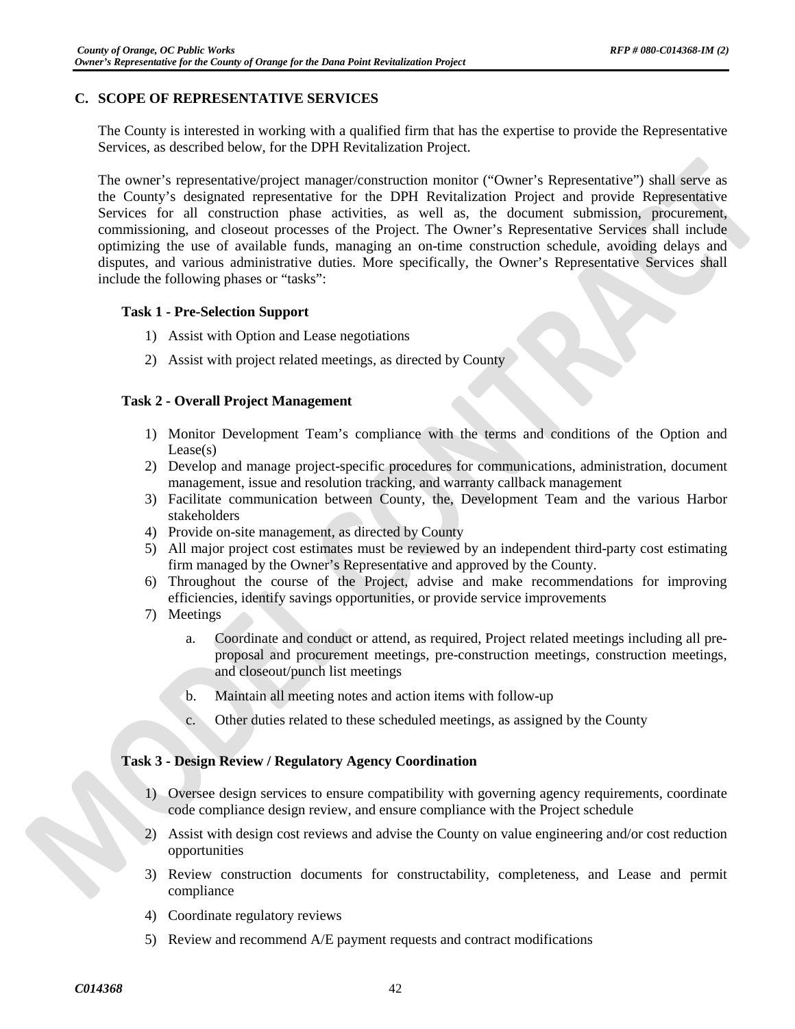## C. SCOPE OF REPRESENTATIVE SERVICES

The County is interested in working with a qualified firm that has the expertise to provide the Representative Services, as described below, for the DPH Revitalization Project.

The owner's representative/project manager/construction monitor ("Owner's Representative") shall serve as the County's designated representative for the DPH Revitalization Project and provide Representative Services for all construction phase activities, as well as, the document submission, procurement, commissioning, and closeout processes of the Project. The Owner's Representative Services shall include optimizing the use of available funds, managing an on-time construction schedule, avoiding delays and disputes, and various administrative duties. More specifically, the Owner's Representative Services shall include the following phases or "tasks":

### Task 1 - Pre-Selection Support

1) Assist with Option and Lease negotiations
2) Assist with project related meetings, as directed by County

### Task 2 - Overall Project Management

1) Monitor Development Team's compliance with the terms and conditions of the Option and Lease(s)
2) Develop and manage project-specific procedures for communications, administration, document management, issue and resolution tracking, and warranty callback management
3) Facilitate communication between County, the, Development Team and the various Harbor stakeholders
4) Provide on-site management, as directed by County
5) All major project cost estimates must be reviewed by an independent third-party cost estimating firm managed by the Owner's Representative and approved by the County.
6) Throughout the course of the Project, advise and make recommendations for improving efficiencies, identify savings opportunities, or provide service improvements
7) Meetings
   a. Coordinate and conduct or attend, as required, Project related meetings including all pre-proposal and procurement meetings, pre-construction meetings, construction meetings, and closeout/punch list meetings
   b. Maintain all meeting notes and action items with follow-up
   c. Other duties related to these scheduled meetings, as assigned by the County

### Task 3 - Design Review / Regulatory Agency Coordination

1) Oversee design services to ensure compatibility with governing agency requirements, coordinate code compliance design review, and ensure compliance with the Project schedule
2) Assist with design cost reviews and advise the County on value engineering and/or cost reduction opportunities
3) Review construction documents for constructability, completeness, and Lease and permit compliance
4) Coordinate regulatory reviews
5) Review and recommend A/E payment requests and contract modifications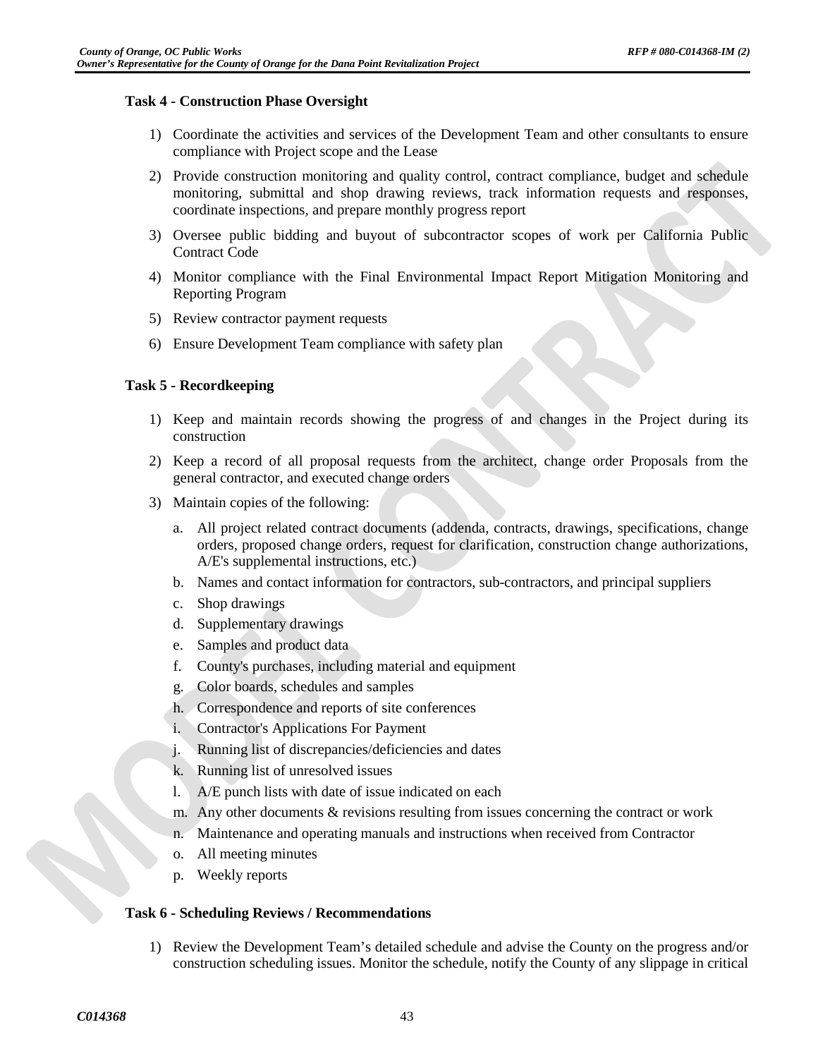**Task 4 - Construction Phase Oversight**

1) Coordinate the activities and services of the Development Team and other consultants to ensure compliance with Project scope and the Lease
2) Provide construction monitoring and quality control, contract compliance, budget and schedule monitoring, submittal and shop drawing reviews, track information requests and responses, coordinate inspections, and prepare monthly progress report
3) Oversee public bidding and buyout of subcontractor scopes of work per California Public Contract Code
4) Monitor compliance with the Final Environmental Impact Report Mitigation Monitoring and Reporting Program
5) Review contractor payment requests
6) Ensure Development Team compliance with safety plan

**Task 5 - Recordkeeping**

1) Keep and maintain records showing the progress of and changes in the Project during its construction
2) Keep a record of all proposal requests from the architect, change order Proposals from the general contractor, and executed change orders
3) Maintain copies of the following:
   a. All project related contract documents (addenda, contracts, drawings, specifications, change orders, proposed change orders, request for clarification, construction change authorizations, A/E's supplemental instructions, etc.)
   b. Names and contact information for contractors, sub-contractors, and principal suppliers
   c. Shop drawings
   d. Supplementary drawings
   e. Samples and product data
   f. County's purchases, including material and equipment
   g. Color boards, schedules and samples
   h. Correspondence and reports of site conferences
   i. Contractor's Applications For Payment
   j. Running list of discrepancies/deficiencies and dates
   k. Running list of unresolved issues
   l. A/E punch lists with date of issue indicated on each
   m. Any other documents & revisions resulting from issues concerning the contract or work
   n. Maintenance and operating manuals and instructions when received from Contractor
   o. All meeting minutes
   p. Weekly reports

**Task 6 - Scheduling Reviews / Recommendations**

1) Review the Development Team's detailed schedule and advise the County on the progress and/or construction scheduling issues. Monitor the schedule, notify the County of any slippage in critical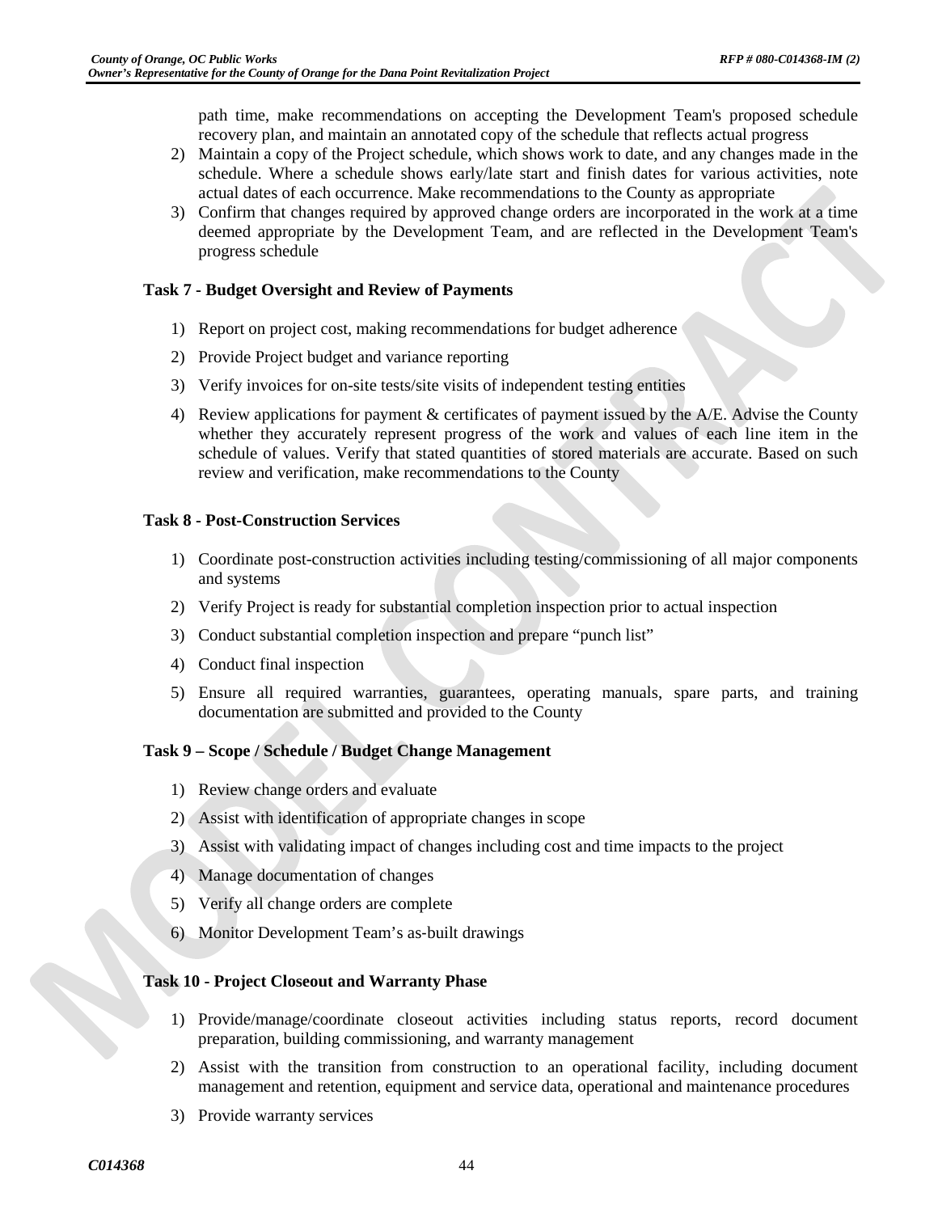path time, make recommendations on accepting the Development Team's proposed schedule recovery plan, and maintain an annotated copy of the schedule that reflects actual progress

2) Maintain a copy of the Project schedule, which shows work to date, and any changes made in the schedule. Where a schedule shows early/late start and finish dates for various activities, note actual dates of each occurrence. Make recommendations to the County as appropriate
3) Confirm that changes required by approved change orders are incorporated in the work at a time deemed appropriate by the Development Team, and are reflected in the Development Team's progress schedule

**Task 7 - Budget Oversight and Review of Payments**

1) Report on project cost, making recommendations for budget adherence
2) Provide Project budget and variance reporting
3) Verify invoices for on-site tests/site visits of independent testing entities
4) Review applications for payment & certificates of payment issued by the A/E. Advise the County whether they accurately represent progress of the work and values of each line item in the schedule of values. Verify that stated quantities of stored materials are accurate. Based on such review and verification, make recommendations to the County

**Task 8 - Post-Construction Services**

1) Coordinate post-construction activities including testing/commissioning of all major components and systems
2) Verify Project is ready for substantial completion inspection prior to actual inspection
3) Conduct substantial completion inspection and prepare "punch list"
4) Conduct final inspection
5) Ensure all required warranties, guarantees, operating manuals, spare parts, and training documentation are submitted and provided to the County

**Task 9 – Scope / Schedule / Budget Change Management**

1) Review change orders and evaluate
2) Assist with identification of appropriate changes in scope
3) Assist with validating impact of changes including cost and time impacts to the project
4) Manage documentation of changes
5) Verify all change orders are complete
6) Monitor Development Team's as-built drawings

**Task 10 - Project Closeout and Warranty Phase**

1) Provide/manage/coordinate closeout activities including status reports, record document preparation, building commissioning, and warranty management
2) Assist with the transition from construction to an operational facility, including document management and retention, equipment and service data, operational and maintenance procedures
3) Provide warranty services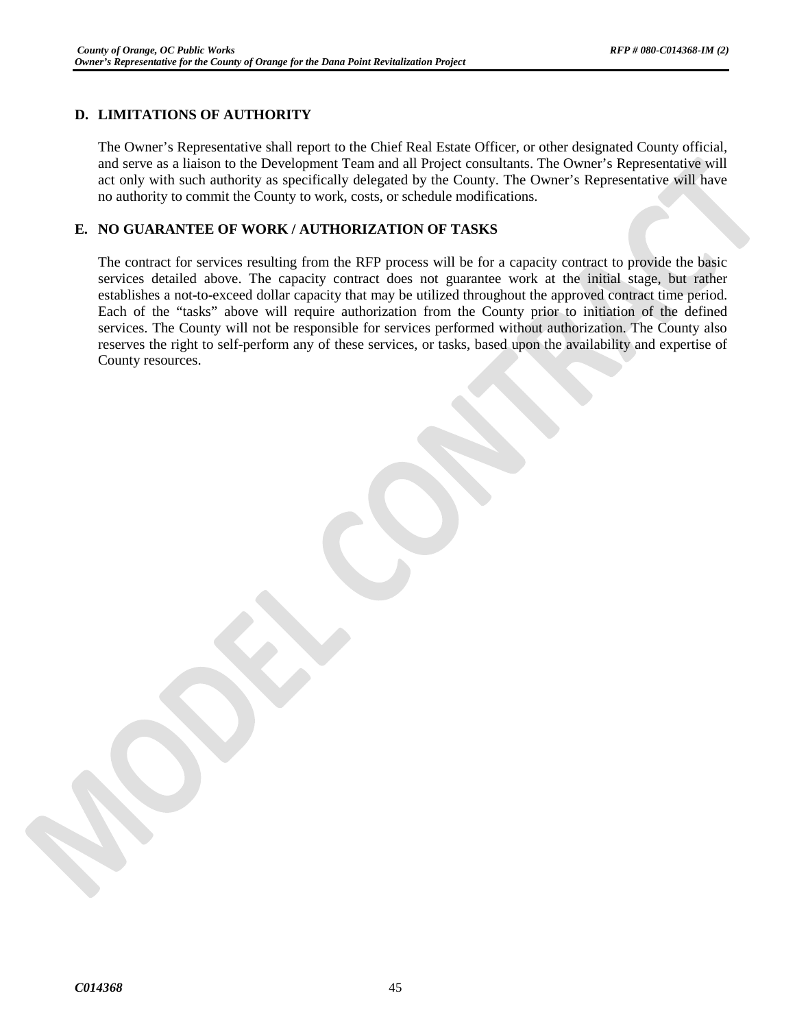## D. LIMITATIONS OF AUTHORITY

The Owner's Representative shall report to the Chief Real Estate Officer, or other designated County official, and serve as a liaison to the Development Team and all Project consultants. The Owner's Representative will act only with such authority as specifically delegated by the County. The Owner's Representative will have no authority to commit the County to work, costs, or schedule modifications.

## E. NO GUARANTEE OF WORK / AUTHORIZATION OF TASKS

The contract for services resulting from the RFP process will be for a capacity contract to provide the basic services detailed above. The capacity contract does not guarantee work at the initial stage, but rather establishes a not-to-exceed dollar capacity that may be utilized throughout the approved contract time period. Each of the "tasks" above will require authorization from the County prior to initiation of the defined services. The County will not be responsible for services performed without authorization. The County also reserves the right to self-perform any of these services, or tasks, based upon the availability and expertise of County resources.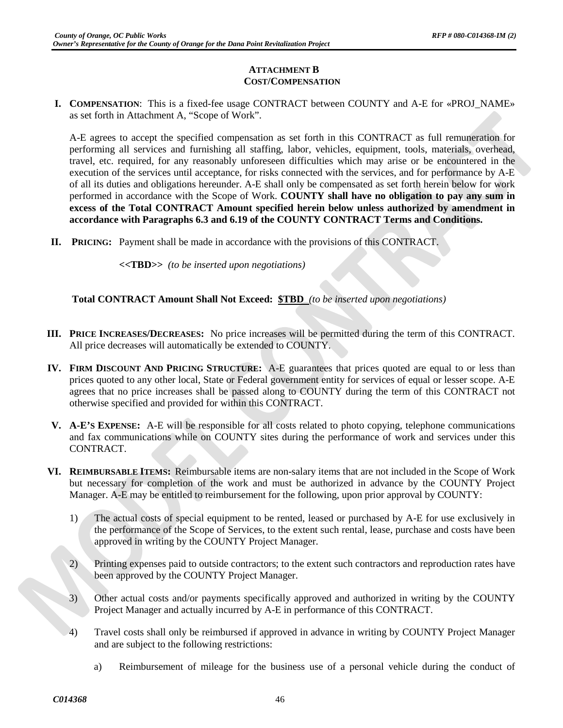## ATTACHMENT B
## COST/COMPENSATION

**I. COMPENSATION**: This is a fixed-fee usage CONTRACT between COUNTY and A-E for «PROJ_NAME» as set forth in Attachment A, "Scope of Work".

A-E agrees to accept the specified compensation as set forth in this CONTRACT as full remuneration for performing all services and furnishing all staffing, labor, vehicles, equipment, tools, materials, overhead, travel, etc. required, for any reasonably unforeseen difficulties which may arise or be encountered in the execution of the services until acceptance, for risks connected with the services, and for performance by A-E of all its duties and obligations hereunder. A-E shall only be compensated as set forth herein below for work performed in accordance with the Scope of Work. **COUNTY shall have no obligation to pay any sum in excess of the Total CONTRACT Amount specified herein below unless authorized by amendment in accordance with Paragraphs 6.3 and 6.19 of the COUNTY CONTRACT Terms and Conditions.**

**II. PRICING:** Payment shall be made in accordance with the provisions of this CONTRACT.

**<<TBD>>** *(to be inserted upon negotiations)*

**Total CONTRACT Amount Shall Not Exceed: $TBD** *(to be inserted upon negotiations)*

**III. PRICE INCREASES/DECREASES:** No price increases will be permitted during the term of this CONTRACT. All price decreases will automatically be extended to COUNTY.

**IV. FIRM DISCOUNT AND PRICING STRUCTURE:** A-E guarantees that prices quoted are equal to or less than prices quoted to any other local, State or Federal government entity for services of equal or lesser scope. A-E agrees that no price increases shall be passed along to COUNTY during the term of this CONTRACT not otherwise specified and provided for within this CONTRACT.

**V. A-E'S EXPENSE:** A-E will be responsible for all costs related to photo copying, telephone communications and fax communications while on COUNTY sites during the performance of work and services under this CONTRACT.

**VI. REIMBURSABLE ITEMS:** Reimbursable items are non-salary items that are not included in the Scope of Work but necessary for completion of the work and must be authorized in advance by the COUNTY Project Manager. A-E may be entitled to reimbursement for the following, upon prior approval by COUNTY:

1) The actual costs of special equipment to be rented, leased or purchased by A-E for use exclusively in the performance of the Scope of Services, to the extent such rental, lease, purchase and costs have been approved in writing by the COUNTY Project Manager.

2) Printing expenses paid to outside contractors; to the extent such contractors and reproduction rates have been approved by the COUNTY Project Manager.

3) Other actual costs and/or payments specifically approved and authorized in writing by the COUNTY Project Manager and actually incurred by A-E in performance of this CONTRACT.

4) Travel costs shall only be reimbursed if approved in advance in writing by COUNTY Project Manager and are subject to the following restrictions:

   a) Reimbursement of mileage for the business use of a personal vehicle during the conduct of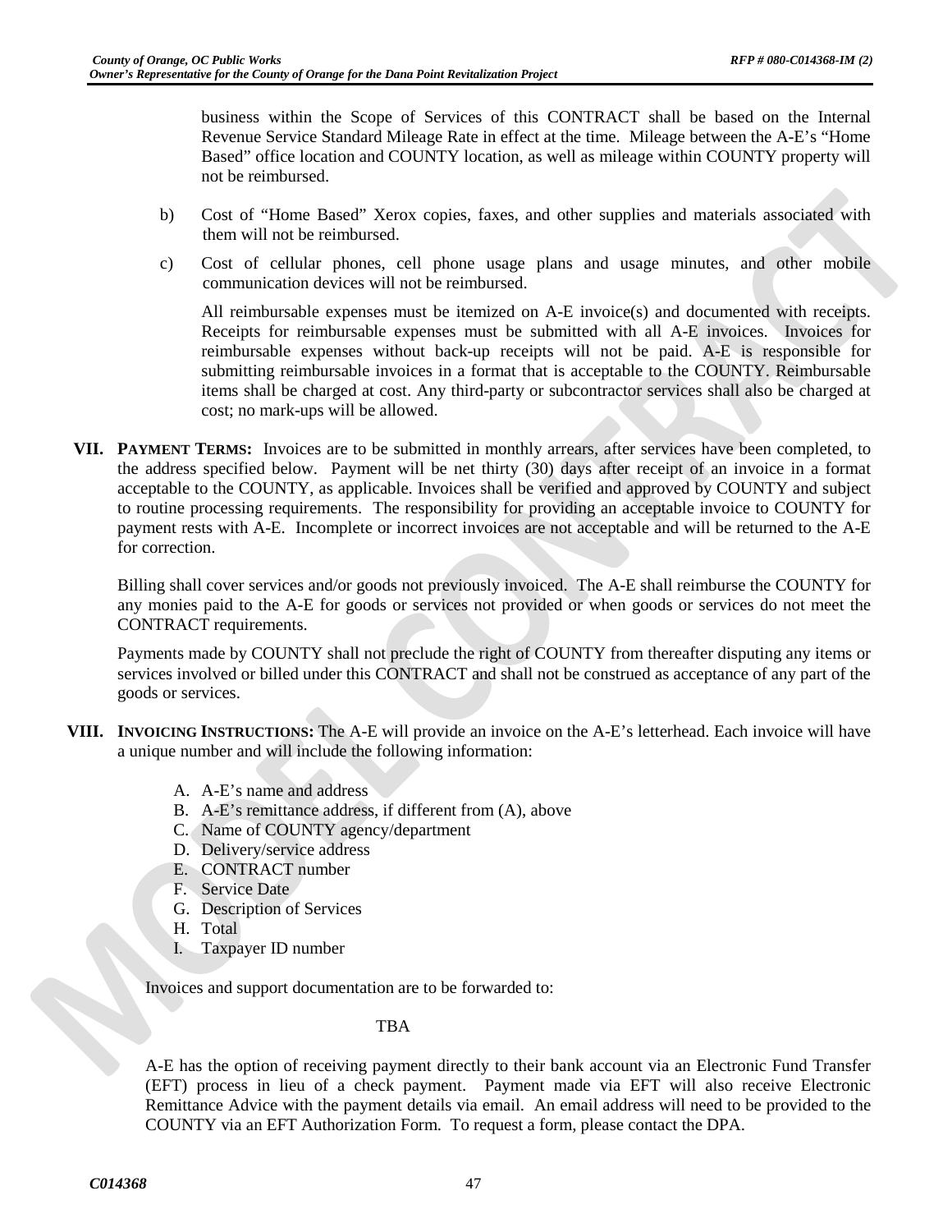business within the Scope of Services of this CONTRACT shall be based on the Internal Revenue Service Standard Mileage Rate in effect at the time. Mileage between the A-E's "Home Based" office location and COUNTY location, as well as mileage within COUNTY property will not be reimbursed.

b) Cost of "Home Based" Xerox copies, faxes, and other supplies and materials associated with them will not be reimbursed.

c) Cost of cellular phones, cell phone usage plans and usage minutes, and other mobile communication devices will not be reimbursed.

All reimbursable expenses must be itemized on A-E invoice(s) and documented with receipts. Receipts for reimbursable expenses must be submitted with all A-E invoices. Invoices for reimbursable expenses without back-up receipts will not be paid. A-E is responsible for submitting reimbursable invoices in a format that is acceptable to the COUNTY. Reimbursable items shall be charged at cost. Any third-party or subcontractor services shall also be charged at cost; no mark-ups will be allowed.

**VII. PAYMENT TERMS:** Invoices are to be submitted in monthly arrears, after services have been completed, to the address specified below. Payment will be net thirty (30) days after receipt of an invoice in a format acceptable to the COUNTY, as applicable. Invoices shall be verified and approved by COUNTY and subject to routine processing requirements. The responsibility for providing an acceptable invoice to COUNTY for payment rests with A-E. Incomplete or incorrect invoices are not acceptable and will be returned to the A-E for correction.

Billing shall cover services and/or goods not previously invoiced. The A-E shall reimburse the COUNTY for any monies paid to the A-E for goods or services not provided or when goods or services do not meet the CONTRACT requirements.

Payments made by COUNTY shall not preclude the right of COUNTY from thereafter disputing any items or services involved or billed under this CONTRACT and shall not be construed as acceptance of any part of the goods or services.

**VIII. INVOICING INSTRUCTIONS:** The A-E will provide an invoice on the A-E's letterhead. Each invoice will have a unique number and will include the following information:

A. A-E's name and address
B. A-E's remittance address, if different from (A), above
C. Name of COUNTY agency/department
D. Delivery/service address
E. CONTRACT number
F. Service Date
G. Description of Services
H. Total
I. Taxpayer ID number

Invoices and support documentation are to be forwarded to:

TBA

A-E has the option of receiving payment directly to their bank account via an Electronic Fund Transfer (EFT) process in lieu of a check payment. Payment made via EFT will also receive Electronic Remittance Advice with the payment details via email. An email address will need to be provided to the COUNTY via an EFT Authorization Form. To request a form, please contact the DPA.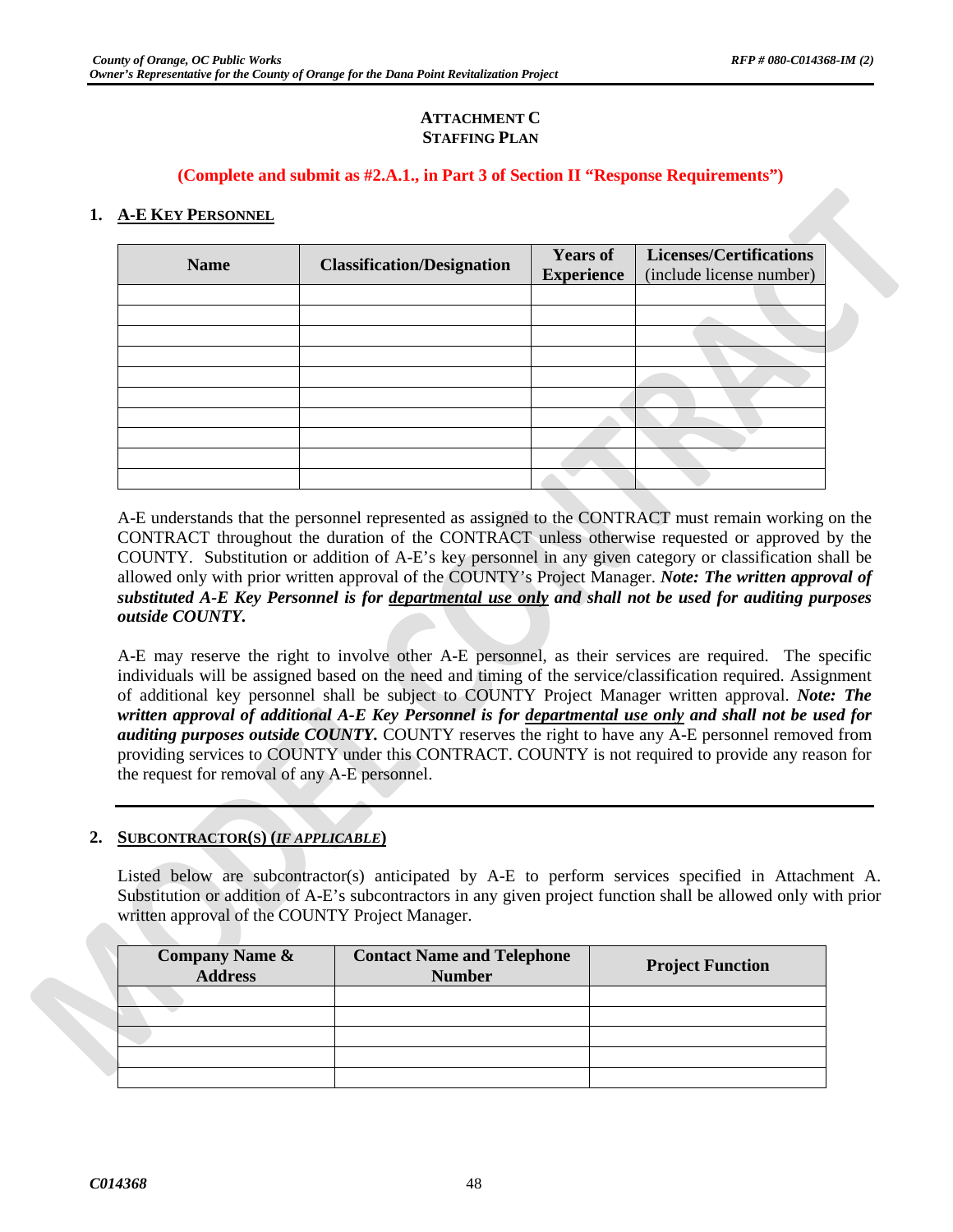# ATTACHMENT C
# STAFFING PLAN

**(Complete and submit as #2.A.1., in Part 3 of Section II "Response Requirements")**

## 1. A-E KEY PERSONNEL

| Name | Classification/Designation | Years of Experience | Licenses/Certifications (include license number) |
|---|---|---|---|
| | | | |
| | | | |
| | | | |
| | | | |
| | | | |
| | | | |
| | | | |
| | | | |
| | | | |
| | | | |

A-E understands that the personnel represented as assigned to the CONTRACT must remain working on the CONTRACT throughout the duration of the CONTRACT unless otherwise requested or approved by the COUNTY. Substitution or addition of A-E's key personnel in any given category or classification shall be allowed only with prior written approval of the COUNTY's Project Manager. ***Note: The written approval of substituted A-E Key Personnel is for departmental use only and shall not be used for auditing purposes outside COUNTY.***

A-E may reserve the right to involve other A-E personnel, as their services are required. The specific individuals will be assigned based on the need and timing of the service/classification required. Assignment of additional key personnel shall be subject to COUNTY Project Manager written approval. ***Note: The written approval of additional A-E Key Personnel is for departmental use only and shall not be used for auditing purposes outside COUNTY.*** COUNTY reserves the right to have any A-E personnel removed from providing services to COUNTY under this CONTRACT. COUNTY is not required to provide any reason for the request for removal of any A-E personnel.

## 2. SUBCONTRACTOR(S) (*IF APPLICABLE*)

Listed below are subcontractor(s) anticipated by A-E to perform services specified in Attachment A. Substitution or addition of A-E's subcontractors in any given project function shall be allowed only with prior written approval of the COUNTY Project Manager.

| Company Name & Address | Contact Name and Telephone Number | Project Function |
|---|---|---|
| | | |
| | | |
| | | |
| | | |
| | | |